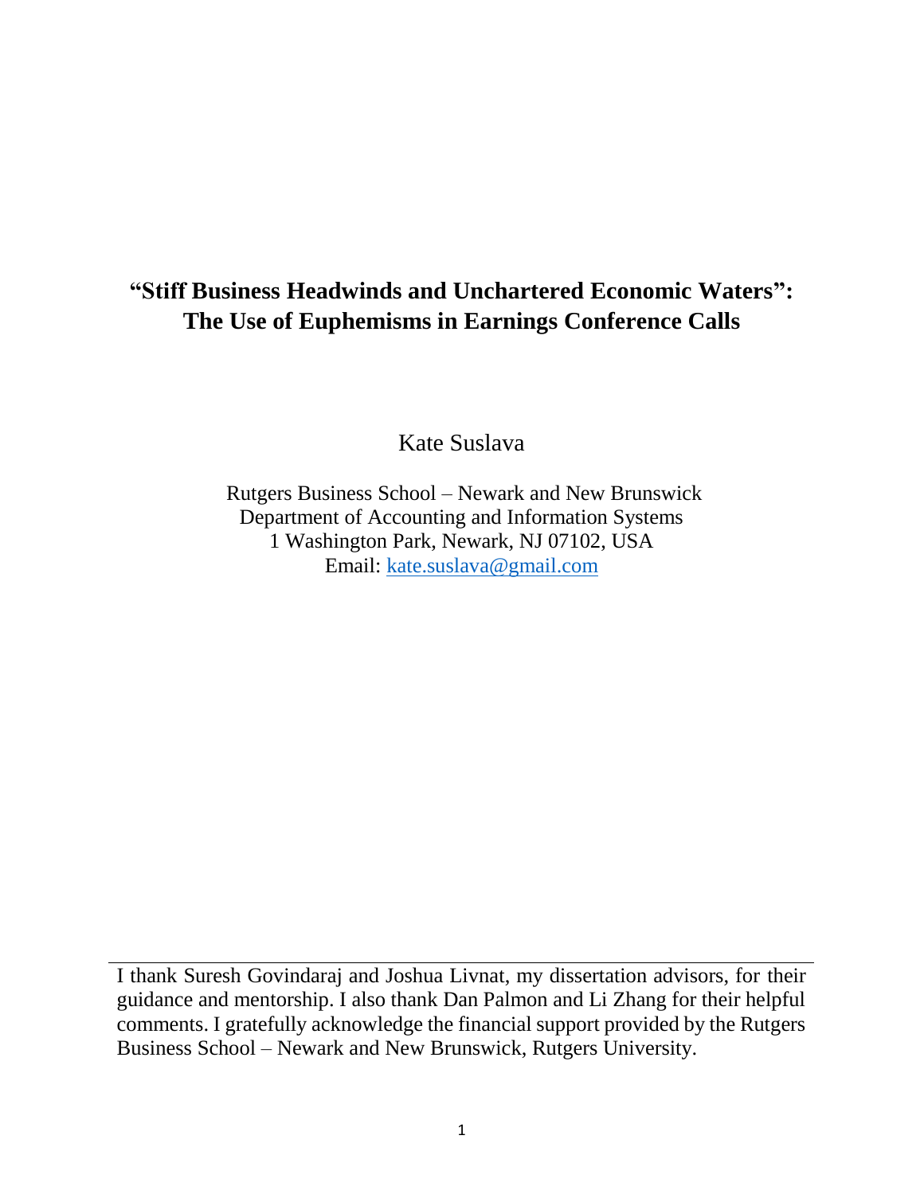# “Stiff Business Headwinds and Unchartered Economic Waters”: The Use of Euphemisms in Earnings Conference Calls

Kate Suslava

Rutgers Business School – Newark and New Brunswick
Department of Accounting and Information Systems
1 Washington Park, Newark, NJ 07102, USA
Email: kate.suslava@gmail.com

---

I thank Suresh Govindaraj and Joshua Livnat, my dissertation advisors, for their guidance and mentorship. I also thank Dan Palmon and Li Zhang for their helpful comments. I gratefully acknowledge the financial support provided by the Rutgers Business School – Newark and New Brunswick, Rutgers University.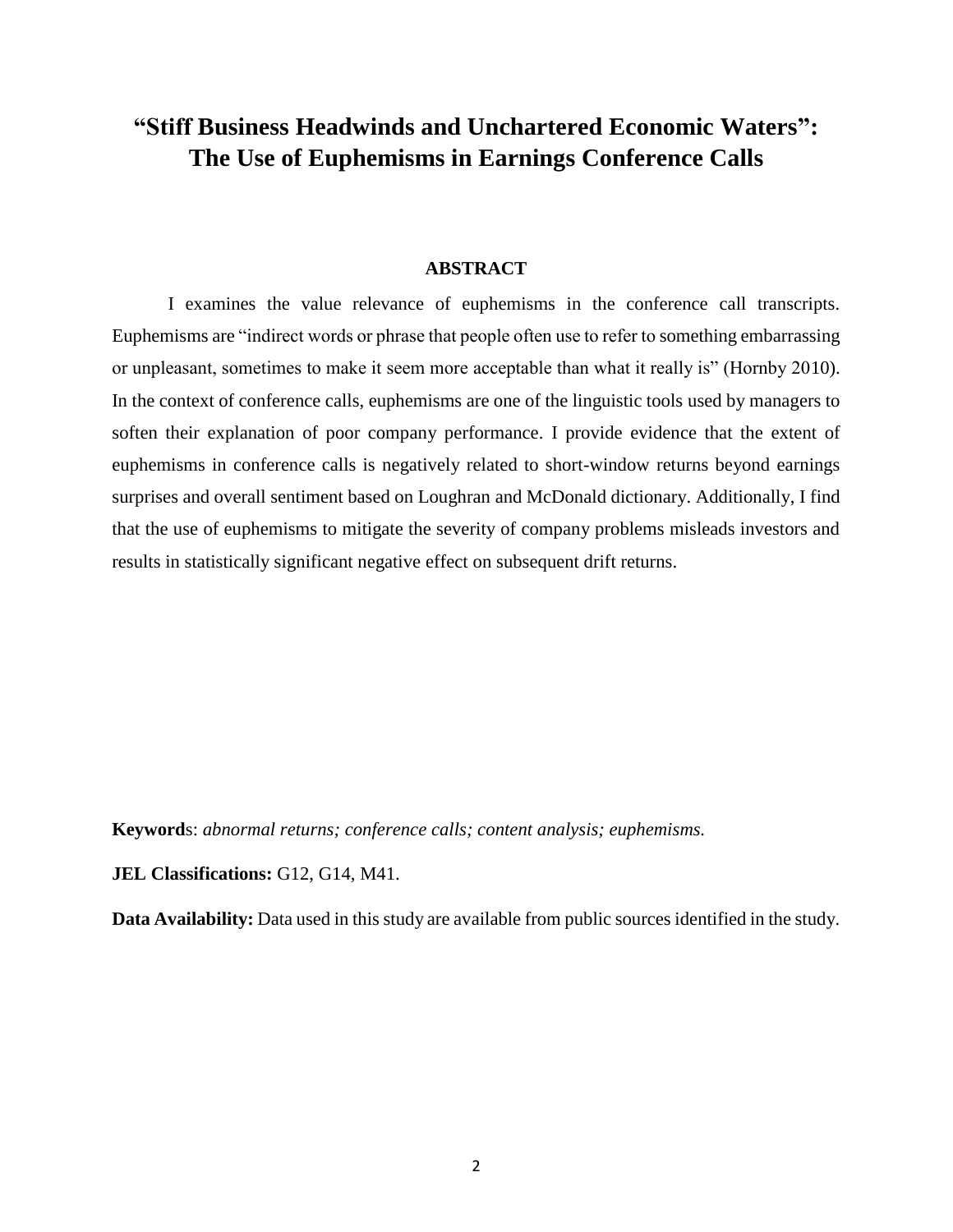# "Stiff Business Headwinds and Unchartered Economic Waters": The Use of Euphemisms in Earnings Conference Calls

## ABSTRACT

I examines the value relevance of euphemisms in the conference call transcripts. Euphemisms are "indirect words or phrase that people often use to refer to something embarrassing or unpleasant, sometimes to make it seem more acceptable than what it really is" (Hornby 2010). In the context of conference calls, euphemisms are one of the linguistic tools used by managers to soften their explanation of poor company performance. I provide evidence that the extent of euphemisms in conference calls is negatively related to short-window returns beyond earnings surprises and overall sentiment based on Loughran and McDonald dictionary. Additionally, I find that the use of euphemisms to mitigate the severity of company problems misleads investors and results in statistically significant negative effect on subsequent drift returns.

**Keywords**: *abnormal returns; conference calls; content analysis; euphemisms.*

**JEL Classifications:** G12, G14, M41.

**Data Availability:** Data used in this study are available from public sources identified in the study.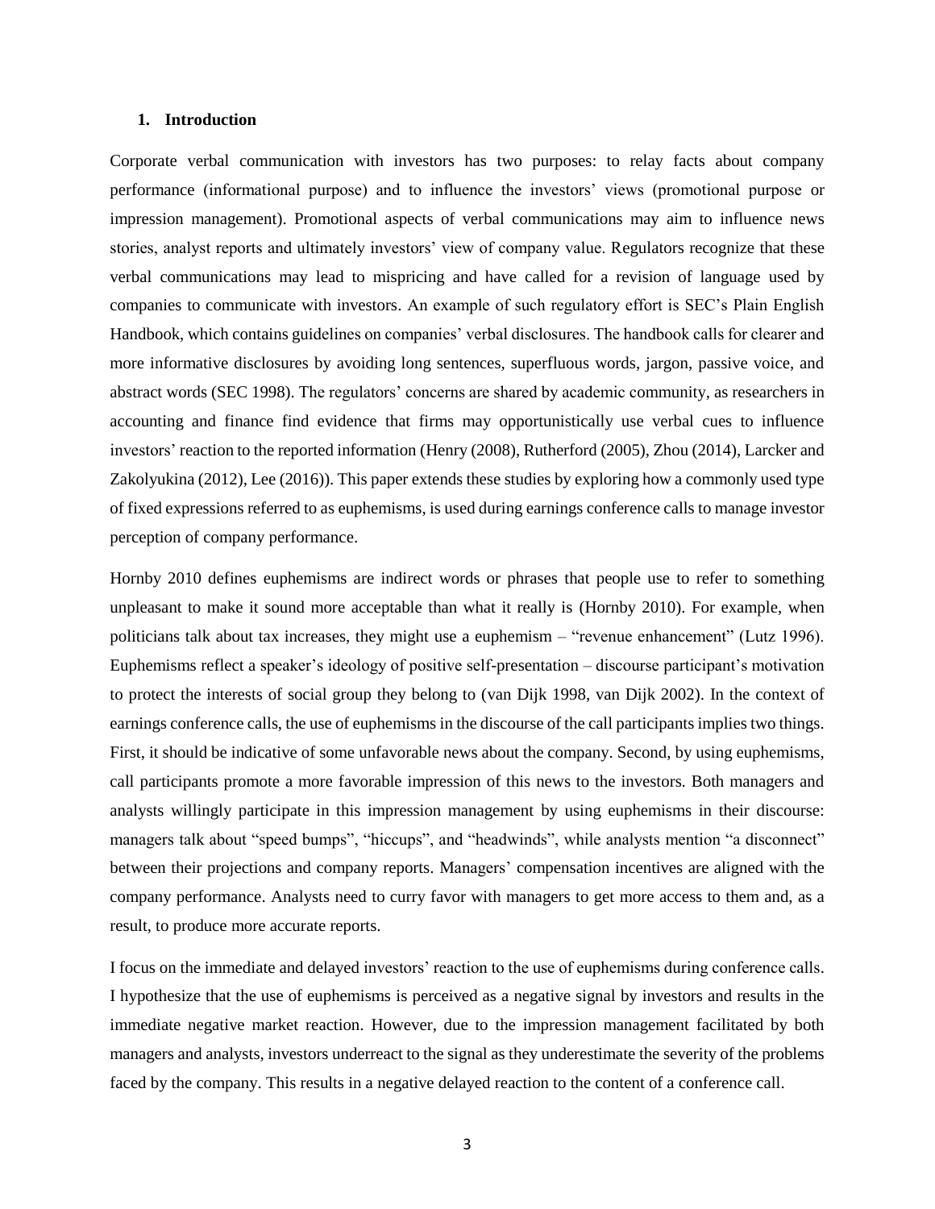## 1. Introduction

Corporate verbal communication with investors has two purposes: to relay facts about company performance (informational purpose) and to influence the investors' views (promotional purpose or impression management). Promotional aspects of verbal communications may aim to influence news stories, analyst reports and ultimately investors' view of company value. Regulators recognize that these verbal communications may lead to mispricing and have called for a revision of language used by companies to communicate with investors. An example of such regulatory effort is SEC's Plain English Handbook, which contains guidelines on companies' verbal disclosures. The handbook calls for clearer and more informative disclosures by avoiding long sentences, superfluous words, jargon, passive voice, and abstract words (SEC 1998). The regulators' concerns are shared by academic community, as researchers in accounting and finance find evidence that firms may opportunistically use verbal cues to influence investors' reaction to the reported information (Henry (2008), Rutherford (2005), Zhou (2014), Larcker and Zakolyukina (2012), Lee (2016)). This paper extends these studies by exploring how a commonly used type of fixed expressions referred to as euphemisms, is used during earnings conference calls to manage investor perception of company performance.

Hornby 2010 defines euphemisms are indirect words or phrases that people use to refer to something unpleasant to make it sound more acceptable than what it really is (Hornby 2010). For example, when politicians talk about tax increases, they might use a euphemism – "revenue enhancement" (Lutz 1996). Euphemisms reflect a speaker's ideology of positive self-presentation – discourse participant's motivation to protect the interests of social group they belong to (van Dijk 1998, van Dijk 2002). In the context of earnings conference calls, the use of euphemisms in the discourse of the call participants implies two things. First, it should be indicative of some unfavorable news about the company. Second, by using euphemisms, call participants promote a more favorable impression of this news to the investors. Both managers and analysts willingly participate in this impression management by using euphemisms in their discourse: managers talk about "speed bumps", "hiccups", and "headwinds", while analysts mention "a disconnect" between their projections and company reports. Managers' compensation incentives are aligned with the company performance. Analysts need to curry favor with managers to get more access to them and, as a result, to produce more accurate reports.

I focus on the immediate and delayed investors' reaction to the use of euphemisms during conference calls. I hypothesize that the use of euphemisms is perceived as a negative signal by investors and results in the immediate negative market reaction. However, due to the impression management facilitated by both managers and analysts, investors underreact to the signal as they underestimate the severity of the problems faced by the company. This results in a negative delayed reaction to the content of a conference call.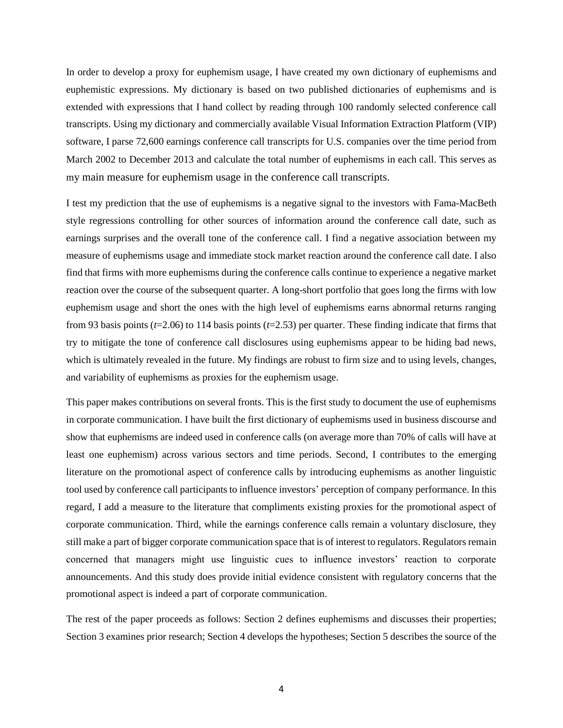In order to develop a proxy for euphemism usage, I have created my own dictionary of euphemisms and euphemistic expressions. My dictionary is based on two published dictionaries of euphemisms and is extended with expressions that I hand collect by reading through 100 randomly selected conference call transcripts. Using my dictionary and commercially available Visual Information Extraction Platform (VIP) software, I parse 72,600 earnings conference call transcripts for U.S. companies over the time period from March 2002 to December 2013 and calculate the total number of euphemisms in each call. This serves as my main measure for euphemism usage in the conference call transcripts.

I test my prediction that the use of euphemisms is a negative signal to the investors with Fama-MacBeth style regressions controlling for other sources of information around the conference call date, such as earnings surprises and the overall tone of the conference call. I find a negative association between my measure of euphemisms usage and immediate stock market reaction around the conference call date. I also find that firms with more euphemisms during the conference calls continue to experience a negative market reaction over the course of the subsequent quarter. A long-short portfolio that goes long the firms with low euphemism usage and short the ones with the high level of euphemisms earns abnormal returns ranging from 93 basis points ($t$=2.06) to 114 basis points ($t$=2.53) per quarter. These finding indicate that firms that try to mitigate the tone of conference call disclosures using euphemisms appear to be hiding bad news, which is ultimately revealed in the future. My findings are robust to firm size and to using levels, changes, and variability of euphemisms as proxies for the euphemism usage.

This paper makes contributions on several fronts. This is the first study to document the use of euphemisms in corporate communication. I have built the first dictionary of euphemisms used in business discourse and show that euphemisms are indeed used in conference calls (on average more than 70% of calls will have at least one euphemism) across various sectors and time periods. Second, I contributes to the emerging literature on the promotional aspect of conference calls by introducing euphemisms as another linguistic tool used by conference call participants to influence investors' perception of company performance. In this regard, I add a measure to the literature that compliments existing proxies for the promotional aspect of corporate communication. Third, while the earnings conference calls remain a voluntary disclosure, they still make a part of bigger corporate communication space that is of interest to regulators. Regulators remain concerned that managers might use linguistic cues to influence investors' reaction to corporate announcements. And this study does provide initial evidence consistent with regulatory concerns that the promotional aspect is indeed a part of corporate communication.

The rest of the paper proceeds as follows: Section 2 defines euphemisms and discusses their properties; Section 3 examines prior research; Section 4 develops the hypotheses; Section 5 describes the source of the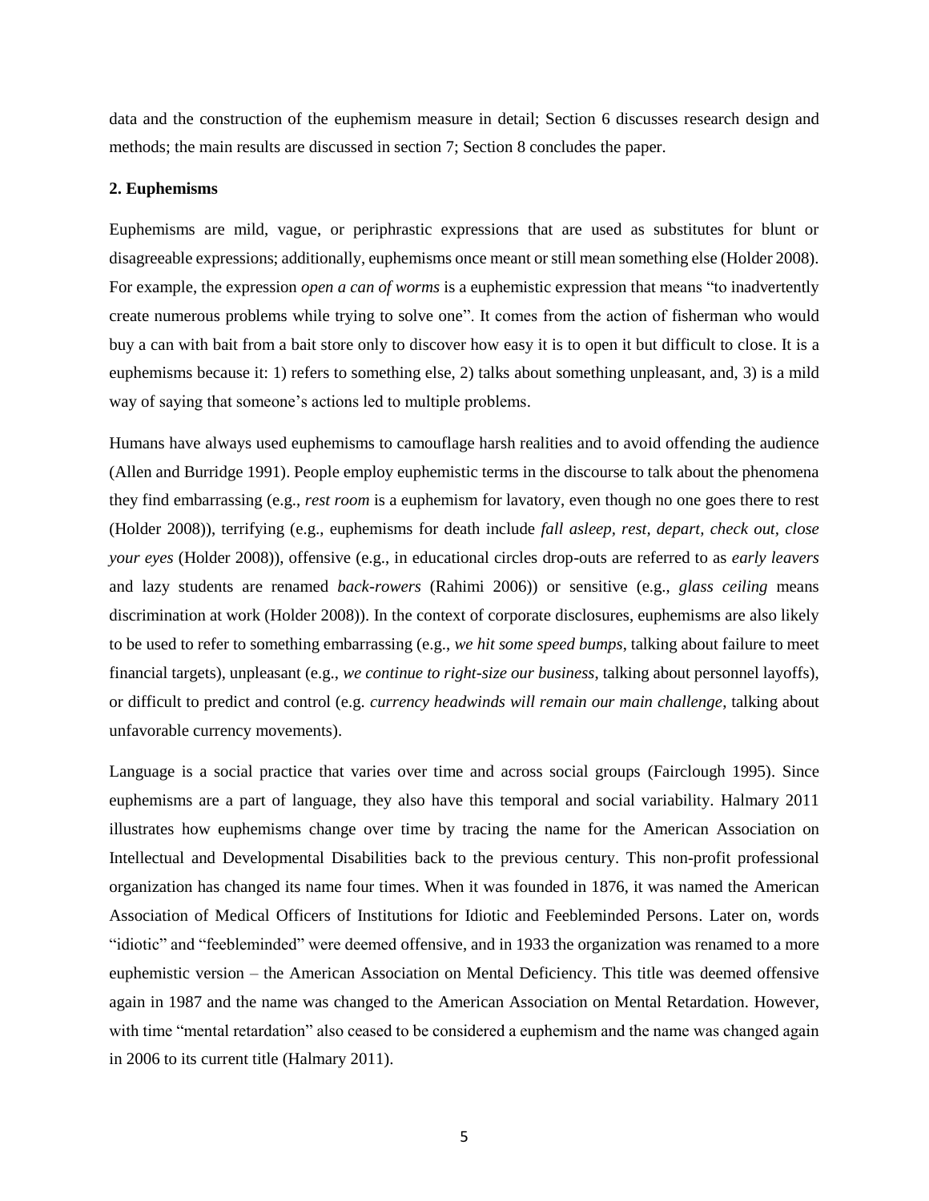data and the construction of the euphemism measure in detail; Section 6 discusses research design and methods; the main results are discussed in section 7; Section 8 concludes the paper.

## 2. Euphemisms

Euphemisms are mild, vague, or periphrastic expressions that are used as substitutes for blunt or disagreeable expressions; additionally, euphemisms once meant or still mean something else (Holder 2008). For example, the expression *open a can of worms* is a euphemistic expression that means "to inadvertently create numerous problems while trying to solve one". It comes from the action of fisherman who would buy a can with bait from a bait store only to discover how easy it is to open it but difficult to close. It is a euphemisms because it: 1) refers to something else, 2) talks about something unpleasant, and, 3) is a mild way of saying that someone's actions led to multiple problems.

Humans have always used euphemisms to camouflage harsh realities and to avoid offending the audience (Allen and Burridge 1991). People employ euphemistic terms in the discourse to talk about the phenomena they find embarrassing (e.g., *rest room* is a euphemism for lavatory, even though no one goes there to rest (Holder 2008)), terrifying (e.g., euphemisms for death include *fall asleep, rest, depart, check out, close your eyes* (Holder 2008)), offensive (e.g., in educational circles drop-outs are referred to as *early leavers* and lazy students are renamed *back-rowers* (Rahimi 2006)) or sensitive (e.g., *glass ceiling* means discrimination at work (Holder 2008)). In the context of corporate disclosures, euphemisms are also likely to be used to refer to something embarrassing (e.g., *we hit some speed bumps*, talking about failure to meet financial targets), unpleasant (e.g., *we continue to right-size our business*, talking about personnel layoffs), or difficult to predict and control (e.g. *currency headwinds will remain our main challenge*, talking about unfavorable currency movements).

Language is a social practice that varies over time and across social groups (Fairclough 1995). Since euphemisms are a part of language, they also have this temporal and social variability. Halmary 2011 illustrates how euphemisms change over time by tracing the name for the American Association on Intellectual and Developmental Disabilities back to the previous century. This non-profit professional organization has changed its name four times. When it was founded in 1876, it was named the American Association of Medical Officers of Institutions for Idiotic and Feebleminded Persons. Later on, words "idiotic" and "feebleminded" were deemed offensive, and in 1933 the organization was renamed to a more euphemistic version – the American Association on Mental Deficiency. This title was deemed offensive again in 1987 and the name was changed to the American Association on Mental Retardation. However, with time "mental retardation" also ceased to be considered a euphemism and the name was changed again in 2006 to its current title (Halmary 2011).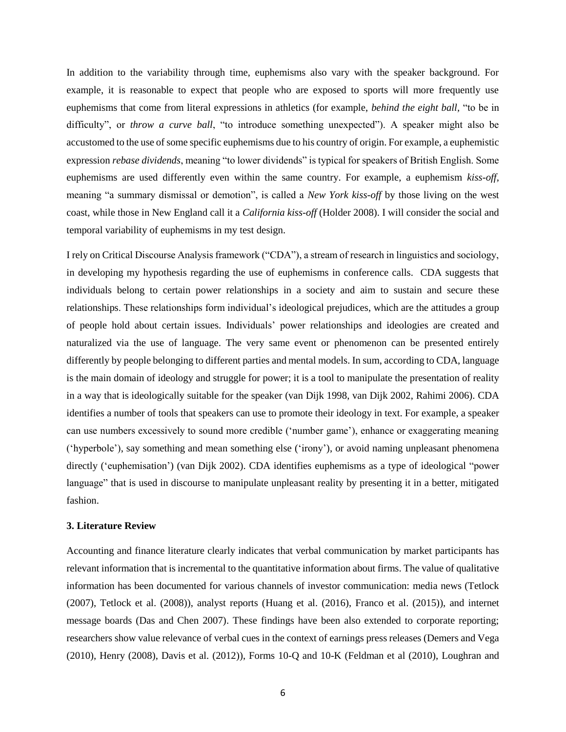In addition to the variability through time, euphemisms also vary with the speaker background. For example, it is reasonable to expect that people who are exposed to sports will more frequently use euphemisms that come from literal expressions in athletics (for example, *behind the eight ball*, "to be in difficulty", or *throw a curve ball*, "to introduce something unexpected"). A speaker might also be accustomed to the use of some specific euphemisms due to his country of origin. For example, a euphemistic expression *rebase dividends*, meaning "to lower dividends" is typical for speakers of British English. Some euphemisms are used differently even within the same country. For example, a euphemism *kiss-off*, meaning "a summary dismissal or demotion", is called a *New York kiss-off* by those living on the west coast, while those in New England call it a *California kiss-off* (Holder 2008). I will consider the social and temporal variability of euphemisms in my test design.

I rely on Critical Discourse Analysis framework ("CDA"), a stream of research in linguistics and sociology, in developing my hypothesis regarding the use of euphemisms in conference calls. CDA suggests that individuals belong to certain power relationships in a society and aim to sustain and secure these relationships. These relationships form individual's ideological prejudices, which are the attitudes a group of people hold about certain issues. Individuals' power relationships and ideologies are created and naturalized via the use of language. The very same event or phenomenon can be presented entirely differently by people belonging to different parties and mental models. In sum, according to CDA, language is the main domain of ideology and struggle for power; it is a tool to manipulate the presentation of reality in a way that is ideologically suitable for the speaker (van Dijk 1998, van Dijk 2002, Rahimi 2006). CDA identifies a number of tools that speakers can use to promote their ideology in text. For example, a speaker can use numbers excessively to sound more credible ('number game'), enhance or exaggerating meaning ('hyperbole'), say something and mean something else ('irony'), or avoid naming unpleasant phenomena directly ('euphemisation') (van Dijk 2002). CDA identifies euphemisms as a type of ideological "power language" that is used in discourse to manipulate unpleasant reality by presenting it in a better, mitigated fashion.

### 3. Literature Review

Accounting and finance literature clearly indicates that verbal communication by market participants has relevant information that is incremental to the quantitative information about firms. The value of qualitative information has been documented for various channels of investor communication: media news (Tetlock (2007), Tetlock et al. (2008)), analyst reports (Huang et al. (2016), Franco et al. (2015)), and internet message boards (Das and Chen 2007). These findings have been also extended to corporate reporting; researchers show value relevance of verbal cues in the context of earnings press releases (Demers and Vega (2010), Henry (2008), Davis et al. (2012)), Forms 10-Q and 10-K (Feldman et al (2010), Loughran and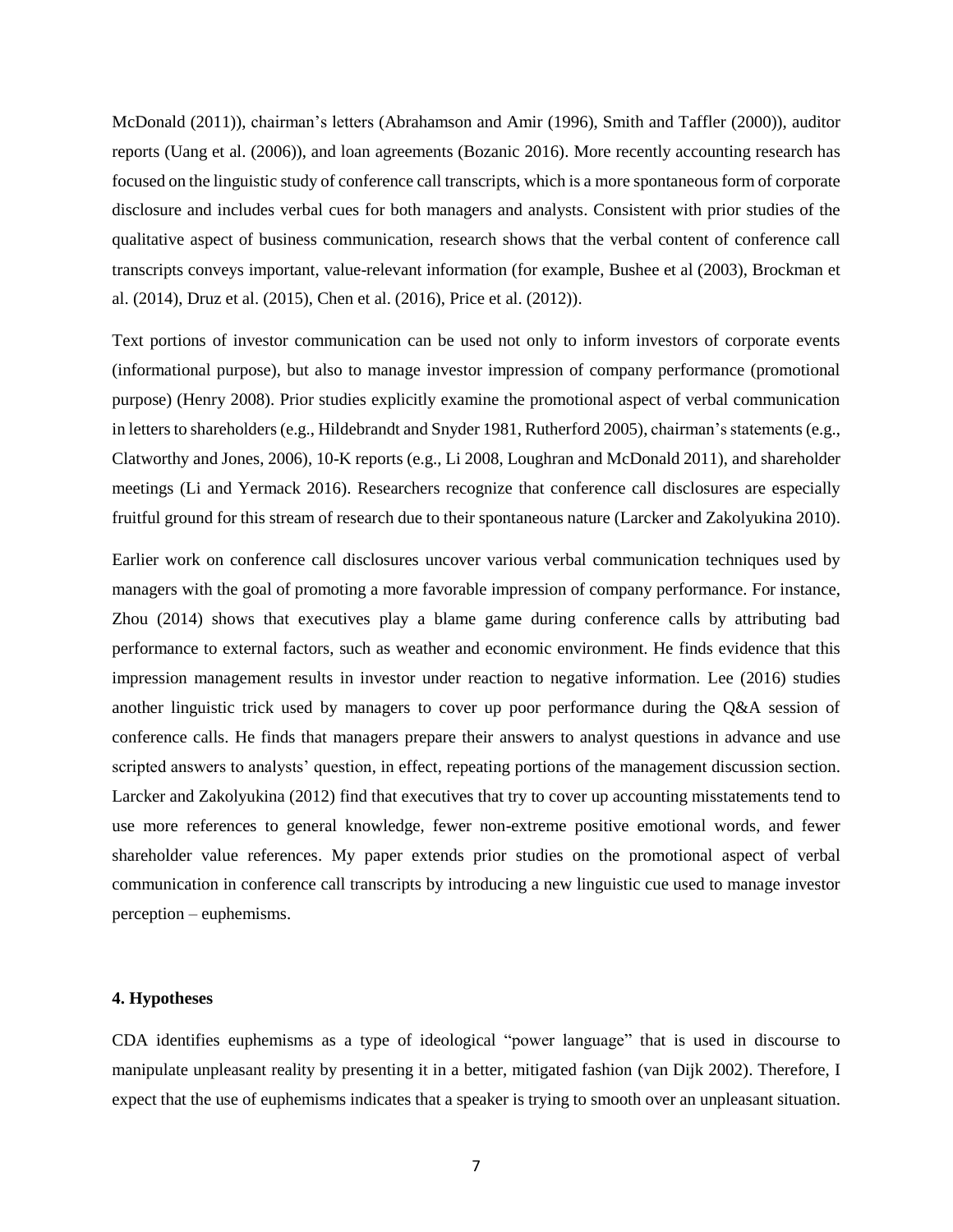McDonald (2011)), chairman's letters (Abrahamson and Amir (1996), Smith and Taffler (2000)), auditor reports (Uang et al. (2006)), and loan agreements (Bozanic 2016). More recently accounting research has focused on the linguistic study of conference call transcripts, which is a more spontaneous form of corporate disclosure and includes verbal cues for both managers and analysts. Consistent with prior studies of the qualitative aspect of business communication, research shows that the verbal content of conference call transcripts conveys important, value-relevant information (for example, Bushee et al (2003), Brockman et al. (2014), Druz et al. (2015), Chen et al. (2016), Price et al. (2012)).

Text portions of investor communication can be used not only to inform investors of corporate events (informational purpose), but also to manage investor impression of company performance (promotional purpose) (Henry 2008). Prior studies explicitly examine the promotional aspect of verbal communication in letters to shareholders (e.g., Hildebrandt and Snyder 1981, Rutherford 2005), chairman's statements (e.g., Clatworthy and Jones, 2006), 10-K reports (e.g., Li 2008, Loughran and McDonald 2011), and shareholder meetings (Li and Yermack 2016). Researchers recognize that conference call disclosures are especially fruitful ground for this stream of research due to their spontaneous nature (Larcker and Zakolyukina 2010).

Earlier work on conference call disclosures uncover various verbal communication techniques used by managers with the goal of promoting a more favorable impression of company performance. For instance, Zhou (2014) shows that executives play a blame game during conference calls by attributing bad performance to external factors, such as weather and economic environment. He finds evidence that this impression management results in investor under reaction to negative information. Lee (2016) studies another linguistic trick used by managers to cover up poor performance during the Q&A session of conference calls. He finds that managers prepare their answers to analyst questions in advance and use scripted answers to analysts' question, in effect, repeating portions of the management discussion section. Larcker and Zakolyukina (2012) find that executives that try to cover up accounting misstatements tend to use more references to general knowledge, fewer non-extreme positive emotional words, and fewer shareholder value references. My paper extends prior studies on the promotional aspect of verbal communication in conference call transcripts by introducing a new linguistic cue used to manage investor perception – euphemisms.

## 4. Hypotheses

CDA identifies euphemisms as a type of ideological "power language" that is used in discourse to manipulate unpleasant reality by presenting it in a better, mitigated fashion (van Dijk 2002). Therefore, I expect that the use of euphemisms indicates that a speaker is trying to smooth over an unpleasant situation.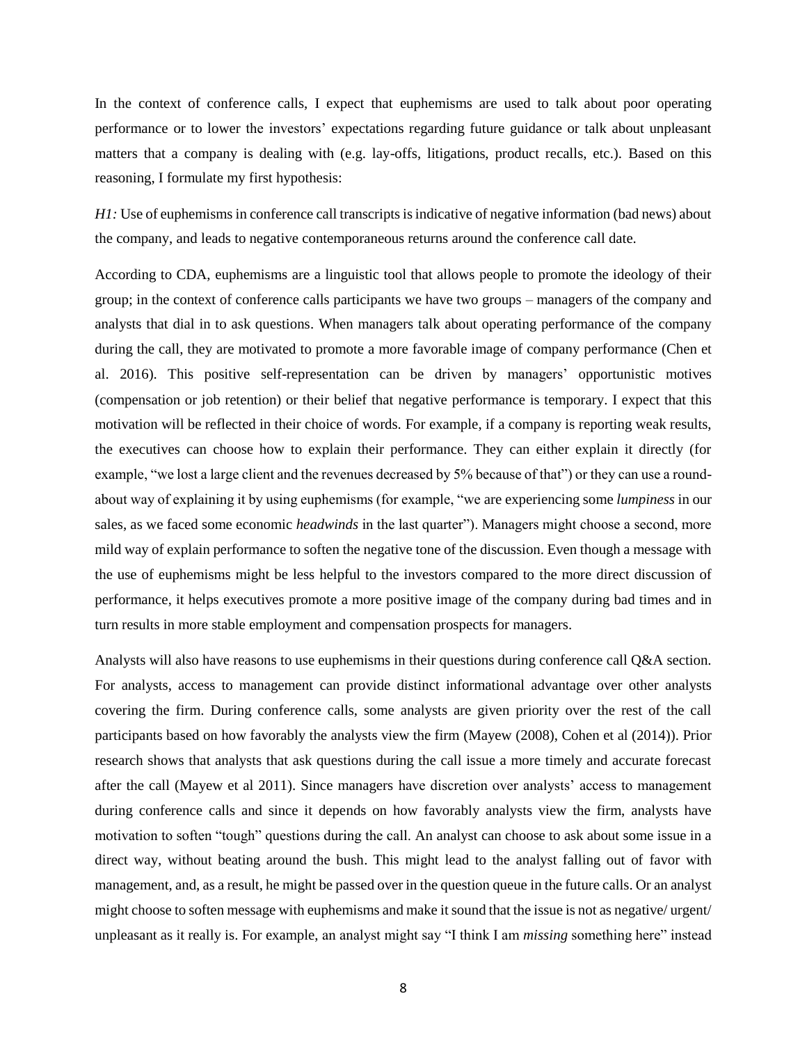In the context of conference calls, I expect that euphemisms are used to talk about poor operating performance or to lower the investors' expectations regarding future guidance or talk about unpleasant matters that a company is dealing with (e.g. lay-offs, litigations, product recalls, etc.). Based on this reasoning, I formulate my first hypothesis:

*H1:* Use of euphemisms in conference call transcripts is indicative of negative information (bad news) about the company, and leads to negative contemporaneous returns around the conference call date.

According to CDA, euphemisms are a linguistic tool that allows people to promote the ideology of their group; in the context of conference calls participants we have two groups – managers of the company and analysts that dial in to ask questions. When managers talk about operating performance of the company during the call, they are motivated to promote a more favorable image of company performance (Chen et al. 2016). This positive self-representation can be driven by managers' opportunistic motives (compensation or job retention) or their belief that negative performance is temporary. I expect that this motivation will be reflected in their choice of words. For example, if a company is reporting weak results, the executives can choose how to explain their performance. They can either explain it directly (for example, "we lost a large client and the revenues decreased by 5% because of that") or they can use a round-about way of explaining it by using euphemisms (for example, "we are experiencing some *lumpiness* in our sales, as we faced some economic *headwinds* in the last quarter"). Managers might choose a second, more mild way of explain performance to soften the negative tone of the discussion. Even though a message with the use of euphemisms might be less helpful to the investors compared to the more direct discussion of performance, it helps executives promote a more positive image of the company during bad times and in turn results in more stable employment and compensation prospects for managers.

Analysts will also have reasons to use euphemisms in their questions during conference call Q&A section. For analysts, access to management can provide distinct informational advantage over other analysts covering the firm. During conference calls, some analysts are given priority over the rest of the call participants based on how favorably the analysts view the firm (Mayew (2008), Cohen et al (2014)). Prior research shows that analysts that ask questions during the call issue a more timely and accurate forecast after the call (Mayew et al 2011). Since managers have discretion over analysts' access to management during conference calls and since it depends on how favorably analysts view the firm, analysts have motivation to soften "tough" questions during the call. An analyst can choose to ask about some issue in a direct way, without beating around the bush. This might lead to the analyst falling out of favor with management, and, as a result, he might be passed over in the question queue in the future calls. Or an analyst might choose to soften message with euphemisms and make it sound that the issue is not as negative/ urgent/ unpleasant as it really is. For example, an analyst might say "I think I am *missing* something here" instead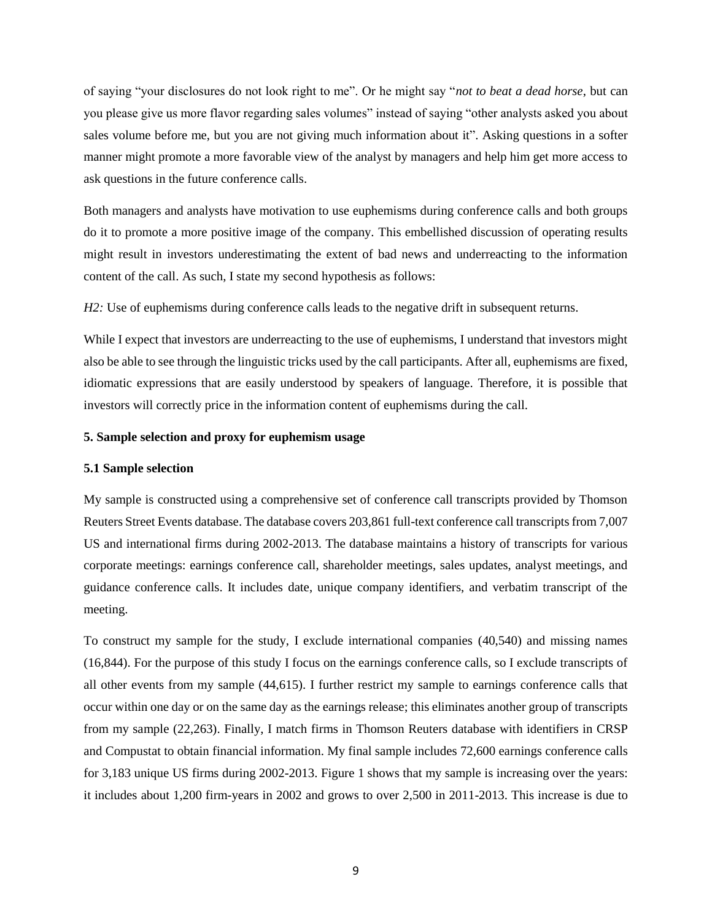of saying "your disclosures do not look right to me". Or he might say "*not to beat a dead horse*, but can you please give us more flavor regarding sales volumes" instead of saying "other analysts asked you about sales volume before me, but you are not giving much information about it". Asking questions in a softer manner might promote a more favorable view of the analyst by managers and help him get more access to ask questions in the future conference calls.

Both managers and analysts have motivation to use euphemisms during conference calls and both groups do it to promote a more positive image of the company. This embellished discussion of operating results might result in investors underestimating the extent of bad news and underreacting to the information content of the call. As such, I state my second hypothesis as follows:

*H2:* Use of euphemisms during conference calls leads to the negative drift in subsequent returns.

While I expect that investors are underreacting to the use of euphemisms, I understand that investors might also be able to see through the linguistic tricks used by the call participants. After all, euphemisms are fixed, idiomatic expressions that are easily understood by speakers of language. Therefore, it is possible that investors will correctly price in the information content of euphemisms during the call.

## 5. Sample selection and proxy for euphemism usage

### 5.1 Sample selection

My sample is constructed using a comprehensive set of conference call transcripts provided by Thomson Reuters Street Events database. The database covers 203,861 full-text conference call transcripts from 7,007 US and international firms during 2002-2013. The database maintains a history of transcripts for various corporate meetings: earnings conference call, shareholder meetings, sales updates, analyst meetings, and guidance conference calls. It includes date, unique company identifiers, and verbatim transcript of the meeting.

To construct my sample for the study, I exclude international companies (40,540) and missing names (16,844). For the purpose of this study I focus on the earnings conference calls, so I exclude transcripts of all other events from my sample (44,615). I further restrict my sample to earnings conference calls that occur within one day or on the same day as the earnings release; this eliminates another group of transcripts from my sample (22,263). Finally, I match firms in Thomson Reuters database with identifiers in CRSP and Compustat to obtain financial information. My final sample includes 72,600 earnings conference calls for 3,183 unique US firms during 2002-2013. Figure 1 shows that my sample is increasing over the years: it includes about 1,200 firm-years in 2002 and grows to over 2,500 in 2011-2013. This increase is due to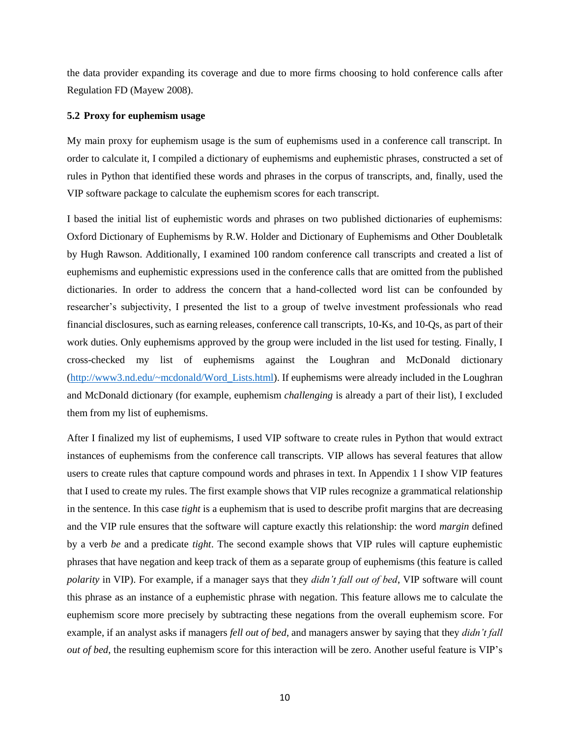the data provider expanding its coverage and due to more firms choosing to hold conference calls after Regulation FD (Mayew 2008).

### 5.2 Proxy for euphemism usage

My main proxy for euphemism usage is the sum of euphemisms used in a conference call transcript. In order to calculate it, I compiled a dictionary of euphemisms and euphemistic phrases, constructed a set of rules in Python that identified these words and phrases in the corpus of transcripts, and, finally, used the VIP software package to calculate the euphemism scores for each transcript.

I based the initial list of euphemistic words and phrases on two published dictionaries of euphemisms: Oxford Dictionary of Euphemisms by R.W. Holder and Dictionary of Euphemisms and Other Doubletalk by Hugh Rawson. Additionally, I examined 100 random conference call transcripts and created a list of euphemisms and euphemistic expressions used in the conference calls that are omitted from the published dictionaries. In order to address the concern that a hand-collected word list can be confounded by researcher's subjectivity, I presented the list to a group of twelve investment professionals who read financial disclosures, such as earning releases, conference call transcripts, 10-Ks, and 10-Qs, as part of their work duties. Only euphemisms approved by the group were included in the list used for testing. Finally, I cross-checked my list of euphemisms against the Loughran and McDonald dictionary ([http://www3.nd.edu/~mcdonald/Word_Lists.html](http://www3.nd.edu/~mcdonald/Word_Lists.html)). If euphemisms were already included in the Loughran and McDonald dictionary (for example, euphemism *challenging* is already a part of their list), I excluded them from my list of euphemisms.

After I finalized my list of euphemisms, I used VIP software to create rules in Python that would extract instances of euphemisms from the conference call transcripts. VIP allows has several features that allow users to create rules that capture compound words and phrases in text. In Appendix 1 I show VIP features that I used to create my rules. The first example shows that VIP rules recognize a grammatical relationship in the sentence. In this case *tight* is a euphemism that is used to describe profit margins that are decreasing and the VIP rule ensures that the software will capture exactly this relationship: the word *margin* defined by a verb *be* and a predicate *tight*. The second example shows that VIP rules will capture euphemistic phrases that have negation and keep track of them as a separate group of euphemisms (this feature is called *polarity* in VIP). For example, if a manager says that they *didn't fall out of bed*, VIP software will count this phrase as an instance of a euphemistic phrase with negation. This feature allows me to calculate the euphemism score more precisely by subtracting these negations from the overall euphemism score. For example, if an analyst asks if managers *fell out of bed*, and managers answer by saying that they *didn't fall out of bed*, the resulting euphemism score for this interaction will be zero. Another useful feature is VIP's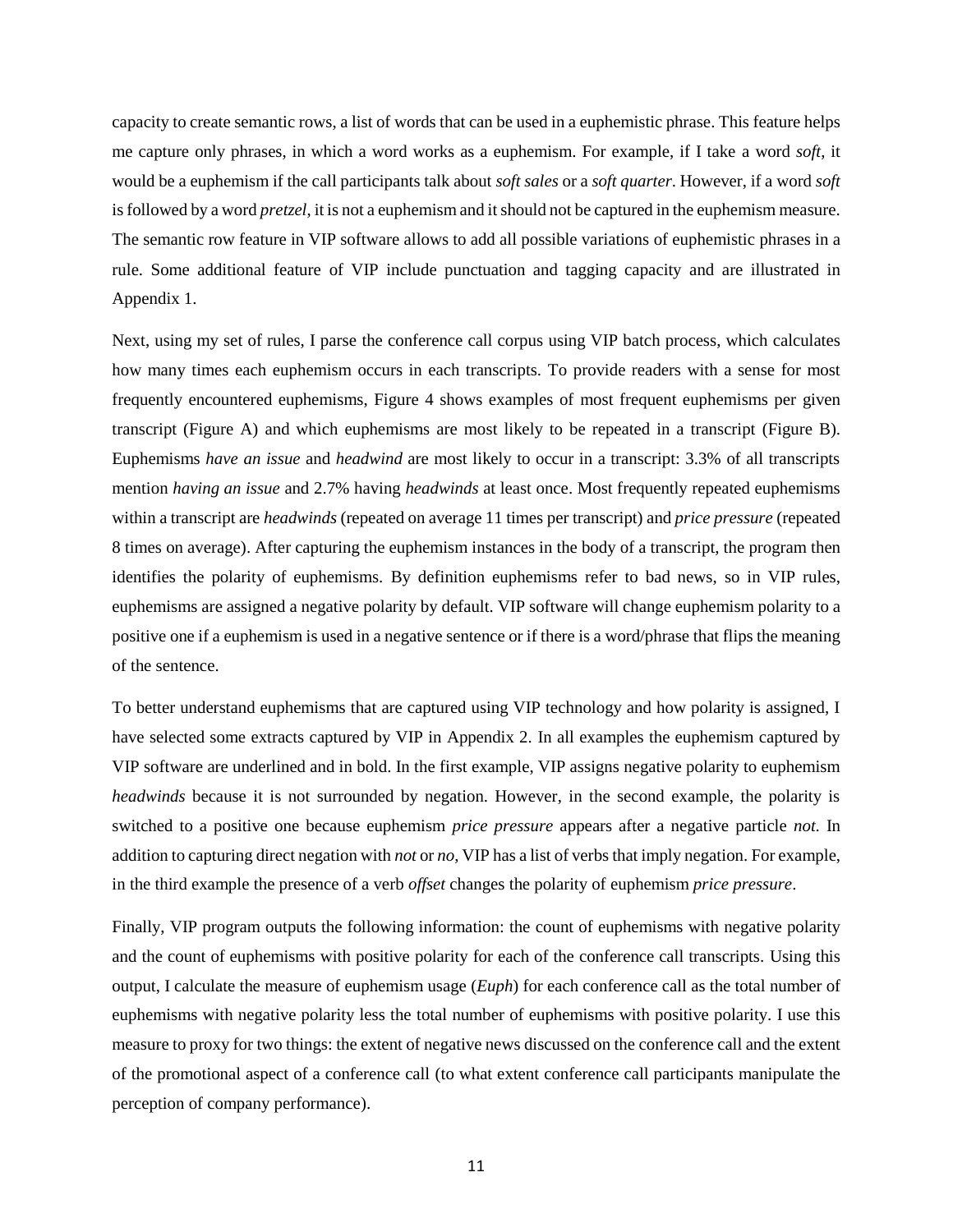capacity to create semantic rows, a list of words that can be used in a euphemistic phrase. This feature helps me capture only phrases, in which a word works as a euphemism. For example, if I take a word *soft*, it would be a euphemism if the call participants talk about *soft sales* or a *soft quarter*. However, if a word *soft* is followed by a word *pretzel*, it is not a euphemism and it should not be captured in the euphemism measure. The semantic row feature in VIP software allows to add all possible variations of euphemistic phrases in a rule. Some additional feature of VIP include punctuation and tagging capacity and are illustrated in Appendix 1.

Next, using my set of rules, I parse the conference call corpus using VIP batch process, which calculates how many times each euphemism occurs in each transcripts. To provide readers with a sense for most frequently encountered euphemisms, Figure 4 shows examples of most frequent euphemisms per given transcript (Figure A) and which euphemisms are most likely to be repeated in a transcript (Figure B). Euphemisms *have an issue* and *headwind* are most likely to occur in a transcript: 3.3% of all transcripts mention *having an issue* and 2.7% having *headwinds* at least once. Most frequently repeated euphemisms within a transcript are *headwinds* (repeated on average 11 times per transcript) and *price pressure* (repeated 8 times on average). After capturing the euphemism instances in the body of a transcript, the program then identifies the polarity of euphemisms. By definition euphemisms refer to bad news, so in VIP rules, euphemisms are assigned a negative polarity by default. VIP software will change euphemism polarity to a positive one if a euphemism is used in a negative sentence or if there is a word/phrase that flips the meaning of the sentence.

To better understand euphemisms that are captured using VIP technology and how polarity is assigned, I have selected some extracts captured by VIP in Appendix 2. In all examples the euphemism captured by VIP software are underlined and in bold. In the first example, VIP assigns negative polarity to euphemism *headwinds* because it is not surrounded by negation. However, in the second example, the polarity is switched to a positive one because euphemism *price pressure* appears after a negative particle *not*. In addition to capturing direct negation with *not* or *no*, VIP has a list of verbs that imply negation. For example, in the third example the presence of a verb *offset* changes the polarity of euphemism *price pressure*.

Finally, VIP program outputs the following information: the count of euphemisms with negative polarity and the count of euphemisms with positive polarity for each of the conference call transcripts. Using this output, I calculate the measure of euphemism usage (*Euph*) for each conference call as the total number of euphemisms with negative polarity less the total number of euphemisms with positive polarity. I use this measure to proxy for two things: the extent of negative news discussed on the conference call and the extent of the promotional aspect of a conference call (to what extent conference call participants manipulate the perception of company performance).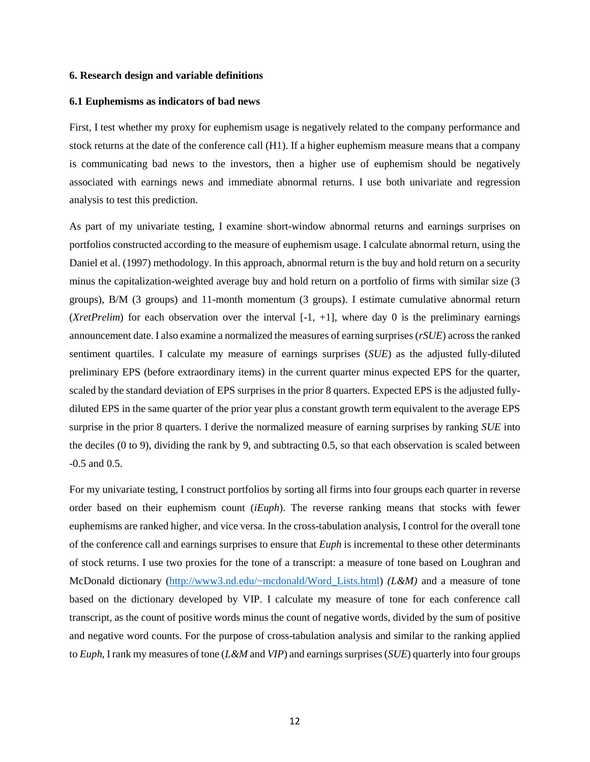### 6. Research design and variable definitions

#### 6.1 Euphemisms as indicators of bad news

First, I test whether my proxy for euphemism usage is negatively related to the company performance and stock returns at the date of the conference call (H1). If a higher euphemism measure means that a company is communicating bad news to the investors, then a higher use of euphemism should be negatively associated with earnings news and immediate abnormal returns. I use both univariate and regression analysis to test this prediction.

As part of my univariate testing, I examine short-window abnormal returns and earnings surprises on portfolios constructed according to the measure of euphemism usage. I calculate abnormal return, using the Daniel et al. (1997) methodology. In this approach, abnormal return is the buy and hold return on a security minus the capitalization-weighted average buy and hold return on a portfolio of firms with similar size (3 groups), B/M (3 groups) and 11-month momentum (3 groups). I estimate cumulative abnormal return (*XretPrelim*) for each observation over the interval [-1, +1], where day 0 is the preliminary earnings announcement date. I also examine a normalized the measures of earning surprises (*rSUE*) across the ranked sentiment quartiles. I calculate my measure of earnings surprises (*SUE*) as the adjusted fully-diluted preliminary EPS (before extraordinary items) in the current quarter minus expected EPS for the quarter, scaled by the standard deviation of EPS surprises in the prior 8 quarters. Expected EPS is the adjusted fully-diluted EPS in the same quarter of the prior year plus a constant growth term equivalent to the average EPS surprise in the prior 8 quarters. I derive the normalized measure of earning surprises by ranking *SUE* into the deciles (0 to 9), dividing the rank by 9, and subtracting 0.5, so that each observation is scaled between -0.5 and 0.5.

For my univariate testing, I construct portfolios by sorting all firms into four groups each quarter in reverse order based on their euphemism count (*iEuph*). The reverse ranking means that stocks with fewer euphemisms are ranked higher, and vice versa. In the cross-tabulation analysis, I control for the overall tone of the conference call and earnings surprises to ensure that *Euph* is incremental to these other determinants of stock returns. I use two proxies for the tone of a transcript: a measure of tone based on Loughran and McDonald dictionary (http://www3.nd.edu/~mcdonald/Word_Lists.html) *(L&M)* and a measure of tone based on the dictionary developed by VIP. I calculate my measure of tone for each conference call transcript, as the count of positive words minus the count of negative words, divided by the sum of positive and negative word counts. For the purpose of cross-tabulation analysis and similar to the ranking applied to *Euph*, I rank my measures of tone (*L&M* and *VIP*) and earnings surprises (*SUE*) quarterly into four groups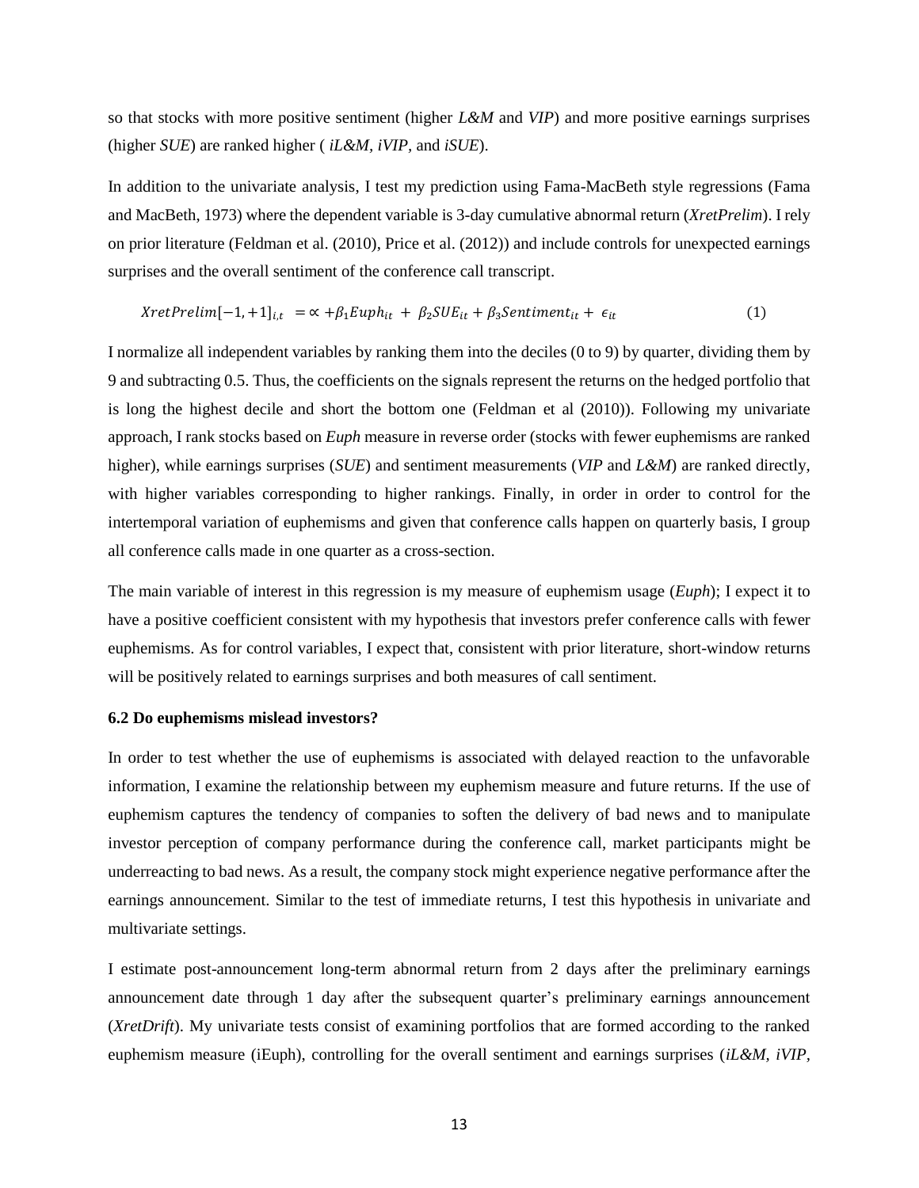so that stocks with more positive sentiment (higher *L&M* and *VIP*) and more positive earnings surprises (higher *SUE*) are ranked higher ( *iL&M, iVIP*, and *iSUE*).

In addition to the univariate analysis, I test my prediction using Fama-MacBeth style regressions (Fama and MacBeth, 1973) where the dependent variable is 3-day cumulative abnormal return (*XretPrelim*). I rely on prior literature (Feldman et al. (2010), Price et al. (2012)) and include controls for unexpected earnings surprises and the overall sentiment of the conference call transcript.

$$XretPrelim[-1,+1]_{i,t} = \propto + \beta_1 Euph_{it} + \beta_2 SUE_{it} + \beta_3 Sentiment_{it} + \epsilon_{it} \quad (1)$$

I normalize all independent variables by ranking them into the deciles (0 to 9) by quarter, dividing them by 9 and subtracting 0.5. Thus, the coefficients on the signals represent the returns on the hedged portfolio that is long the highest decile and short the bottom one (Feldman et al (2010)). Following my univariate approach, I rank stocks based on *Euph* measure in reverse order (stocks with fewer euphemisms are ranked higher), while earnings surprises (*SUE*) and sentiment measurements (*VIP* and *L&M*) are ranked directly, with higher variables corresponding to higher rankings. Finally, in order in order to control for the intertemporal variation of euphemisms and given that conference calls happen on quarterly basis, I group all conference calls made in one quarter as a cross-section.

The main variable of interest in this regression is my measure of euphemism usage (*Euph*); I expect it to have a positive coefficient consistent with my hypothesis that investors prefer conference calls with fewer euphemisms. As for control variables, I expect that, consistent with prior literature, short-window returns will be positively related to earnings surprises and both measures of call sentiment.

### 6.2 Do euphemisms mislead investors?

In order to test whether the use of euphemisms is associated with delayed reaction to the unfavorable information, I examine the relationship between my euphemism measure and future returns. If the use of euphemism captures the tendency of companies to soften the delivery of bad news and to manipulate investor perception of company performance during the conference call, market participants might be underreacting to bad news. As a result, the company stock might experience negative performance after the earnings announcement. Similar to the test of immediate returns, I test this hypothesis in univariate and multivariate settings.

I estimate post-announcement long-term abnormal return from 2 days after the preliminary earnings announcement date through 1 day after the subsequent quarter's preliminary earnings announcement (*XretDrift*). My univariate tests consist of examining portfolios that are formed according to the ranked euphemism measure (iEuph), controlling for the overall sentiment and earnings surprises (*iL&M, iVIP,*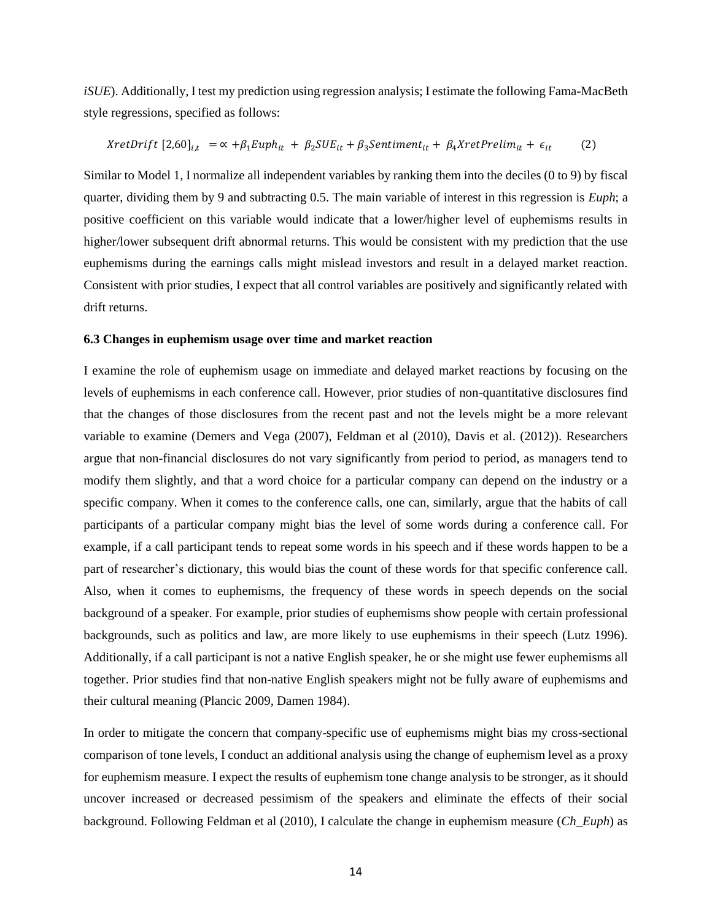*iSUE*). Additionally, I test my prediction using regression analysis; I estimate the following Fama-MacBeth style regressions, specified as follows:

$$XretDrift\ [2{,}60]_{i,t} \ = \propto + \beta_1 Euph_{it} \ + \ \beta_2 SUE_{it} + \beta_3 Sentiment_{it} + \ \beta_4 XretPrelim_{it} \ + \ \epsilon_{it} \qquad (2)$$

Similar to Model 1, I normalize all independent variables by ranking them into the deciles (0 to 9) by fiscal quarter, dividing them by 9 and subtracting 0.5. The main variable of interest in this regression is *Euph*; a positive coefficient on this variable would indicate that a lower/higher level of euphemisms results in higher/lower subsequent drift abnormal returns. This would be consistent with my prediction that the use euphemisms during the earnings calls might mislead investors and result in a delayed market reaction. Consistent with prior studies, I expect that all control variables are positively and significantly related with drift returns.

### 6.3 Changes in euphemism usage over time and market reaction

I examine the role of euphemism usage on immediate and delayed market reactions by focusing on the levels of euphemisms in each conference call. However, prior studies of non-quantitative disclosures find that the changes of those disclosures from the recent past and not the levels might be a more relevant variable to examine (Demers and Vega (2007), Feldman et al (2010), Davis et al. (2012)). Researchers argue that non-financial disclosures do not vary significantly from period to period, as managers tend to modify them slightly, and that a word choice for a particular company can depend on the industry or a specific company. When it comes to the conference calls, one can, similarly, argue that the habits of call participants of a particular company might bias the level of some words during a conference call. For example, if a call participant tends to repeat some words in his speech and if these words happen to be a part of researcher's dictionary, this would bias the count of these words for that specific conference call. Also, when it comes to euphemisms, the frequency of these words in speech depends on the social background of a speaker. For example, prior studies of euphemisms show people with certain professional backgrounds, such as politics and law, are more likely to use euphemisms in their speech (Lutz 1996). Additionally, if a call participant is not a native English speaker, he or she might use fewer euphemisms all together. Prior studies find that non-native English speakers might not be fully aware of euphemisms and their cultural meaning (Plancic 2009, Damen 1984).

In order to mitigate the concern that company-specific use of euphemisms might bias my cross-sectional comparison of tone levels, I conduct an additional analysis using the change of euphemism level as a proxy for euphemism measure. I expect the results of euphemism tone change analysis to be stronger, as it should uncover increased or decreased pessimism of the speakers and eliminate the effects of their social background. Following Feldman et al (2010), I calculate the change in euphemism measure (*Ch_Euph*) as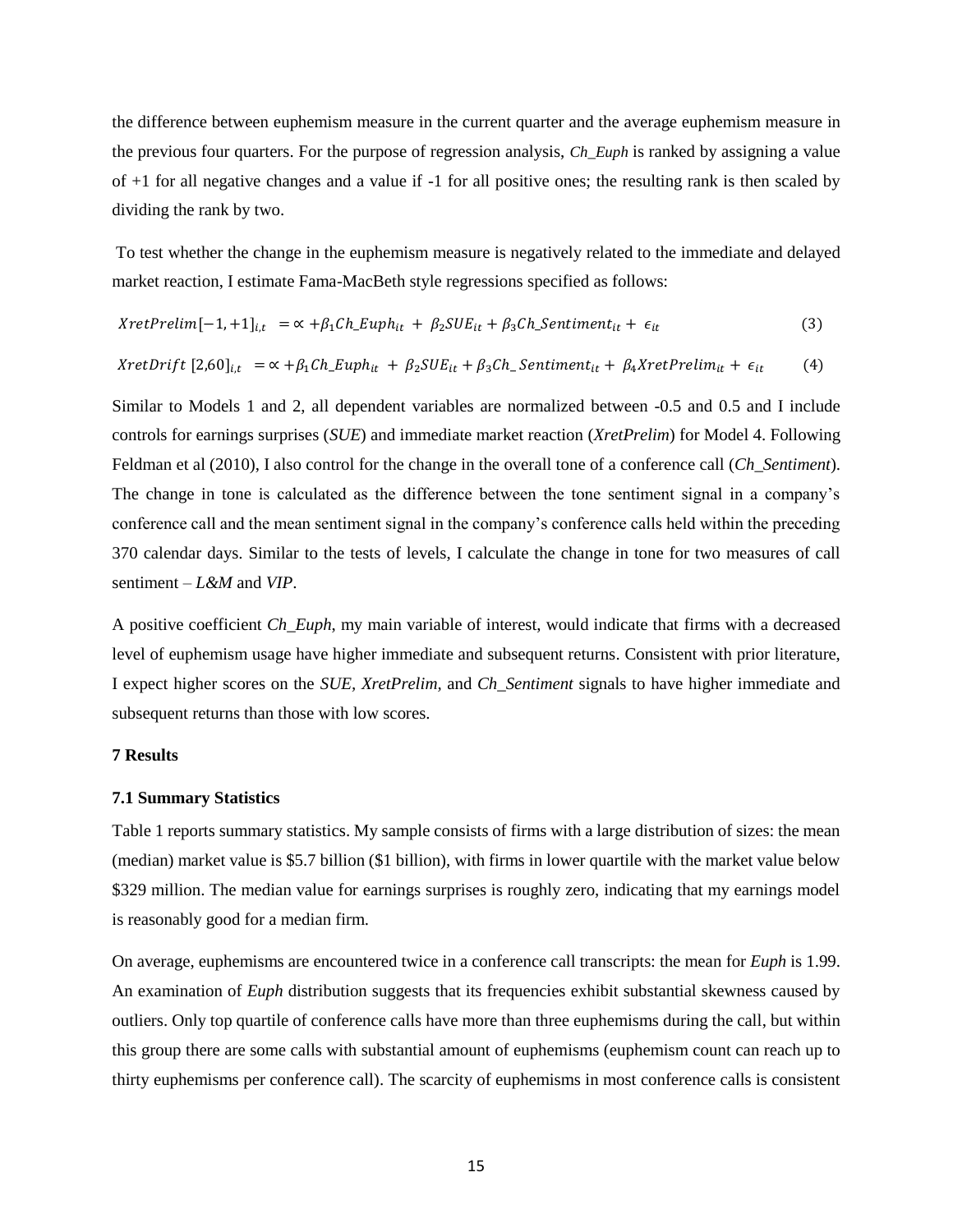the difference between euphemism measure in the current quarter and the average euphemism measure in the previous four quarters. For the purpose of regression analysis, *Ch_Euph* is ranked by assigning a value of +1 for all negative changes and a value if -1 for all positive ones; the resulting rank is then scaled by dividing the rank by two.

To test whether the change in the euphemism measure is negatively related to the immediate and delayed market reaction, I estimate Fama-MacBeth style regressions specified as follows:

$$XretPrelim[-1,+1]_{i,t} \; = \propto + \beta_1 Ch\_Euph_{it} + \beta_2 SUE_{it} + \beta_3 Ch\_Sentiment_{it} + \epsilon_{it} \quad (3)$$

$$XretDrift\;[2,60]_{i,t} \; = \propto + \beta_1 Ch\_Euph_{it} + \beta_2 SUE_{it} + \beta_3 Ch\_\,Sentiment_{it} + \beta_4 XretPrelim_{it} + \epsilon_{it} \quad (4)$$

Similar to Models 1 and 2, all dependent variables are normalized between -0.5 and 0.5 and I include controls for earnings surprises (*SUE*) and immediate market reaction (*XretPrelim*) for Model 4. Following Feldman et al (2010), I also control for the change in the overall tone of a conference call (*Ch_Sentiment*). The change in tone is calculated as the difference between the tone sentiment signal in a company's conference call and the mean sentiment signal in the company's conference calls held within the preceding 370 calendar days. Similar to the tests of levels, I calculate the change in tone for two measures of call sentiment – *L&M* and *VIP*.

A positive coefficient *Ch_Euph*, my main variable of interest, would indicate that firms with a decreased level of euphemism usage have higher immediate and subsequent returns. Consistent with prior literature, I expect higher scores on the *SUE*, *XretPrelim,* and *Ch_Sentiment* signals to have higher immediate and subsequent returns than those with low scores.

## 7 Results

### 7.1 Summary Statistics

Table 1 reports summary statistics. My sample consists of firms with a large distribution of sizes: the mean (median) market value is \$5.7 billion (\$1 billion), with firms in lower quartile with the market value below \$329 million. The median value for earnings surprises is roughly zero, indicating that my earnings model is reasonably good for a median firm.

On average, euphemisms are encountered twice in a conference call transcripts: the mean for *Euph* is 1.99. An examination of *Euph* distribution suggests that its frequencies exhibit substantial skewness caused by outliers. Only top quartile of conference calls have more than three euphemisms during the call, but within this group there are some calls with substantial amount of euphemisms (euphemism count can reach up to thirty euphemisms per conference call). The scarcity of euphemisms in most conference calls is consistent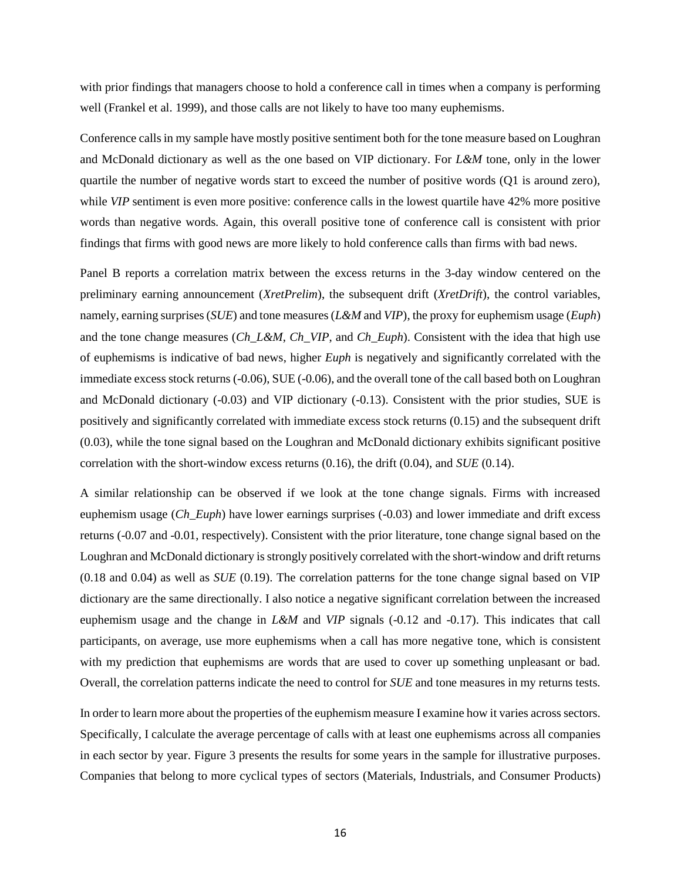with prior findings that managers choose to hold a conference call in times when a company is performing well (Frankel et al. 1999), and those calls are not likely to have too many euphemisms.

Conference calls in my sample have mostly positive sentiment both for the tone measure based on Loughran and McDonald dictionary as well as the one based on VIP dictionary. For *L&M* tone, only in the lower quartile the number of negative words start to exceed the number of positive words (Q1 is around zero), while *VIP* sentiment is even more positive: conference calls in the lowest quartile have 42% more positive words than negative words. Again, this overall positive tone of conference call is consistent with prior findings that firms with good news are more likely to hold conference calls than firms with bad news.

Panel B reports a correlation matrix between the excess returns in the 3-day window centered on the preliminary earning announcement (*XretPrelim*), the subsequent drift (*XretDrift*), the control variables, namely, earning surprises (*SUE*) and tone measures (*L&M* and *VIP*), the proxy for euphemism usage (*Euph*) and the tone change measures (*Ch_L&M*, *Ch_VIP*, and *Ch_Euph*). Consistent with the idea that high use of euphemisms is indicative of bad news, higher *Euph* is negatively and significantly correlated with the immediate excess stock returns (-0.06), SUE (-0.06), and the overall tone of the call based both on Loughran and McDonald dictionary (-0.03) and VIP dictionary (-0.13). Consistent with the prior studies, SUE is positively and significantly correlated with immediate excess stock returns (0.15) and the subsequent drift (0.03), while the tone signal based on the Loughran and McDonald dictionary exhibits significant positive correlation with the short-window excess returns (0.16), the drift (0.04), and *SUE* (0.14).

A similar relationship can be observed if we look at the tone change signals. Firms with increased euphemism usage (*Ch_Euph*) have lower earnings surprises (-0.03) and lower immediate and drift excess returns (-0.07 and -0.01, respectively). Consistent with the prior literature, tone change signal based on the Loughran and McDonald dictionary is strongly positively correlated with the short-window and drift returns (0.18 and 0.04) as well as *SUE* (0.19). The correlation patterns for the tone change signal based on VIP dictionary are the same directionally. I also notice a negative significant correlation between the increased euphemism usage and the change in *L&M* and *VIP* signals (-0.12 and -0.17). This indicates that call participants, on average, use more euphemisms when a call has more negative tone, which is consistent with my prediction that euphemisms are words that are used to cover up something unpleasant or bad. Overall, the correlation patterns indicate the need to control for *SUE* and tone measures in my returns tests.

In order to learn more about the properties of the euphemism measure I examine how it varies across sectors. Specifically, I calculate the average percentage of calls with at least one euphemisms across all companies in each sector by year. Figure 3 presents the results for some years in the sample for illustrative purposes. Companies that belong to more cyclical types of sectors (Materials, Industrials, and Consumer Products)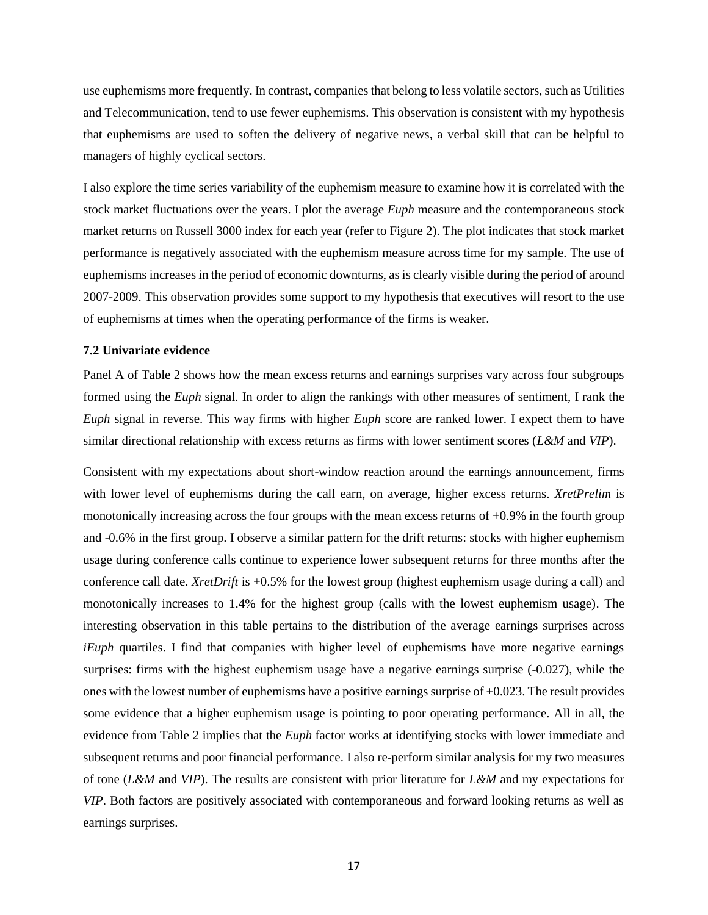use euphemisms more frequently. In contrast, companies that belong to less volatile sectors, such as Utilities and Telecommunication, tend to use fewer euphemisms. This observation is consistent with my hypothesis that euphemisms are used to soften the delivery of negative news, a verbal skill that can be helpful to managers of highly cyclical sectors.

I also explore the time series variability of the euphemism measure to examine how it is correlated with the stock market fluctuations over the years. I plot the average *Euph* measure and the contemporaneous stock market returns on Russell 3000 index for each year (refer to Figure 2). The plot indicates that stock market performance is negatively associated with the euphemism measure across time for my sample. The use of euphemisms increases in the period of economic downturns, as is clearly visible during the period of around 2007-2009. This observation provides some support to my hypothesis that executives will resort to the use of euphemisms at times when the operating performance of the firms is weaker.

### 7.2 Univariate evidence

Panel A of Table 2 shows how the mean excess returns and earnings surprises vary across four subgroups formed using the *Euph* signal. In order to align the rankings with other measures of sentiment, I rank the *Euph* signal in reverse. This way firms with higher *Euph* score are ranked lower. I expect them to have similar directional relationship with excess returns as firms with lower sentiment scores (*L&M* and *VIP*).

Consistent with my expectations about short-window reaction around the earnings announcement, firms with lower level of euphemisms during the call earn, on average, higher excess returns. *XretPrelim* is monotonically increasing across the four groups with the mean excess returns of +0.9% in the fourth group and -0.6% in the first group. I observe a similar pattern for the drift returns: stocks with higher euphemism usage during conference calls continue to experience lower subsequent returns for three months after the conference call date. *XretDrift* is +0.5% for the lowest group (highest euphemism usage during a call) and monotonically increases to 1.4% for the highest group (calls with the lowest euphemism usage). The interesting observation in this table pertains to the distribution of the average earnings surprises across *iEuph* quartiles. I find that companies with higher level of euphemisms have more negative earnings surprises: firms with the highest euphemism usage have a negative earnings surprise (-0.027), while the ones with the lowest number of euphemisms have a positive earnings surprise of +0.023. The result provides some evidence that a higher euphemism usage is pointing to poor operating performance. All in all, the evidence from Table 2 implies that the *Euph* factor works at identifying stocks with lower immediate and subsequent returns and poor financial performance. I also re-perform similar analysis for my two measures of tone (*L&M* and *VIP*). The results are consistent with prior literature for *L&M* and my expectations for *VIP*. Both factors are positively associated with contemporaneous and forward looking returns as well as earnings surprises.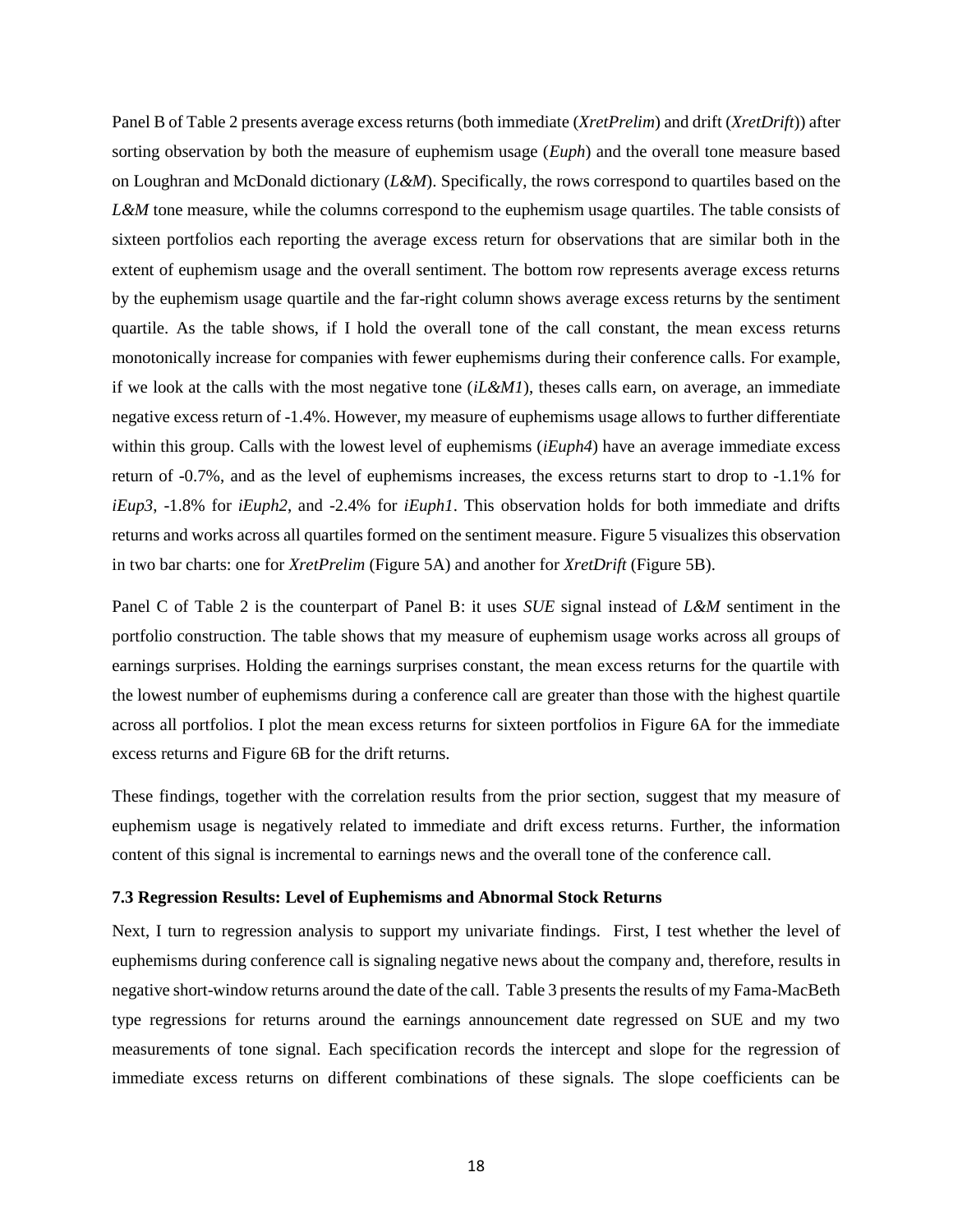Panel B of Table 2 presents average excess returns (both immediate (*XretPrelim*) and drift (*XretDrift*)) after sorting observation by both the measure of euphemism usage (*Euph*) and the overall tone measure based on Loughran and McDonald dictionary (*L&M*). Specifically, the rows correspond to quartiles based on the *L&M* tone measure, while the columns correspond to the euphemism usage quartiles. The table consists of sixteen portfolios each reporting the average excess return for observations that are similar both in the extent of euphemism usage and the overall sentiment. The bottom row represents average excess returns by the euphemism usage quartile and the far-right column shows average excess returns by the sentiment quartile. As the table shows, if I hold the overall tone of the call constant, the mean excess returns monotonically increase for companies with fewer euphemisms during their conference calls. For example, if we look at the calls with the most negative tone (*iL&M1*), theses calls earn, on average, an immediate negative excess return of -1.4%. However, my measure of euphemisms usage allows to further differentiate within this group. Calls with the lowest level of euphemisms (*iEuph4*) have an average immediate excess return of -0.7%, and as the level of euphemisms increases, the excess returns start to drop to -1.1% for *iEup3*, -1.8% for *iEuph2*, and -2.4% for *iEuph1*. This observation holds for both immediate and drifts returns and works across all quartiles formed on the sentiment measure. Figure 5 visualizes this observation in two bar charts: one for *XretPrelim* (Figure 5A) and another for *XretDrift* (Figure 5B).

Panel C of Table 2 is the counterpart of Panel B: it uses *SUE* signal instead of *L&M* sentiment in the portfolio construction. The table shows that my measure of euphemism usage works across all groups of earnings surprises. Holding the earnings surprises constant, the mean excess returns for the quartile with the lowest number of euphemisms during a conference call are greater than those with the highest quartile across all portfolios. I plot the mean excess returns for sixteen portfolios in Figure 6A for the immediate excess returns and Figure 6B for the drift returns.

These findings, together with the correlation results from the prior section, suggest that my measure of euphemism usage is negatively related to immediate and drift excess returns. Further, the information content of this signal is incremental to earnings news and the overall tone of the conference call.

### 7.3 Regression Results: Level of Euphemisms and Abnormal Stock Returns

Next, I turn to regression analysis to support my univariate findings. First, I test whether the level of euphemisms during conference call is signaling negative news about the company and, therefore, results in negative short-window returns around the date of the call. Table 3 presents the results of my Fama-MacBeth type regressions for returns around the earnings announcement date regressed on SUE and my two measurements of tone signal. Each specification records the intercept and slope for the regression of immediate excess returns on different combinations of these signals. The slope coefficients can be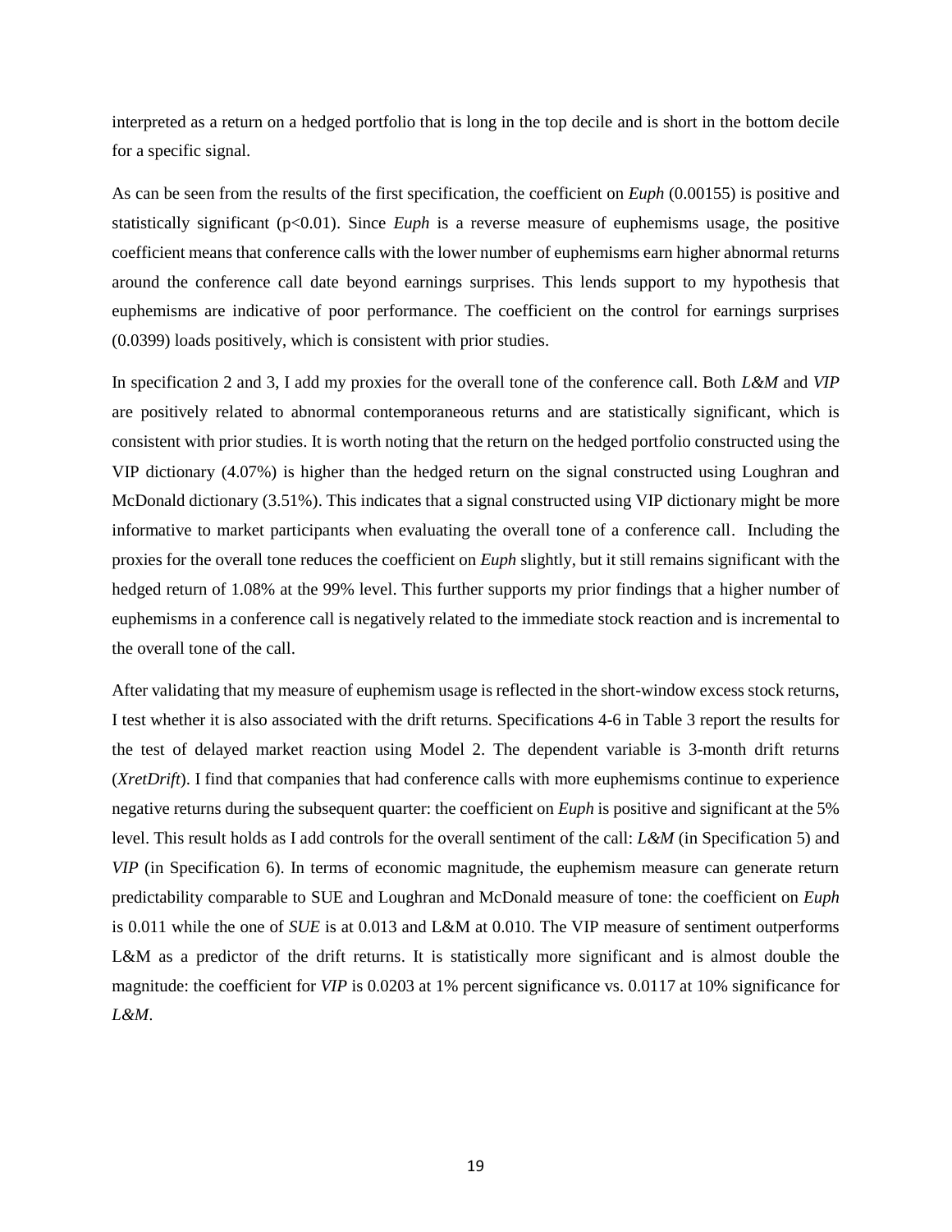interpreted as a return on a hedged portfolio that is long in the top decile and is short in the bottom decile for a specific signal.

As can be seen from the results of the first specification, the coefficient on *Euph* (0.00155) is positive and statistically significant ($p<0.01$). Since *Euph* is a reverse measure of euphemisms usage, the positive coefficient means that conference calls with the lower number of euphemisms earn higher abnormal returns around the conference call date beyond earnings surprises. This lends support to my hypothesis that euphemisms are indicative of poor performance. The coefficient on the control for earnings surprises (0.0399) loads positively, which is consistent with prior studies.

In specification 2 and 3, I add my proxies for the overall tone of the conference call. Both *L&M* and *VIP* are positively related to abnormal contemporaneous returns and are statistically significant, which is consistent with prior studies. It is worth noting that the return on the hedged portfolio constructed using the VIP dictionary (4.07%) is higher than the hedged return on the signal constructed using Loughran and McDonald dictionary (3.51%). This indicates that a signal constructed using VIP dictionary might be more informative to market participants when evaluating the overall tone of a conference call. Including the proxies for the overall tone reduces the coefficient on *Euph* slightly, but it still remains significant with the hedged return of 1.08% at the 99% level. This further supports my prior findings that a higher number of euphemisms in a conference call is negatively related to the immediate stock reaction and is incremental to the overall tone of the call.

After validating that my measure of euphemism usage is reflected in the short-window excess stock returns, I test whether it is also associated with the drift returns. Specifications 4-6 in Table 3 report the results for the test of delayed market reaction using Model 2. The dependent variable is 3-month drift returns (*XretDrift*). I find that companies that had conference calls with more euphemisms continue to experience negative returns during the subsequent quarter: the coefficient on *Euph* is positive and significant at the 5% level. This result holds as I add controls for the overall sentiment of the call: *L&M* (in Specification 5) and *VIP* (in Specification 6). In terms of economic magnitude, the euphemism measure can generate return predictability comparable to SUE and Loughran and McDonald measure of tone: the coefficient on *Euph* is 0.011 while the one of *SUE* is at 0.013 and L&M at 0.010. The VIP measure of sentiment outperforms L&M as a predictor of the drift returns. It is statistically more significant and is almost double the magnitude: the coefficient for *VIP* is 0.0203 at 1% percent significance vs. 0.0117 at 10% significance for *L&M*.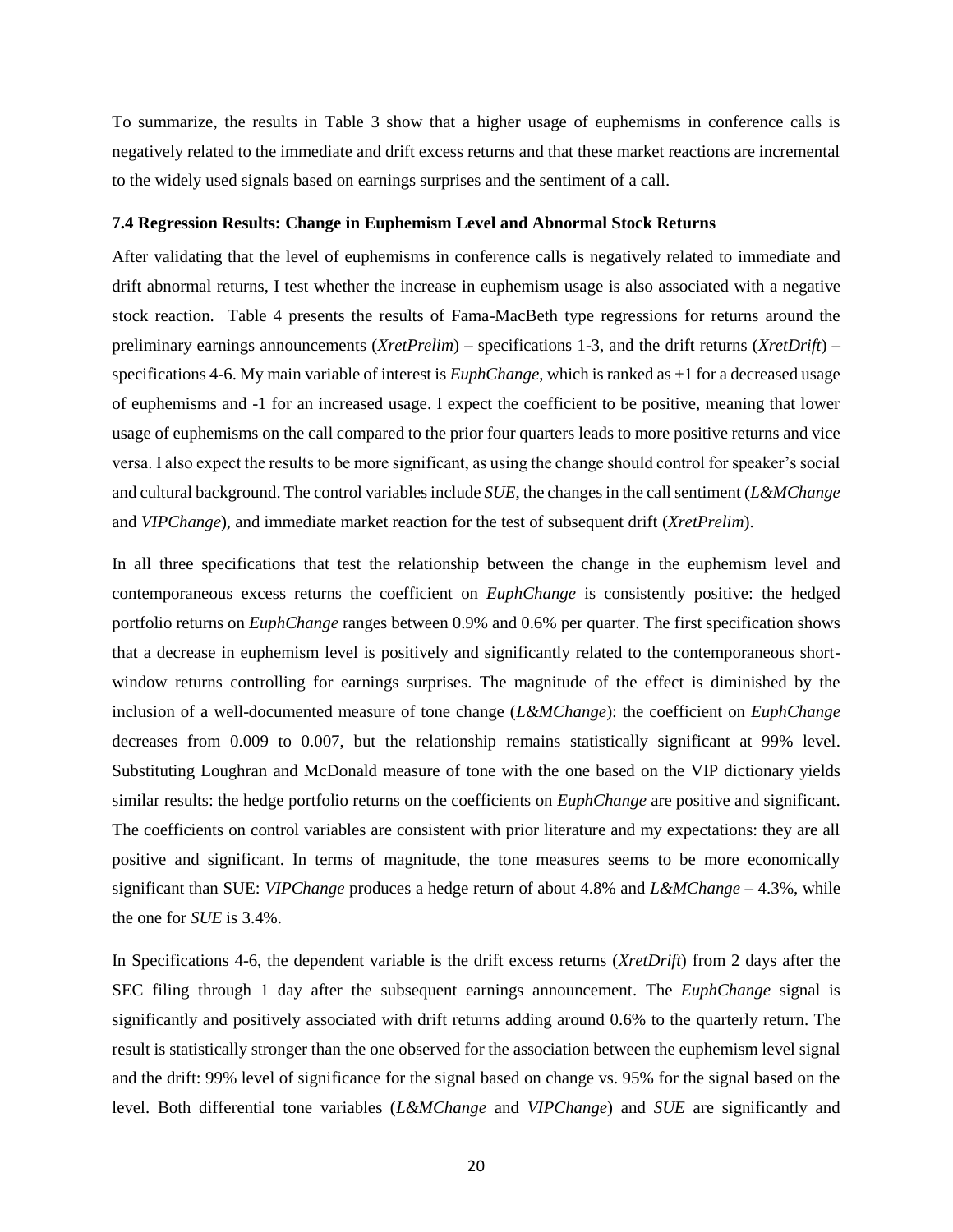To summarize, the results in Table 3 show that a higher usage of euphemisms in conference calls is negatively related to the immediate and drift excess returns and that these market reactions are incremental to the widely used signals based on earnings surprises and the sentiment of a call.

### 7.4 Regression Results: Change in Euphemism Level and Abnormal Stock Returns

After validating that the level of euphemisms in conference calls is negatively related to immediate and drift abnormal returns, I test whether the increase in euphemism usage is also associated with a negative stock reaction. Table 4 presents the results of Fama-MacBeth type regressions for returns around the preliminary earnings announcements (*XretPrelim*) – specifications 1-3, and the drift returns (*XretDrift*) – specifications 4-6. My main variable of interest is *EuphChange*, which is ranked as +1 for a decreased usage of euphemisms and -1 for an increased usage. I expect the coefficient to be positive, meaning that lower usage of euphemisms on the call compared to the prior four quarters leads to more positive returns and vice versa. I also expect the results to be more significant, as using the change should control for speaker's social and cultural background. The control variables include *SUE*, the changes in the call sentiment (*L&MChange* and *VIPChange*), and immediate market reaction for the test of subsequent drift (*XretPrelim*).

In all three specifications that test the relationship between the change in the euphemism level and contemporaneous excess returns the coefficient on *EuphChange* is consistently positive: the hedged portfolio returns on *EuphChange* ranges between 0.9% and 0.6% per quarter. The first specification shows that a decrease in euphemism level is positively and significantly related to the contemporaneous short-window returns controlling for earnings surprises. The magnitude of the effect is diminished by the inclusion of a well-documented measure of tone change (*L&MChange*): the coefficient on *EuphChange* decreases from 0.009 to 0.007, but the relationship remains statistically significant at 99% level. Substituting Loughran and McDonald measure of tone with the one based on the VIP dictionary yields similar results: the hedge portfolio returns on the coefficients on *EuphChange* are positive and significant. The coefficients on control variables are consistent with prior literature and my expectations: they are all positive and significant. In terms of magnitude, the tone measures seems to be more economically significant than SUE: *VIPChange* produces a hedge return of about 4.8% and *L&MChange* – 4.3%, while the one for *SUE* is 3.4%.

In Specifications 4-6, the dependent variable is the drift excess returns (*XretDrift*) from 2 days after the SEC filing through 1 day after the subsequent earnings announcement. The *EuphChange* signal is significantly and positively associated with drift returns adding around 0.6% to the quarterly return. The result is statistically stronger than the one observed for the association between the euphemism level signal and the drift: 99% level of significance for the signal based on change vs. 95% for the signal based on the level. Both differential tone variables (*L&MChange* and *VIPChange*) and *SUE* are significantly and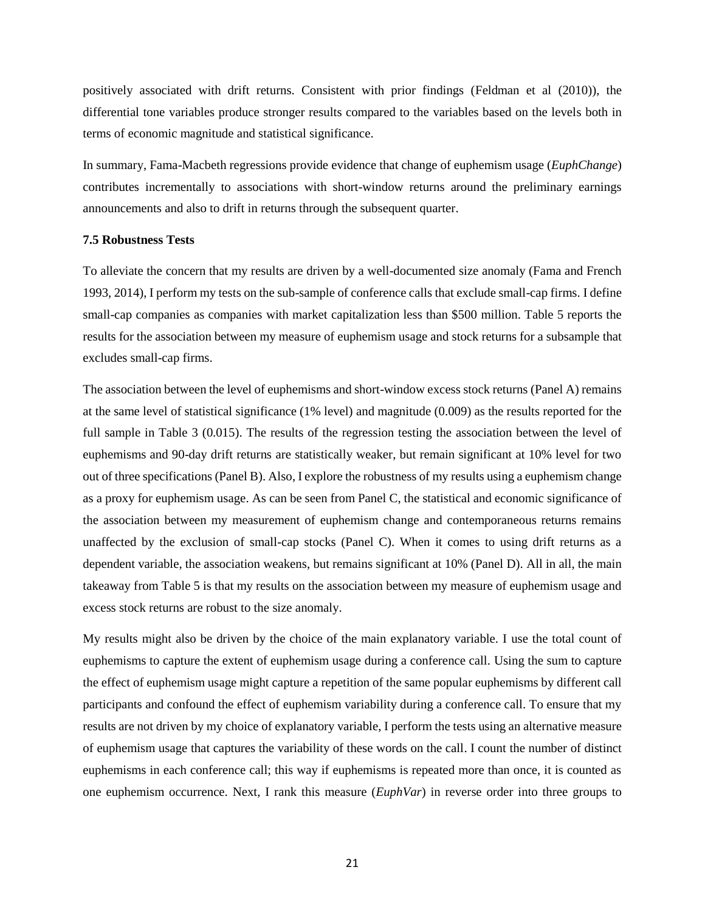positively associated with drift returns. Consistent with prior findings (Feldman et al (2010)), the differential tone variables produce stronger results compared to the variables based on the levels both in terms of economic magnitude and statistical significance.

In summary, Fama-Macbeth regressions provide evidence that change of euphemism usage (*EuphChange*) contributes incrementally to associations with short-window returns around the preliminary earnings announcements and also to drift in returns through the subsequent quarter.

### 7.5 Robustness Tests

To alleviate the concern that my results are driven by a well-documented size anomaly (Fama and French 1993, 2014), I perform my tests on the sub-sample of conference calls that exclude small-cap firms. I define small-cap companies as companies with market capitalization less than $500 million. Table 5 reports the results for the association between my measure of euphemism usage and stock returns for a subsample that excludes small-cap firms.

The association between the level of euphemisms and short-window excess stock returns (Panel A) remains at the same level of statistical significance (1% level) and magnitude (0.009) as the results reported for the full sample in Table 3 (0.015). The results of the regression testing the association between the level of euphemisms and 90-day drift returns are statistically weaker, but remain significant at 10% level for two out of three specifications (Panel B). Also, I explore the robustness of my results using a euphemism change as a proxy for euphemism usage. As can be seen from Panel C, the statistical and economic significance of the association between my measurement of euphemism change and contemporaneous returns remains unaffected by the exclusion of small-cap stocks (Panel C). When it comes to using drift returns as a dependent variable, the association weakens, but remains significant at 10% (Panel D). All in all, the main takeaway from Table 5 is that my results on the association between my measure of euphemism usage and excess stock returns are robust to the size anomaly.

My results might also be driven by the choice of the main explanatory variable. I use the total count of euphemisms to capture the extent of euphemism usage during a conference call. Using the sum to capture the effect of euphemism usage might capture a repetition of the same popular euphemisms by different call participants and confound the effect of euphemism variability during a conference call. To ensure that my results are not driven by my choice of explanatory variable, I perform the tests using an alternative measure of euphemism usage that captures the variability of these words on the call. I count the number of distinct euphemisms in each conference call; this way if euphemisms is repeated more than once, it is counted as one euphemism occurrence. Next, I rank this measure (*EuphVar*) in reverse order into three groups to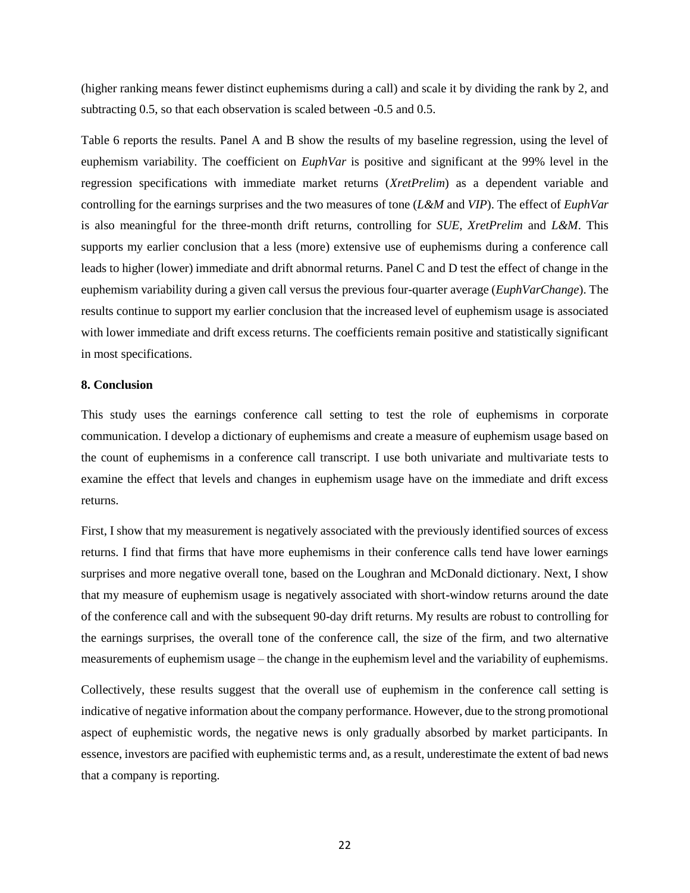(higher ranking means fewer distinct euphemisms during a call) and scale it by dividing the rank by 2, and subtracting 0.5, so that each observation is scaled between -0.5 and 0.5.

Table 6 reports the results. Panel A and B show the results of my baseline regression, using the level of euphemism variability. The coefficient on *EuphVar* is positive and significant at the 99% level in the regression specifications with immediate market returns (*XretPrelim*) as a dependent variable and controlling for the earnings surprises and the two measures of tone (*L&M* and *VIP*). The effect of *EuphVar* is also meaningful for the three-month drift returns, controlling for *SUE*, *XretPrelim* and *L&M*. This supports my earlier conclusion that a less (more) extensive use of euphemisms during a conference call leads to higher (lower) immediate and drift abnormal returns. Panel C and D test the effect of change in the euphemism variability during a given call versus the previous four-quarter average (*EuphVarChange*). The results continue to support my earlier conclusion that the increased level of euphemism usage is associated with lower immediate and drift excess returns. The coefficients remain positive and statistically significant in most specifications.

## 8. Conclusion

This study uses the earnings conference call setting to test the role of euphemisms in corporate communication. I develop a dictionary of euphemisms and create a measure of euphemism usage based on the count of euphemisms in a conference call transcript. I use both univariate and multivariate tests to examine the effect that levels and changes in euphemism usage have on the immediate and drift excess returns.

First, I show that my measurement is negatively associated with the previously identified sources of excess returns. I find that firms that have more euphemisms in their conference calls tend have lower earnings surprises and more negative overall tone, based on the Loughran and McDonald dictionary. Next, I show that my measure of euphemism usage is negatively associated with short-window returns around the date of the conference call and with the subsequent 90-day drift returns. My results are robust to controlling for the earnings surprises, the overall tone of the conference call, the size of the firm, and two alternative measurements of euphemism usage – the change in the euphemism level and the variability of euphemisms.

Collectively, these results suggest that the overall use of euphemism in the conference call setting is indicative of negative information about the company performance. However, due to the strong promotional aspect of euphemistic words, the negative news is only gradually absorbed by market participants. In essence, investors are pacified with euphemistic terms and, as a result, underestimate the extent of bad news that a company is reporting.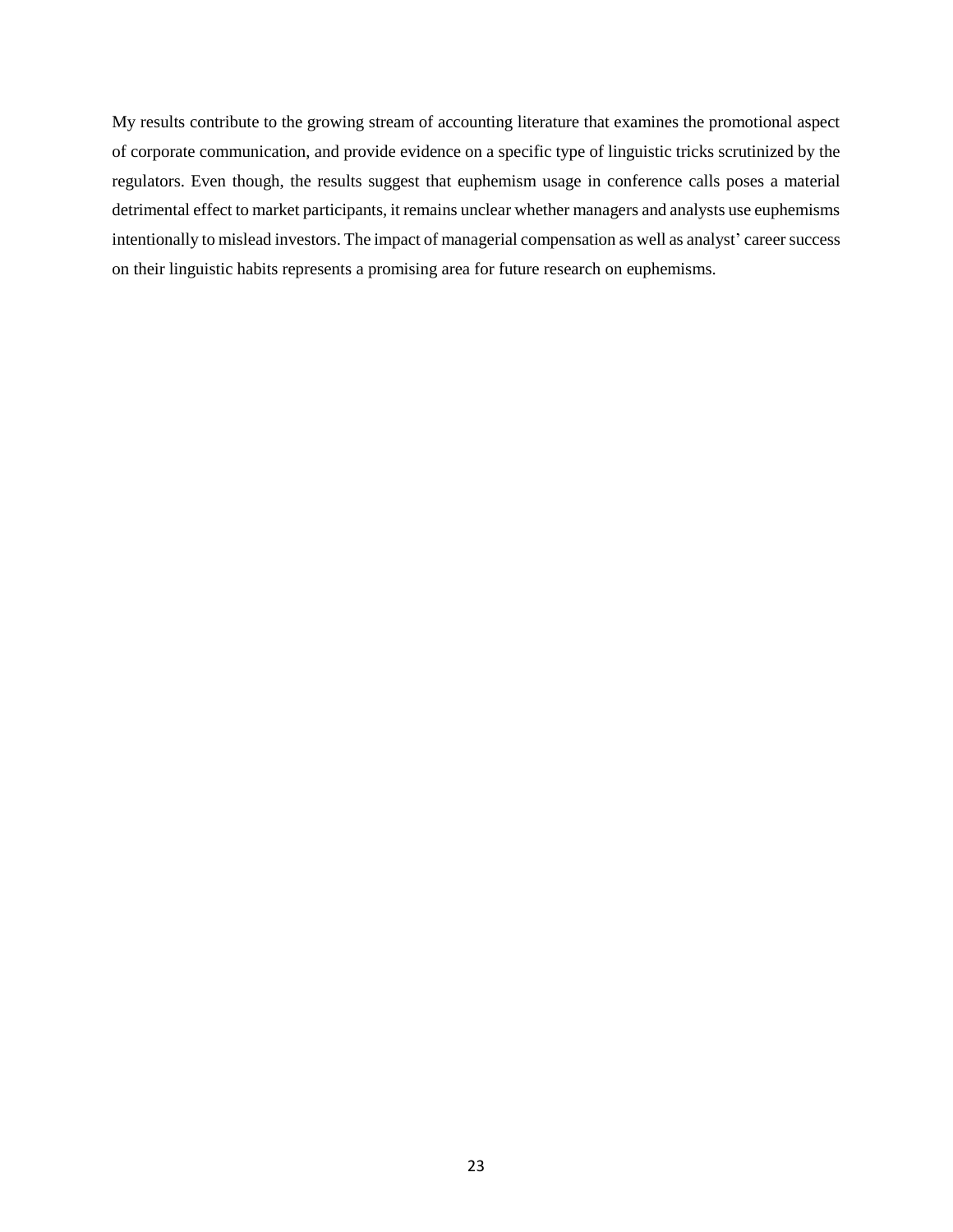My results contribute to the growing stream of accounting literature that examines the promotional aspect of corporate communication, and provide evidence on a specific type of linguistic tricks scrutinized by the regulators. Even though, the results suggest that euphemism usage in conference calls poses a material detrimental effect to market participants, it remains unclear whether managers and analysts use euphemisms intentionally to mislead investors. The impact of managerial compensation as well as analyst' career success on their linguistic habits represents a promising area for future research on euphemisms.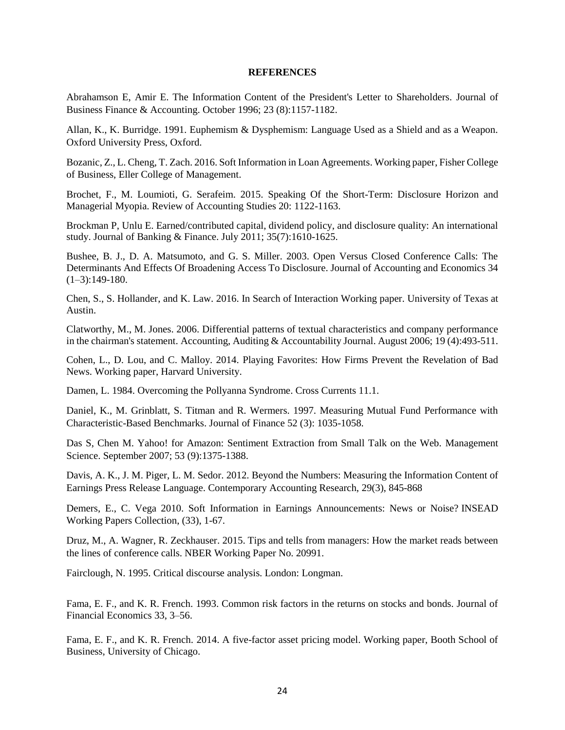**REFERENCES**

Abrahamson E, Amir E. The Information Content of the President's Letter to Shareholders. Journal of Business Finance & Accounting. October 1996; 23 (8):1157-1182.

Allan, K., K. Burridge. 1991. Euphemism & Dysphemism: Language Used as a Shield and as a Weapon. Oxford University Press, Oxford.

Bozanic, Z., L. Cheng, T. Zach. 2016. Soft Information in Loan Agreements. Working paper, Fisher College of Business, Eller College of Management.

Brochet, F., M. Loumioti, G. Serafeim. 2015. Speaking Of the Short-Term: Disclosure Horizon and Managerial Myopia. Review of Accounting Studies 20: 1122-1163.

Brockman P, Unlu E. Earned/contributed capital, dividend policy, and disclosure quality: An international study. Journal of Banking & Finance. July 2011; 35(7):1610-1625.

Bushee, B. J., D. A. Matsumoto, and G. S. Miller. 2003. Open Versus Closed Conference Calls: The Determinants And Effects Of Broadening Access To Disclosure. Journal of Accounting and Economics 34 (1–3):149-180.

Chen, S., S. Hollander, and K. Law. 2016. In Search of Interaction Working paper. University of Texas at Austin.

Clatworthy, M., M. Jones. 2006. Differential patterns of textual characteristics and company performance in the chairman's statement. Accounting, Auditing & Accountability Journal. August 2006; 19 (4):493-511.

Cohen, L., D. Lou, and C. Malloy. 2014. Playing Favorites: How Firms Prevent the Revelation of Bad News. Working paper, Harvard University.

Damen, L. 1984. Overcoming the Pollyanna Syndrome. Cross Currents 11.1.

Daniel, K., M. Grinblatt, S. Titman and R. Wermers. 1997. Measuring Mutual Fund Performance with Characteristic-Based Benchmarks. Journal of Finance 52 (3): 1035-1058.

Das S, Chen M. Yahoo! for Amazon: Sentiment Extraction from Small Talk on the Web. Management Science. September 2007; 53 (9):1375-1388.

Davis, A. K., J. M. Piger, L. M. Sedor. 2012. Beyond the Numbers: Measuring the Information Content of Earnings Press Release Language. Contemporary Accounting Research, 29(3), 845-868

Demers, E., C. Vega 2010. Soft Information in Earnings Announcements: News or Noise? INSEAD Working Papers Collection, (33), 1-67.

Druz, M., A. Wagner, R. Zeckhauser. 2015. Tips and tells from managers: How the market reads between the lines of conference calls. NBER Working Paper No. 20991.

Fairclough, N. 1995. Critical discourse analysis. London: Longman.

Fama, E. F., and K. R. French. 1993. Common risk factors in the returns on stocks and bonds. Journal of Financial Economics 33, 3–56.

Fama, E. F., and K. R. French. 2014. A five-factor asset pricing model. Working paper, Booth School of Business, University of Chicago.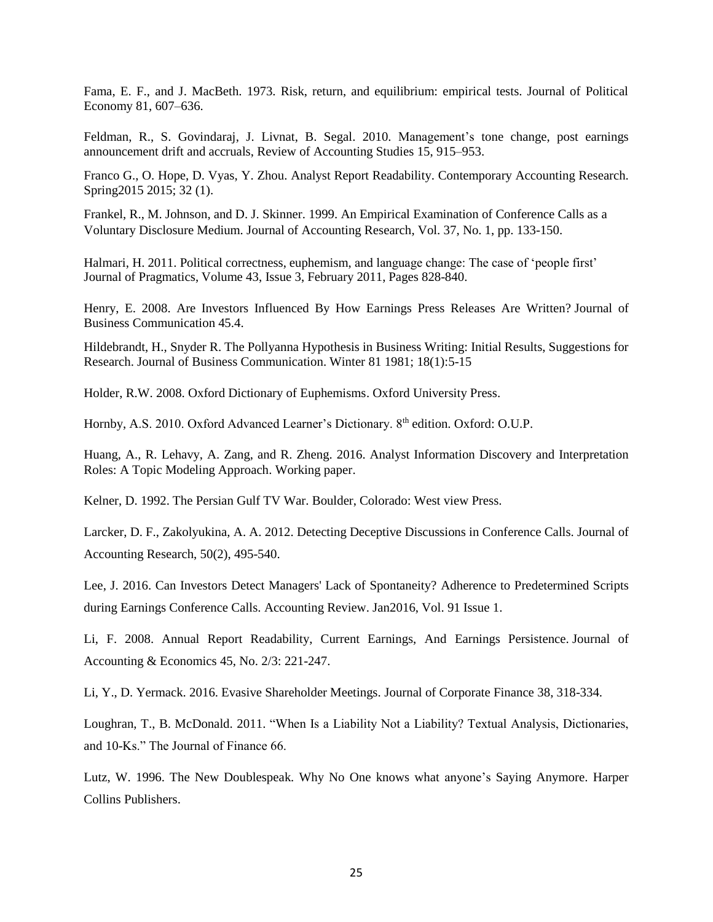Fama, E. F., and J. MacBeth. 1973. Risk, return, and equilibrium: empirical tests. Journal of Political Economy 81, 607–636.

Feldman, R., S. Govindaraj, J. Livnat, B. Segal. 2010. Management's tone change, post earnings announcement drift and accruals, Review of Accounting Studies 15, 915–953.

Franco G., O. Hope, D. Vyas, Y. Zhou. Analyst Report Readability. Contemporary Accounting Research. Spring2015 2015; 32 (1).

Frankel, R., M. Johnson, and D. J. Skinner. 1999. An Empirical Examination of Conference Calls as a Voluntary Disclosure Medium. Journal of Accounting Research, Vol. 37, No. 1, pp. 133-150.

Halmari, H. 2011. Political correctness, euphemism, and language change: The case of 'people first' Journal of Pragmatics, Volume 43, Issue 3, February 2011, Pages 828-840.

Henry, E. 2008. Are Investors Influenced By How Earnings Press Releases Are Written? Journal of Business Communication 45.4.

Hildebrandt, H., Snyder R. The Pollyanna Hypothesis in Business Writing: Initial Results, Suggestions for Research. Journal of Business Communication. Winter 81 1981; 18(1):5-15

Holder, R.W. 2008. Oxford Dictionary of Euphemisms. Oxford University Press.

Hornby, A.S. 2010. Oxford Advanced Learner's Dictionary. 8th edition. Oxford: O.U.P.

Huang, A., R. Lehavy, A. Zang, and R. Zheng. 2016. Analyst Information Discovery and Interpretation Roles: A Topic Modeling Approach. Working paper.

Kelner, D. 1992. The Persian Gulf TV War. Boulder, Colorado: West view Press.

Larcker, D. F., Zakolyukina, A. A. 2012. Detecting Deceptive Discussions in Conference Calls. Journal of Accounting Research, 50(2), 495-540.

Lee, J. 2016. Can Investors Detect Managers' Lack of Spontaneity? Adherence to Predetermined Scripts during Earnings Conference Calls. Accounting Review. Jan2016, Vol. 91 Issue 1.

Li, F. 2008. Annual Report Readability, Current Earnings, And Earnings Persistence. Journal of Accounting & Economics 45, No. 2/3: 221-247.

Li, Y., D. Yermack. 2016. Evasive Shareholder Meetings. Journal of Corporate Finance 38, 318-334.

Loughran, T., B. McDonald. 2011. "When Is a Liability Not a Liability? Textual Analysis, Dictionaries, and 10-Ks." The Journal of Finance 66.

Lutz, W. 1996. The New Doublespeak. Why No One knows what anyone's Saying Anymore. Harper Collins Publishers.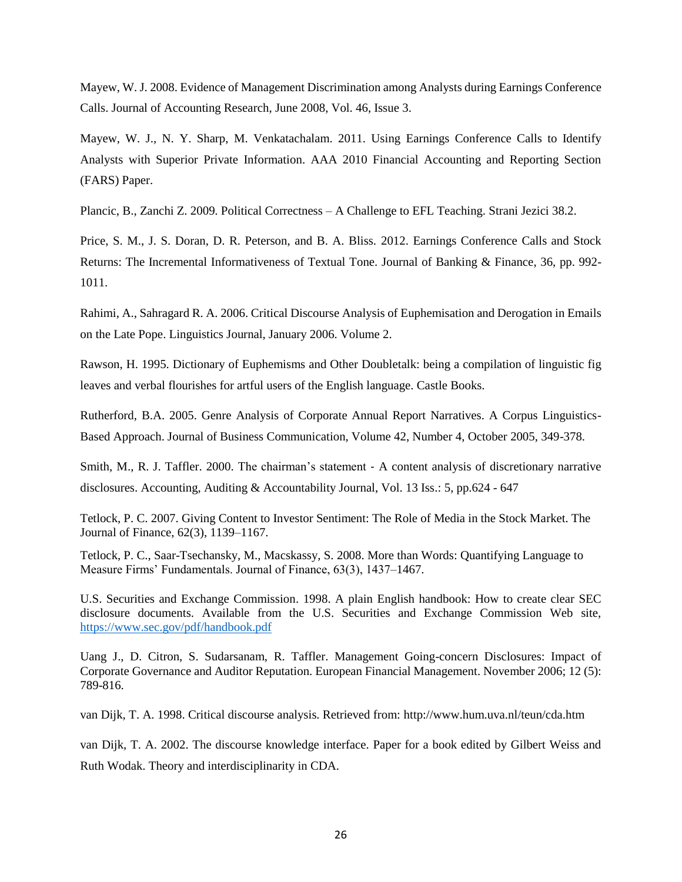Mayew, W. J. 2008. Evidence of Management Discrimination among Analysts during Earnings Conference Calls. Journal of Accounting Research, June 2008, Vol. 46, Issue 3.

Mayew, W. J., N. Y. Sharp, M. Venkatachalam. 2011. Using Earnings Conference Calls to Identify Analysts with Superior Private Information. AAA 2010 Financial Accounting and Reporting Section (FARS) Paper.

Plancic, B., Zanchi Z. 2009. Political Correctness – A Challenge to EFL Teaching. Strani Jezici 38.2.

Price, S. M., J. S. Doran, D. R. Peterson, and B. A. Bliss. 2012. Earnings Conference Calls and Stock Returns: The Incremental Informativeness of Textual Tone. Journal of Banking & Finance, 36, pp. 992-1011.

Rahimi, A., Sahragard R. A. 2006. Critical Discourse Analysis of Euphemisation and Derogation in Emails on the Late Pope. Linguistics Journal, January 2006. Volume 2.

Rawson, H. 1995. Dictionary of Euphemisms and Other Doubletalk: being a compilation of linguistic fig leaves and verbal flourishes for artful users of the English language. Castle Books.

Rutherford, B.A. 2005. Genre Analysis of Corporate Annual Report Narratives. A Corpus Linguistics-Based Approach. Journal of Business Communication, Volume 42, Number 4, October 2005, 349-378.

Smith, M., R. J. Taffler. 2000. The chairman's statement - A content analysis of discretionary narrative disclosures. Accounting, Auditing & Accountability Journal, Vol. 13 Iss.: 5, pp.624 - 647

Tetlock, P. C. 2007. Giving Content to Investor Sentiment: The Role of Media in the Stock Market. The Journal of Finance, 62(3), 1139–1167.

Tetlock, P. C., Saar-Tsechansky, M., Macskassy, S. 2008. More than Words: Quantifying Language to Measure Firms' Fundamentals. Journal of Finance, 63(3), 1437–1467.

U.S. Securities and Exchange Commission. 1998. A plain English handbook: How to create clear SEC disclosure documents. Available from the U.S. Securities and Exchange Commission Web site, https://www.sec.gov/pdf/handbook.pdf

Uang J., D. Citron, S. Sudarsanam, R. Taffler. Management Going-concern Disclosures: Impact of Corporate Governance and Auditor Reputation. European Financial Management. November 2006; 12 (5): 789-816.

van Dijk, T. A. 1998. Critical discourse analysis. Retrieved from: http://www.hum.uva.nl/teun/cda.htm

van Dijk, T. A. 2002. The discourse knowledge interface. Paper for a book edited by Gilbert Weiss and Ruth Wodak. Theory and interdisciplinarity in CDA.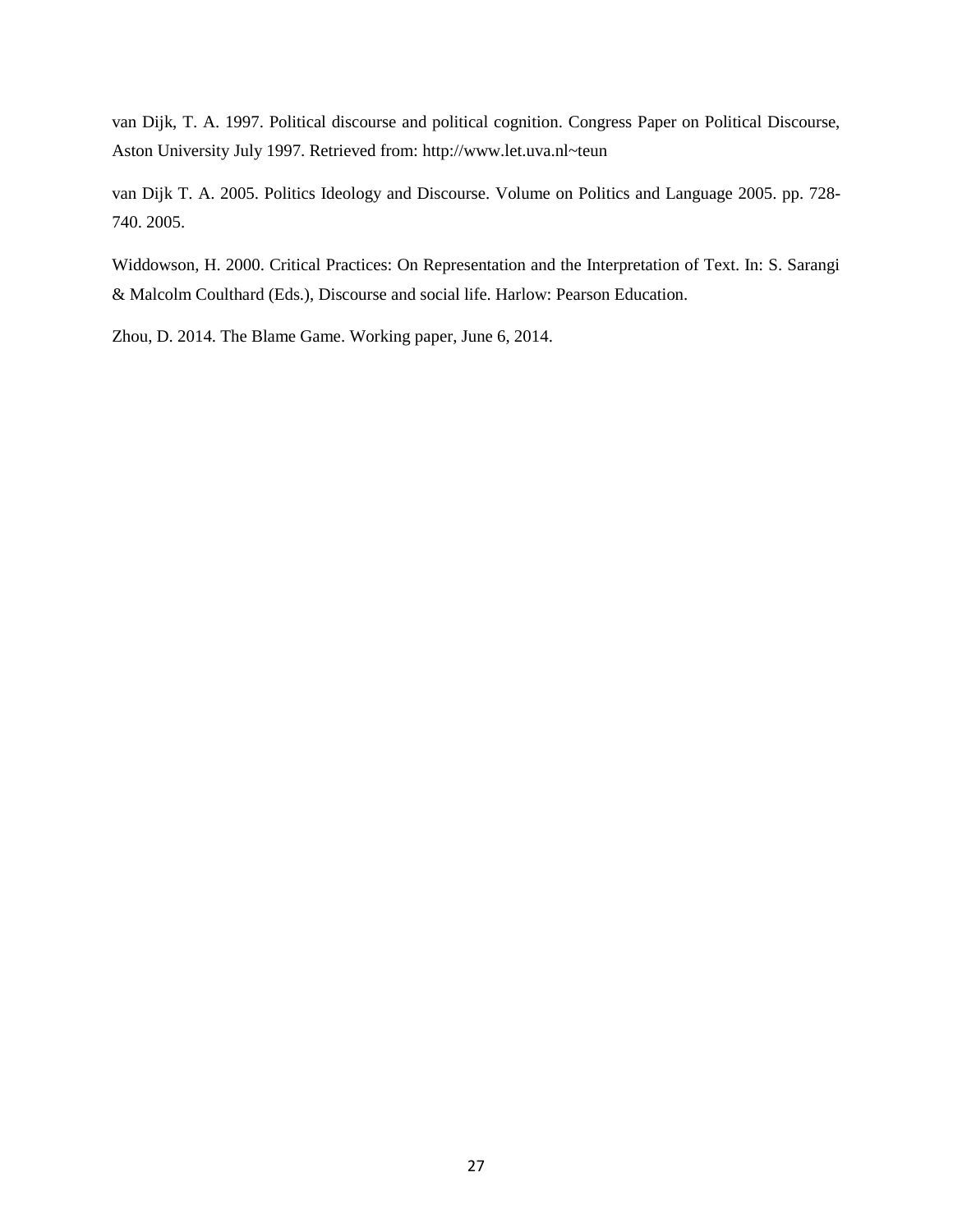van Dijk, T. A. 1997. Political discourse and political cognition. Congress Paper on Political Discourse, Aston University July 1997. Retrieved from: http://www.let.uva.nl~teun

van Dijk T. A. 2005. Politics Ideology and Discourse. Volume on Politics and Language 2005. pp. 728-740. 2005.

Widdowson, H. 2000. Critical Practices: On Representation and the Interpretation of Text. In: S. Sarangi & Malcolm Coulthard (Eds.), Discourse and social life. Harlow: Pearson Education.

Zhou, D. 2014. The Blame Game. Working paper, June 6, 2014.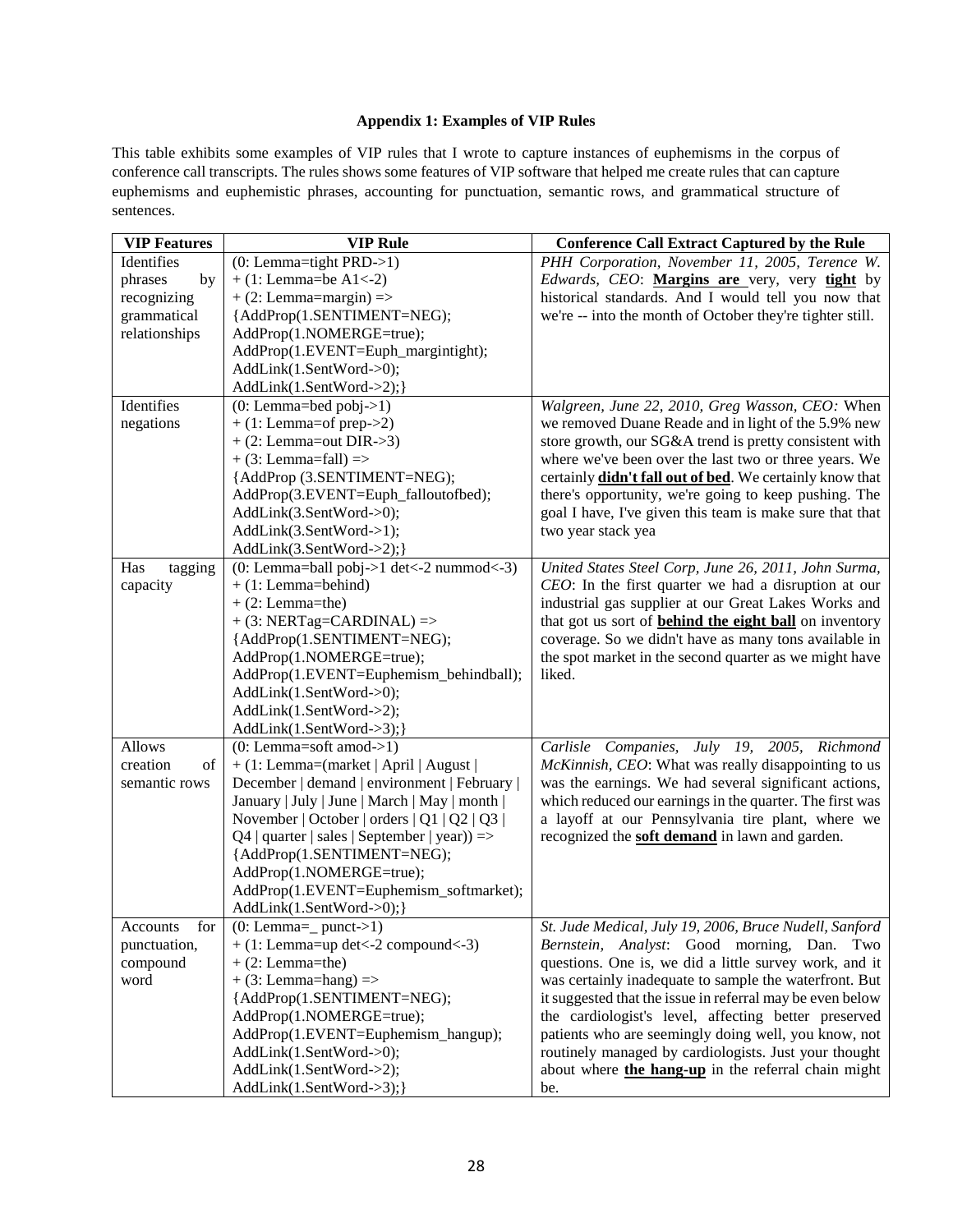**Appendix 1: Examples of VIP Rules**

This table exhibits some examples of VIP rules that I wrote to capture instances of euphemisms in the corpus of conference call transcripts. The rules shows some features of VIP software that helped me create rules that can capture euphemisms and euphemistic phrases, accounting for punctuation, semantic rows, and grammatical structure of sentences.

| VIP Features | VIP Rule | Conference Call Extract Captured by the Rule |
|---|---|---|
| Identifies phrases by recognizing grammatical relationships | (0: Lemma=tight PRD->1) + (1: Lemma=be A1<-2) + (2: Lemma=margin) => {AddProp(1.SENTIMENT=NEG); AddProp(1.NOMERGE=true); AddProp(1.EVENT=Euph_margintight); AddLink(1.SentWord->0); AddLink(1.SentWord->2);} | *PHH Corporation, November 11, 2005, Terence W. Edwards, CEO*: **Margins are** very, very **tight** by historical standards. And I would tell you now that we're -- into the month of October they're tighter still. |
| Identifies negations | (0: Lemma=bed pobj->1) + (1: Lemma=of prep->2) + (2: Lemma=out DIR->3) + (3: Lemma=fall) => {AddProp (3.SENTIMENT=NEG); AddProp(3.EVENT=Euph_falloutofbed); AddLink(3.SentWord->0); AddLink(3.SentWord->1); AddLink(3.SentWord->2);} | *Walgreen, June 22, 2010, Greg Wasson, CEO:* When we removed Duane Reade and in light of the 5.9% new store growth, our SG&A trend is pretty consistent with where we've been over the last two or three years. We certainly **didn't fall out of bed**. We certainly know that there's opportunity, we're going to keep pushing. The goal I have, I've given this team is make sure that that two year stack yea |
| Has tagging capacity | (0: Lemma=ball pobj->1 det<-2 nummod<-3) + (1: Lemma=behind) + (2: Lemma=the) + (3: NERTag=CARDINAL) => {AddProp(1.SENTIMENT=NEG); AddProp(1.NOMERGE=true); AddProp(1.EVENT=Euphemism_behindball); AddLink(1.SentWord->0); AddLink(1.SentWord->2); AddLink(1.SentWord->3);} | *United States Steel Corp, June 26, 2011, John Surma, CEO*: In the first quarter we had a disruption at our industrial gas supplier at our Great Lakes Works and that got us sort of **behind the eight ball** on inventory coverage. So we didn't have as many tons available in the spot market in the second quarter as we might have liked. |
| Allows creation of semantic rows | (0: Lemma=soft amod->1) + (1: Lemma=(market \| April \| August \| December \| demand \| environment \| February \| January \| July \| June \| March \| May \| month \| November \| October \| orders \| Q1 \| Q2 \| Q3 \| Q4 \| quarter \| sales \| September \| year)) => {AddProp(1.SENTIMENT=NEG); AddProp(1.NOMERGE=true); AddProp(1.EVENT=Euphemism_softmarket); AddLink(1.SentWord->0);} | *Carlisle Companies, July 19, 2005, Richmond McKinnish, CEO*: What was really disappointing to us was the earnings. We had several significant actions, which reduced our earnings in the quarter. The first was a layoff at our Pennsylvania tire plant, where we recognized the **soft demand** in lawn and garden. |
| Accounts for punctuation, compound word | (0: Lemma=_ punct->1) + (1: Lemma=up det<-2 compound<-3) + (2: Lemma=the) + (3: Lemma=hang) => {AddProp(1.SENTIMENT=NEG); AddProp(1.NOMERGE=true); AddProp(1.EVENT=Euphemism_hangup); AddLink(1.SentWord->0); AddLink(1.SentWord->2); AddLink(1.SentWord->3);} | *St. Jude Medical, July 19, 2006, Bruce Nudell, Sanford Bernstein, Analyst*: Good morning, Dan. Two questions. One is, we did a little survey work, and it was certainly inadequate to sample the waterfront. But it suggested that the issue in referral may be even below the cardiologist's level, affecting better preserved patients who are seemingly doing well, you know, not routinely managed by cardiologists. Just your thought about where **the hang-up** in the referral chain might be. |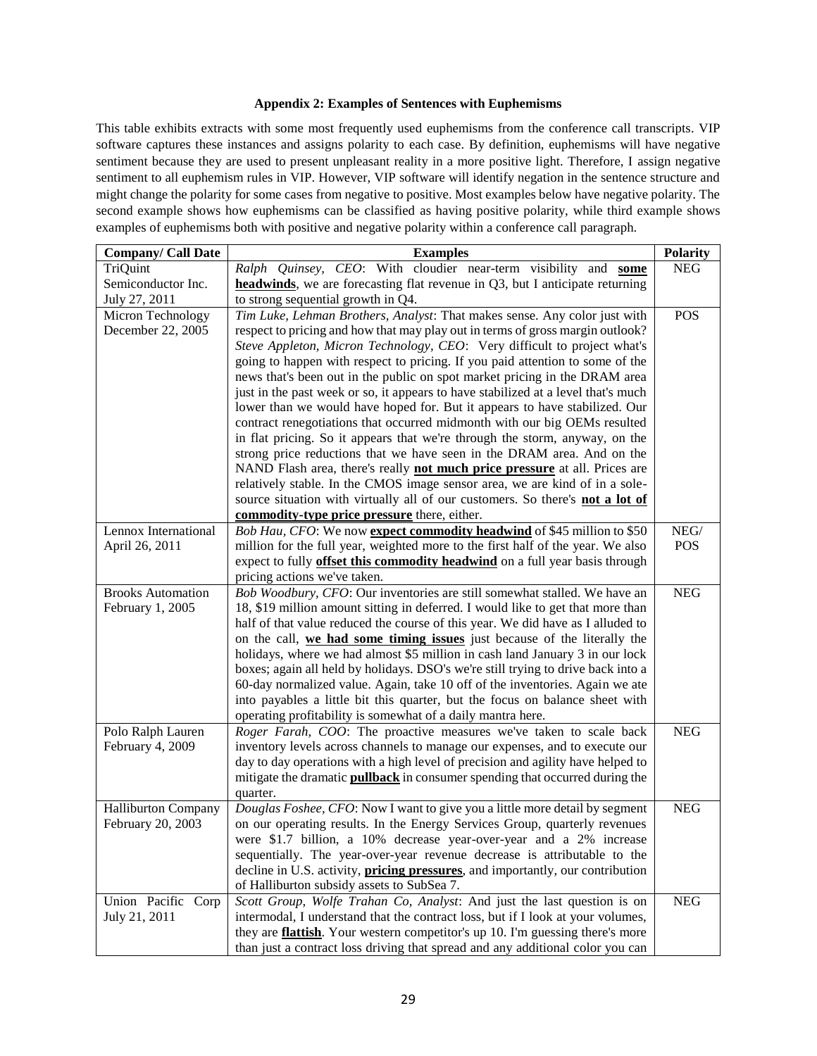### Appendix 2: Examples of Sentences with Euphemisms

This table exhibits extracts with some most frequently used euphemisms from the conference call transcripts. VIP software captures these instances and assigns polarity to each case. By definition, euphemisms will have negative sentiment because they are used to present unpleasant reality in a more positive light. Therefore, I assign negative sentiment to all euphemism rules in VIP. However, VIP software will identify negation in the sentence structure and might change the polarity for some cases from negative to positive. Most examples below have negative polarity. The second example shows how euphemisms can be classified as having positive polarity, while third example shows examples of euphemisms both with positive and negative polarity within a conference call paragraph.

| Company/ Call Date | Examples | Polarity |
|---|---|---|
| TriQuint Semiconductor Inc. July 27, 2011 | *Ralph Quinsey, CEO*: With cloudier near-term visibility and **some headwinds**, we are forecasting flat revenue in Q3, but I anticipate returning to strong sequential growth in Q4. | NEG |
| Micron Technology December 22, 2005 | *Tim Luke, Lehman Brothers, Analyst*: That makes sense. Any color just with respect to pricing and how that may play out in terms of gross margin outlook? *Steve Appleton, Micron Technology, CEO*: Very difficult to project what's going to happen with respect to pricing. If you paid attention to some of the news that's been out in the public on spot market pricing in the DRAM area just in the past week or so, it appears to have stabilized at a level that's much lower than we would have hoped for. But it appears to have stabilized. Our contract renegotiations that occurred midmonth with our big OEMs resulted in flat pricing. So it appears that we're through the storm, anyway, on the strong price reductions that we have seen in the DRAM area. And on the NAND Flash area, there's really **not much price pressure** at all. Prices are relatively stable. In the CMOS image sensor area, we are kind of in a sole-source situation with virtually all of our customers. So there's **not a lot of commodity-type price pressure** there, either. | POS |
| Lennox International April 26, 2011 | *Bob Hau, CFO*: We now **expect commodity headwind** of \$45 million to \$50 million for the full year, weighted more to the first half of the year. We also expect to fully **offset this commodity headwind** on a full year basis through pricing actions we've taken. | NEG/ POS |
| Brooks Automation February 1, 2005 | *Bob Woodbury, CFO*: Our inventories are still somewhat stalled. We have an 18, \$19 million amount sitting in deferred. I would like to get that more than half of that value reduced the course of this year. We did have as I alluded to on the call, **we had some timing issues** just because of the literally the holidays, where we had almost \$5 million in cash land January 3 in our lock boxes; again all held by holidays. DSO's we're still trying to drive back into a 60-day normalized value. Again, take 10 off of the inventories. Again we ate into payables a little bit this quarter, but the focus on balance sheet with operating profitability is somewhat of a daily mantra here. | NEG |
| Polo Ralph Lauren February 4, 2009 | *Roger Farah, COO*: The proactive measures we've taken to scale back inventory levels across channels to manage our expenses, and to execute our day to day operations with a high level of precision and agility have helped to mitigate the dramatic **pullback** in consumer spending that occurred during the quarter. | NEG |
| Halliburton Company February 20, 2003 | *Douglas Foshee, CFO*: Now I want to give you a little more detail by segment on our operating results. In the Energy Services Group, quarterly revenues were \$1.7 billion, a 10% decrease year-over-year and a 2% increase sequentially. The year-over-year revenue decrease is attributable to the decline in U.S. activity, **pricing pressures**, and importantly, our contribution of Halliburton subsidy assets to SubSea 7. | NEG |
| Union Pacific Corp July 21, 2011 | *Scott Group, Wolfe Trahan Co, Analyst*: And just the last question is on intermodal, I understand that the contract loss, but if I look at your volumes, they are **flattish**. Your western competitor's up 10. I'm guessing there's more than just a contract loss driving that spread and any additional color you can | NEG |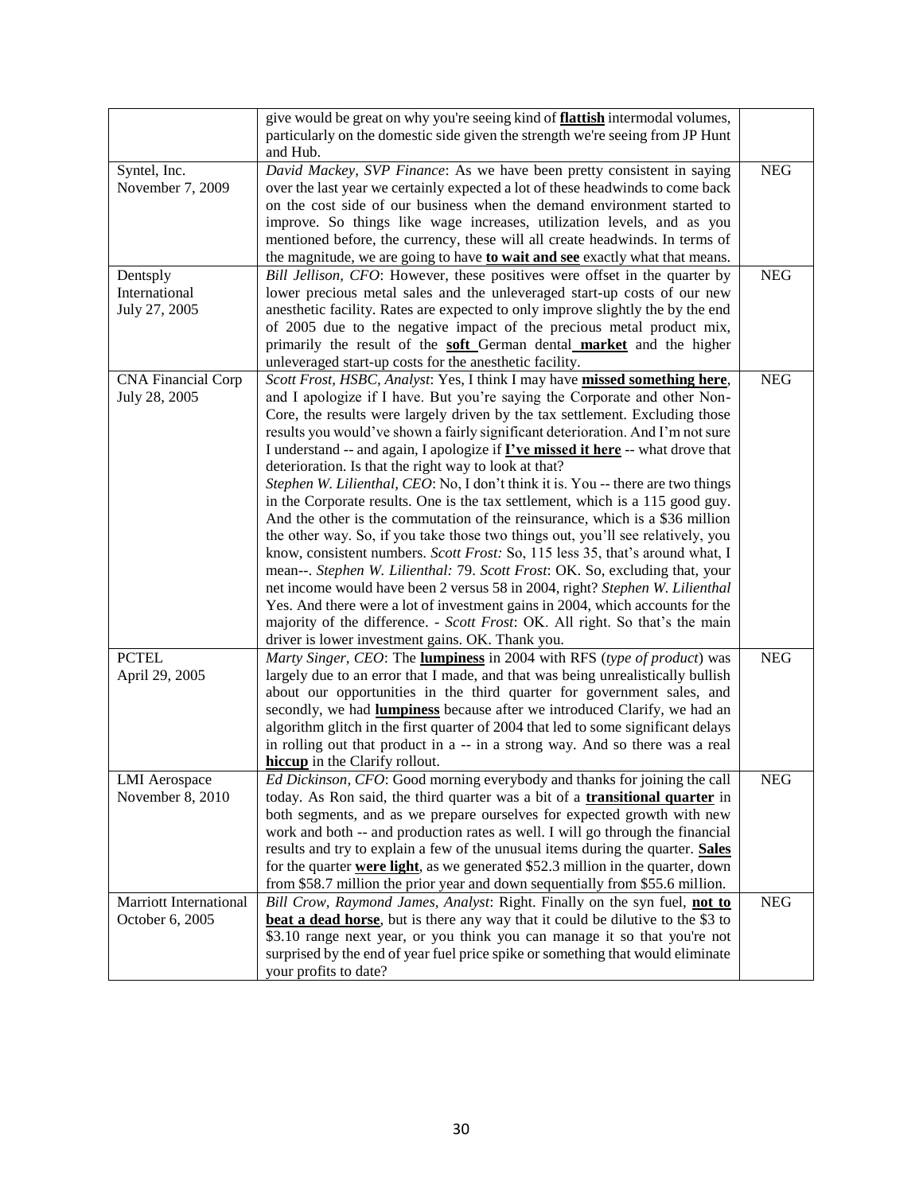| | | |
|---|---|---|
| | give would be great on why you're seeing kind of **flattish** intermodal volumes, particularly on the domestic side given the strength we're seeing from JP Hunt and Hub. | |
| Syntel, Inc. November 7, 2009 | *David Mackey, SVP Finance*: As we have been pretty consistent in saying over the last year we certainly expected a lot of these headwinds to come back on the cost side of our business when the demand environment started to improve. So things like wage increases, utilization levels, and as you mentioned before, the currency, these will all create headwinds. In terms of the magnitude, we are going to have **to wait and see** exactly what that means. | NEG |
| Dentsply International July 27, 2005 | *Bill Jellison, CFO*: However, these positives were offset in the quarter by lower precious metal sales and the unleveraged start-up costs of our new anesthetic facility. Rates are expected to only improve slightly the by the end of 2005 due to the negative impact of the precious metal product mix, primarily the result of the **soft** German dental **market** and the higher unleveraged start-up costs for the anesthetic facility. | NEG |
| CNA Financial Corp July 28, 2005 | *Scott Frost, HSBC, Analyst*: Yes, I think I may have **missed something here**, and I apologize if I have. But you're saying the Corporate and other Non-Core, the results were largely driven by the tax settlement. Excluding those results you would've shown a fairly significant deterioration. And I'm not sure I understand -- and again, I apologize if **I've missed it here** -- what drove that deterioration. Is that the right way to look at that? *Stephen W. Lilienthal, CEO*: No, I don't think it is. You -- there are two things in the Corporate results. One is the tax settlement, which is a 115 good guy. And the other is the commutation of the reinsurance, which is a $36 million the other way. So, if you take those two things out, you'll see relatively, you know, consistent numbers. *Scott Frost:* So, 115 less 35, that's around what, I mean--. *Stephen W. Lilienthal:* 79. *Scott Frost*: OK. So, excluding that, your net income would have been 2 versus 58 in 2004, right? *Stephen W. Lilienthal* Yes. And there were a lot of investment gains in 2004, which accounts for the majority of the difference. - *Scott Frost*: OK. All right. So that's the main driver is lower investment gains. OK. Thank you. | NEG |
| PCTEL April 29, 2005 | *Marty Singer, CEO*: The **lumpiness** in 2004 with RFS (*type of product*) was largely due to an error that I made, and that was being unrealistically bullish about our opportunities in the third quarter for government sales, and secondly, we had **lumpiness** because after we introduced Clarify, we had an algorithm glitch in the first quarter of 2004 that led to some significant delays in rolling out that product in a -- in a strong way. And so there was a real **hiccup** in the Clarify rollout. | NEG |
| LMI Aerospace November 8, 2010 | *Ed Dickinson, CFO*: Good morning everybody and thanks for joining the call today. As Ron said, the third quarter was a bit of a **transitional quarter** in both segments, and as we prepare ourselves for expected growth with new work and both -- and production rates as well. I will go through the financial results and try to explain a few of the unusual items during the quarter. **Sales** for the quarter **were light**, as we generated $52.3 million in the quarter, down from $58.7 million the prior year and down sequentially from $55.6 million. | NEG |
| Marriott International October 6, 2005 | *Bill Crow, Raymond James, Analyst*: Right. Finally on the syn fuel, **not to beat a dead horse**, but is there any way that it could be dilutive to the $3 to $3.10 range next year, or you think you can manage it so that you're not surprised by the end of year fuel price spike or something that would eliminate your profits to date? | NEG |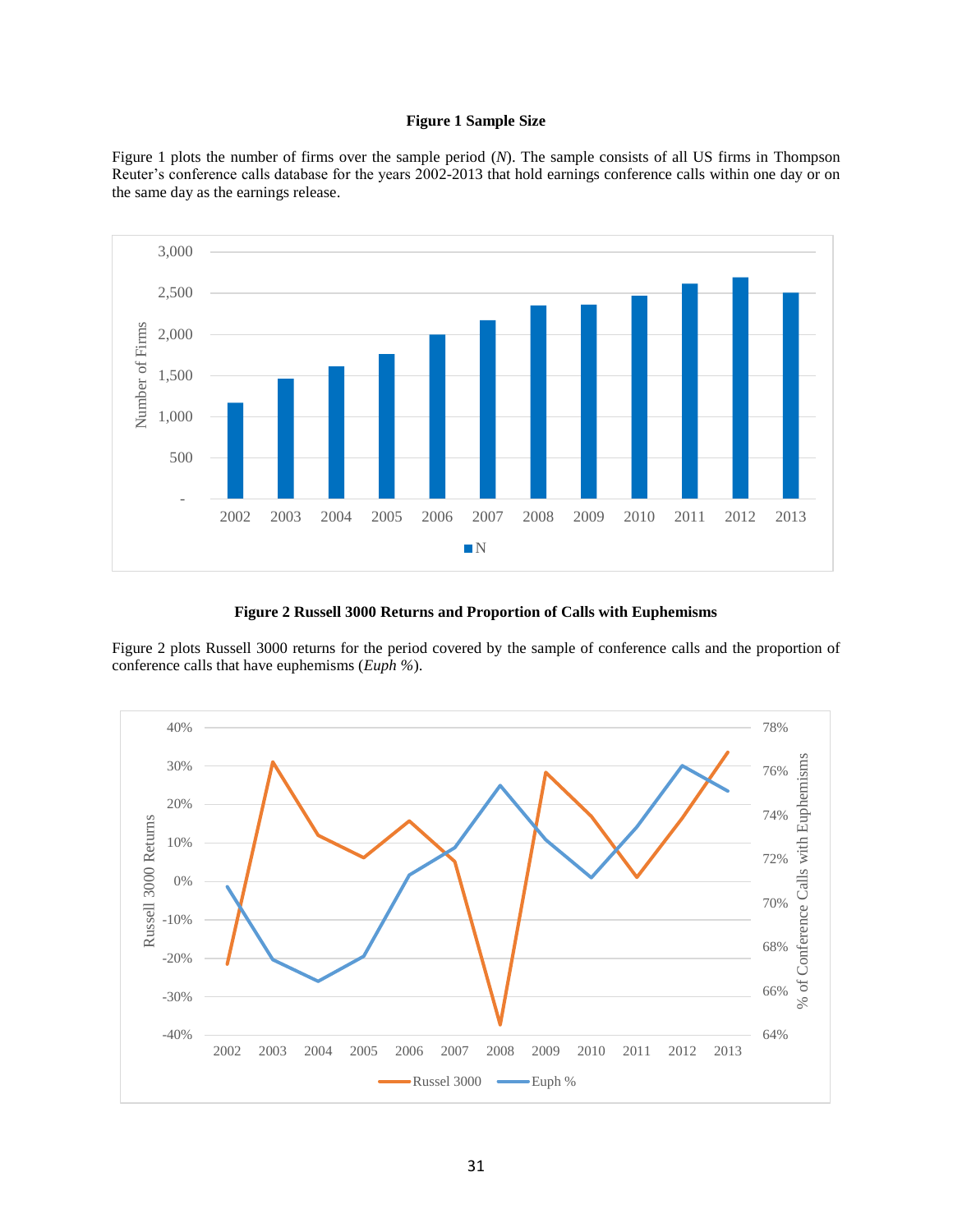**Figure 1 Sample Size**

Figure 1 plots the number of firms over the sample period (*N*). The sample consists of all US firms in Thompson Reuter's conference calls database for the years 2002-2013 that hold earnings conference calls within one day or on the same day as the earnings release.

**Figure 2 Russell 3000 Returns and Proportion of Calls with Euphemisms**

Figure 2 plots Russell 3000 returns for the period covered by the sample of conference calls and the proportion of conference calls that have euphemisms (*Euph %*).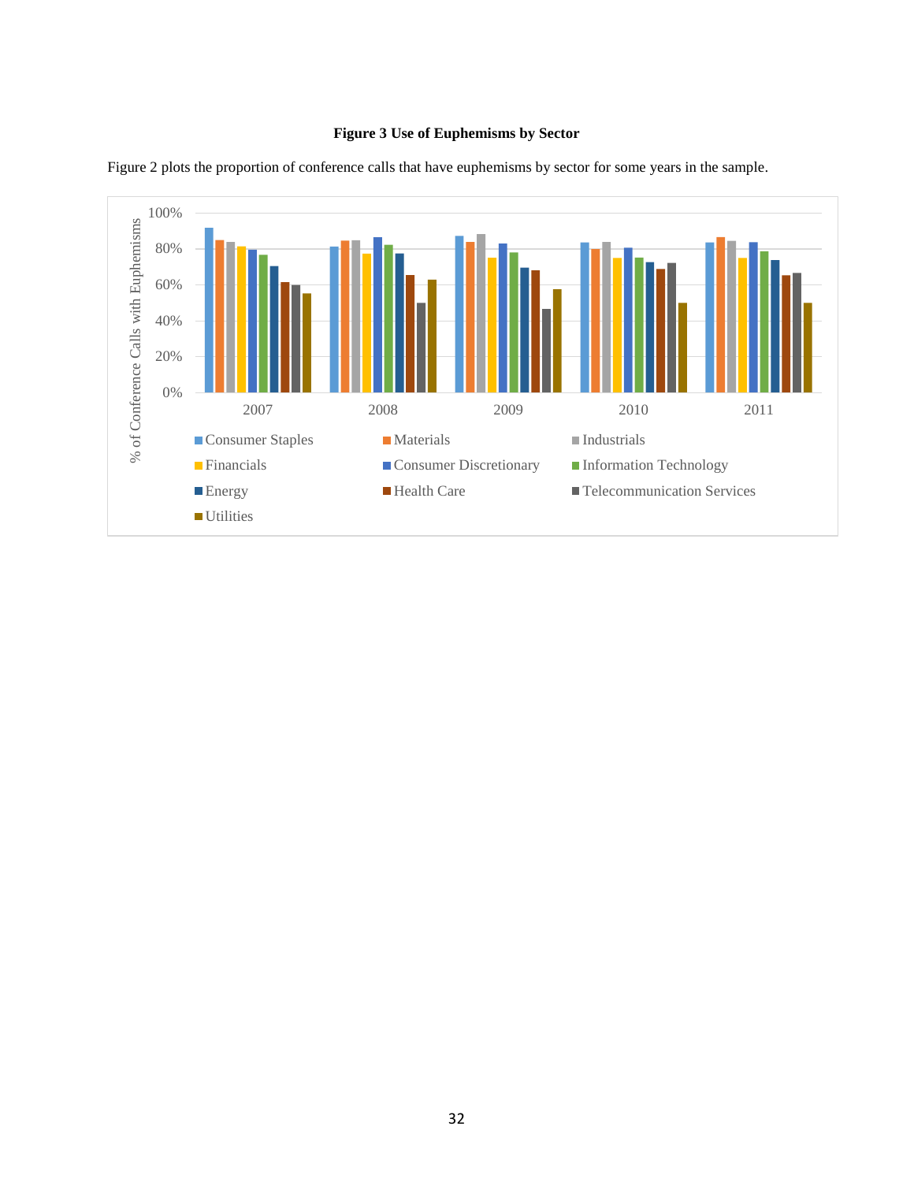**Figure 3 Use of Euphemisms by Sector**

Figure 2 plots the proportion of conference calls that have euphemisms by sector for some years in the sample.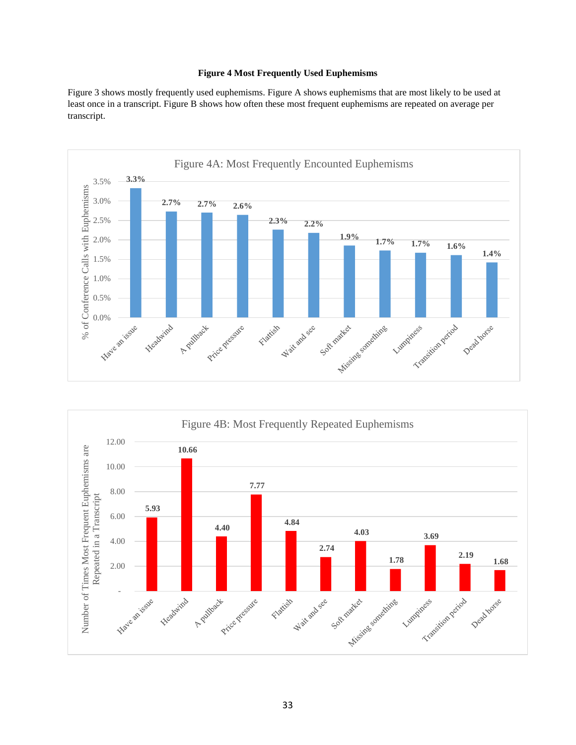**Figure 4 Most Frequently Used Euphemisms**

Figure 3 shows mostly frequently used euphemisms. Figure A shows euphemisms that are most likely to be used at least once in a transcript. Figure B shows how often these most frequent euphemisms are repeated on average per transcript.

Figure 4A: Most Frequently Encounted Euphemisms

| Euphemism | % of Conference Calls with Euphemisms |
|---|---|
| Have an issue | 3.3% |
| Headwind | 2.7% |
| A pullback | 2.7% |
| Price pressure | 2.6% |
| Flattish | 2.3% |
| Wait and see | 2.2% |
| Soft market | 1.9% |
| Missing something | 1.7% |
| Lumpiness | 1.7% |
| Transition period | 1.6% |
| Dead horse | 1.4% |

Figure 4B: Most Frequently Repeated Euphemisms

| Euphemism | Number of Times Most Frequent Euphemisms are Repeated in a Transcript |
|---|---|
| Have an issue | 5.93 |
| Headwind | 10.66 |
| A pullback | 4.40 |
| Price pressure | 7.77 |
| Flattish | 4.84 |
| Wait and see | 2.74 |
| Soft market | 4.03 |
| Missing something | 1.78 |
| Lumpiness | 3.69 |
| Transition period | 2.19 |
| Dead horse | 1.68 |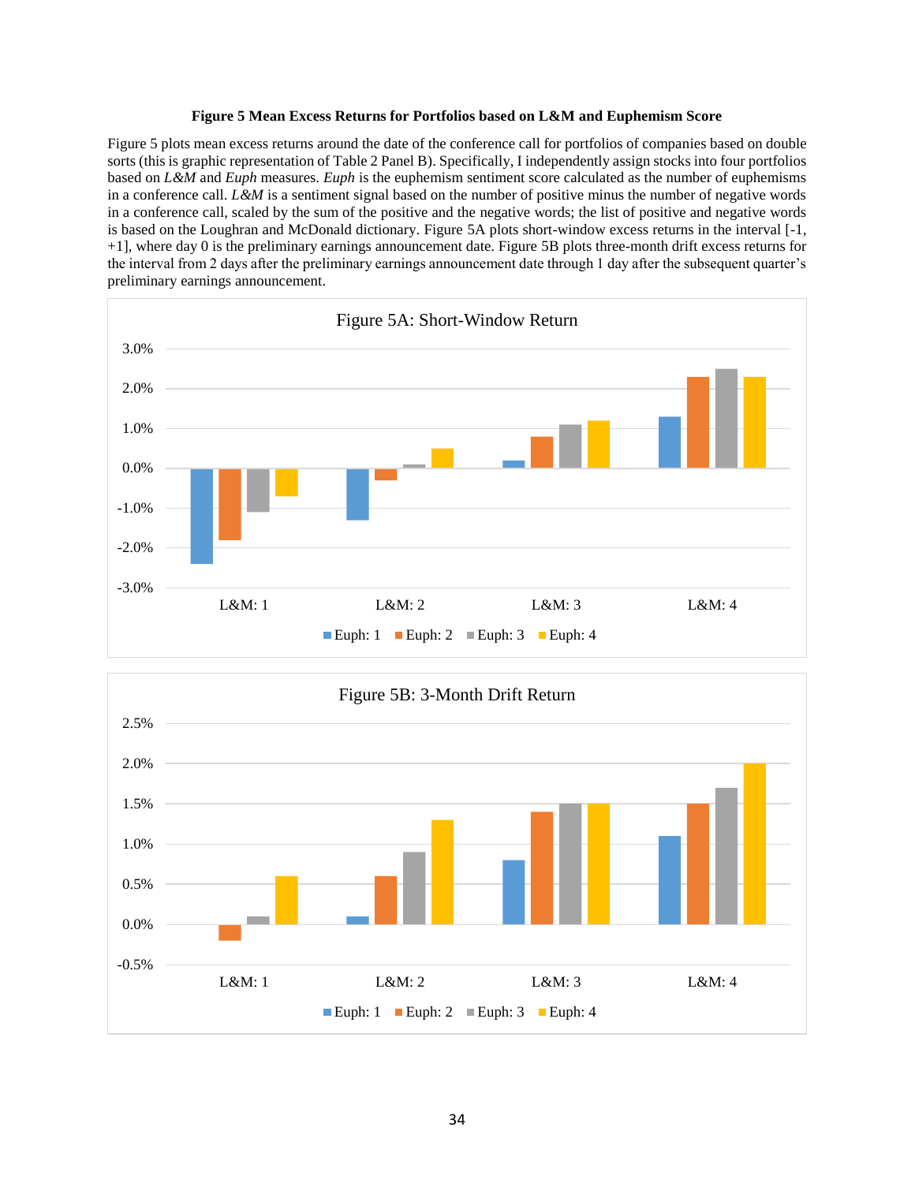**Figure 5 Mean Excess Returns for Portfolios based on L&M and Euphemism Score**

Figure 5 plots mean excess returns around the date of the conference call for portfolios of companies based on double sorts (this is graphic representation of Table 2 Panel B). Specifically, I independently assign stocks into four portfolios based on *L&M* and *Euph* measures. *Euph* is the euphemism sentiment score calculated as the number of euphemisms in a conference call. *L&M* is a sentiment signal based on the number of positive minus the number of negative words in a conference call, scaled by the sum of the positive and the negative words; the list of positive and negative words is based on the Loughran and McDonald dictionary. Figure 5A plots short-window excess returns in the interval [-1, +1], where day 0 is the preliminary earnings announcement date. Figure 5B plots three-month drift excess returns for the interval from 2 days after the preliminary earnings announcement date through 1 day after the subsequent quarter's preliminary earnings announcement.

Figure 5A: Short-Window Return

Figure 5B: 3-Month Drift Return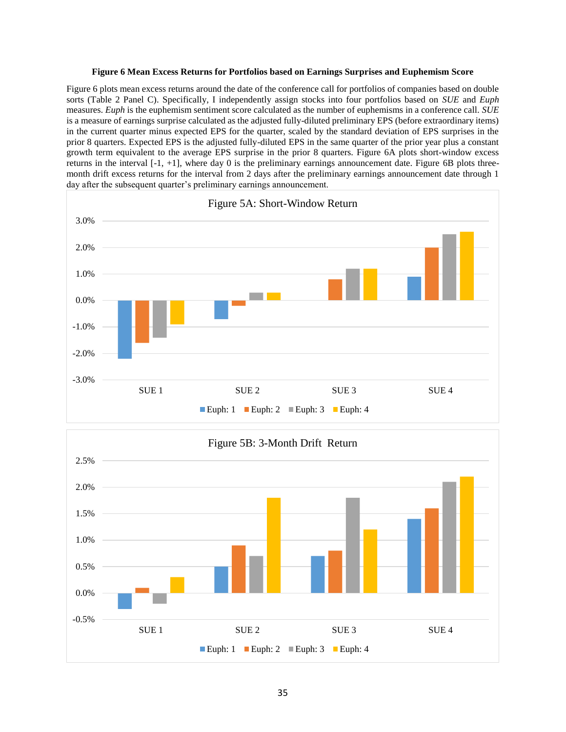**Figure 6 Mean Excess Returns for Portfolios based on Earnings Surprises and Euphemism Score**

Figure 6 plots mean excess returns around the date of the conference call for portfolios of companies based on double sorts (Table 2 Panel C). Specifically, I independently assign stocks into four portfolios based on *SUE* and *Euph* measures. *Euph* is the euphemism sentiment score calculated as the number of euphemisms in a conference call. *SUE* is a measure of earnings surprise calculated as the adjusted fully-diluted preliminary EPS (before extraordinary items) in the current quarter minus expected EPS for the quarter, scaled by the standard deviation of EPS surprises in the prior 8 quarters. Expected EPS is the adjusted fully-diluted EPS in the same quarter of the prior year plus a constant growth term equivalent to the average EPS surprise in the prior 8 quarters. Figure 6A plots short-window excess returns in the interval [-1, +1], where day 0 is the preliminary earnings announcement date. Figure 6B plots three-month drift excess returns for the interval from 2 days after the preliminary earnings announcement date through 1 day after the subsequent quarter's preliminary earnings announcement.

Figure 5A: Short-Window Return

Figure 5B: 3-Month Drift Return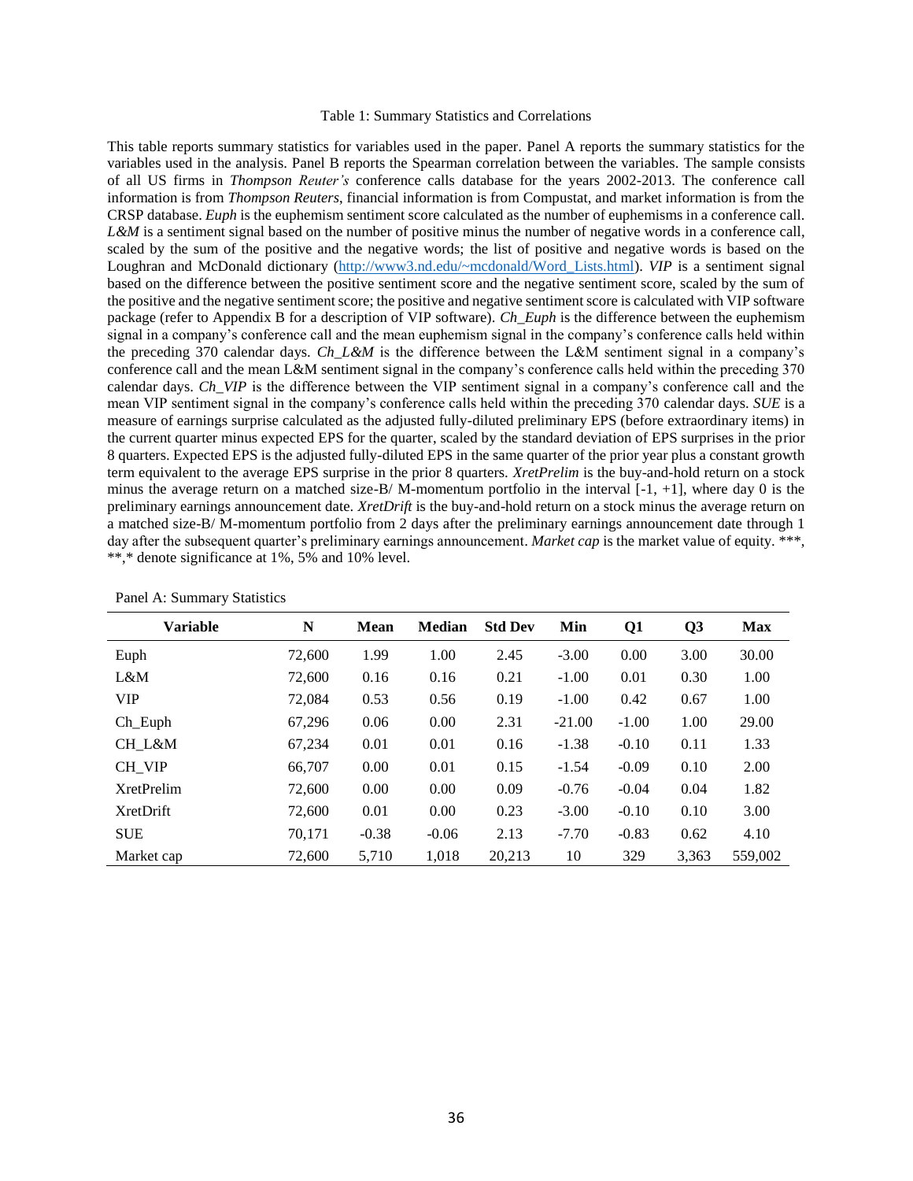Table 1: Summary Statistics and Correlations

This table reports summary statistics for variables used in the paper. Panel A reports the summary statistics for the variables used in the analysis. Panel B reports the Spearman correlation between the variables. The sample consists of all US firms in *Thompson Reuter's* conference calls database for the years 2002-2013. The conference call information is from *Thompson Reuters*, financial information is from Compustat, and market information is from the CRSP database. *Euph* is the euphemism sentiment score calculated as the number of euphemisms in a conference call. *L&M* is a sentiment signal based on the number of positive minus the number of negative words in a conference call, scaled by the sum of the positive and the negative words; the list of positive and negative words is based on the Loughran and McDonald dictionary (http://www3.nd.edu/~mcdonald/Word_Lists.html). *VIP* is a sentiment signal based on the difference between the positive sentiment score and the negative sentiment score, scaled by the sum of the positive and the negative sentiment score; the positive and negative sentiment score is calculated with VIP software package (refer to Appendix B for a description of VIP software). *Ch_Euph* is the difference between the euphemism signal in a company's conference call and the mean euphemism signal in the company's conference calls held within the preceding 370 calendar days. *Ch_L&M* is the difference between the L&M sentiment signal in a company's conference call and the mean L&M sentiment signal in the company's conference calls held within the preceding 370 calendar days. *Ch_VIP* is the difference between the VIP sentiment signal in a company's conference call and the mean VIP sentiment signal in the company's conference calls held within the preceding 370 calendar days. *SUE* is a measure of earnings surprise calculated as the adjusted fully-diluted preliminary EPS (before extraordinary items) in the current quarter minus expected EPS for the quarter, scaled by the standard deviation of EPS surprises in the prior 8 quarters. Expected EPS is the adjusted fully-diluted EPS in the same quarter of the prior year plus a constant growth term equivalent to the average EPS surprise in the prior 8 quarters. *XretPrelim* is the buy-and-hold return on a stock minus the average return on a matched size-B/ M-momentum portfolio in the interval [-1, +1], where day 0 is the preliminary earnings announcement date. *XretDrift* is the buy-and-hold return on a stock minus the average return on a matched size-B/ M-momentum portfolio from 2 days after the preliminary earnings announcement date through 1 day after the subsequent quarter's preliminary earnings announcement. *Market cap* is the market value of equity. ***, **,* denote significance at 1%, 5% and 10% level.

Panel A: Summary Statistics

| Variable | N | Mean | Median | Std Dev | Min | Q1 | Q3 | Max |
|---|---|---|---|---|---|---|---|---|
| Euph | 72,600 | 1.99 | 1.00 | 2.45 | -3.00 | 0.00 | 3.00 | 30.00 |
| L&M | 72,600 | 0.16 | 0.16 | 0.21 | -1.00 | 0.01 | 0.30 | 1.00 |
| VIP | 72,084 | 0.53 | 0.56 | 0.19 | -1.00 | 0.42 | 0.67 | 1.00 |
| Ch_Euph | 67,296 | 0.06 | 0.00 | 2.31 | -21.00 | -1.00 | 1.00 | 29.00 |
| CH_L&M | 67,234 | 0.01 | 0.01 | 0.16 | -1.38 | -0.10 | 0.11 | 1.33 |
| CH_VIP | 66,707 | 0.00 | 0.01 | 0.15 | -1.54 | -0.09 | 0.10 | 2.00 |
| XretPrelim | 72,600 | 0.00 | 0.00 | 0.09 | -0.76 | -0.04 | 0.04 | 1.82 |
| XretDrift | 72,600 | 0.01 | 0.00 | 0.23 | -3.00 | -0.10 | 0.10 | 3.00 |
| SUE | 70,171 | -0.38 | -0.06 | 2.13 | -7.70 | -0.83 | 0.62 | 4.10 |
| Market cap | 72,600 | 5,710 | 1,018 | 20,213 | 10 | 329 | 3,363 | 559,002 |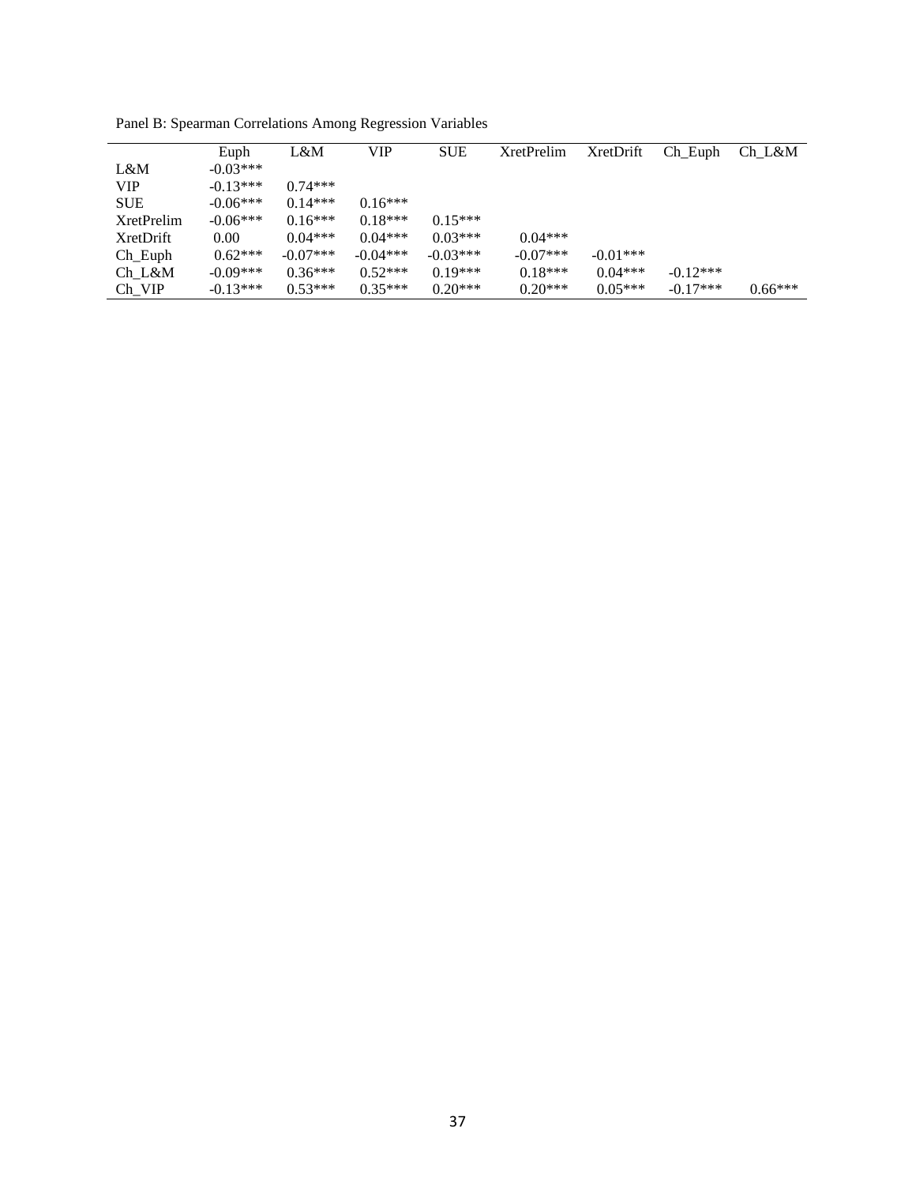Panel B: Spearman Correlations Among Regression Variables

| | Euph | L&M | VIP | SUE | XretPrelim | XretDrift | Ch_Euph | Ch_L&M |
|---|---|---|---|---|---|---|---|---|
| L&M | -0.03*** | | | | | | | |
| VIP | -0.13*** | 0.74*** | | | | | | |
| SUE | -0.06*** | 0.14*** | 0.16*** | | | | | |
| XretPrelim | -0.06*** | 0.16*** | 0.18*** | 0.15*** | | | | |
| XretDrift | 0.00 | 0.04*** | 0.04*** | 0.03*** | 0.04*** | | | |
| Ch_Euph | 0.62*** | -0.07*** | -0.04*** | -0.03*** | -0.07*** | -0.01*** | | |
| Ch_L&M | -0.09*** | 0.36*** | 0.52*** | 0.19*** | 0.18*** | 0.04*** | -0.12*** | |
| Ch_VIP | -0.13*** | 0.53*** | 0.35*** | 0.20*** | 0.20*** | 0.05*** | -0.17*** | 0.66*** |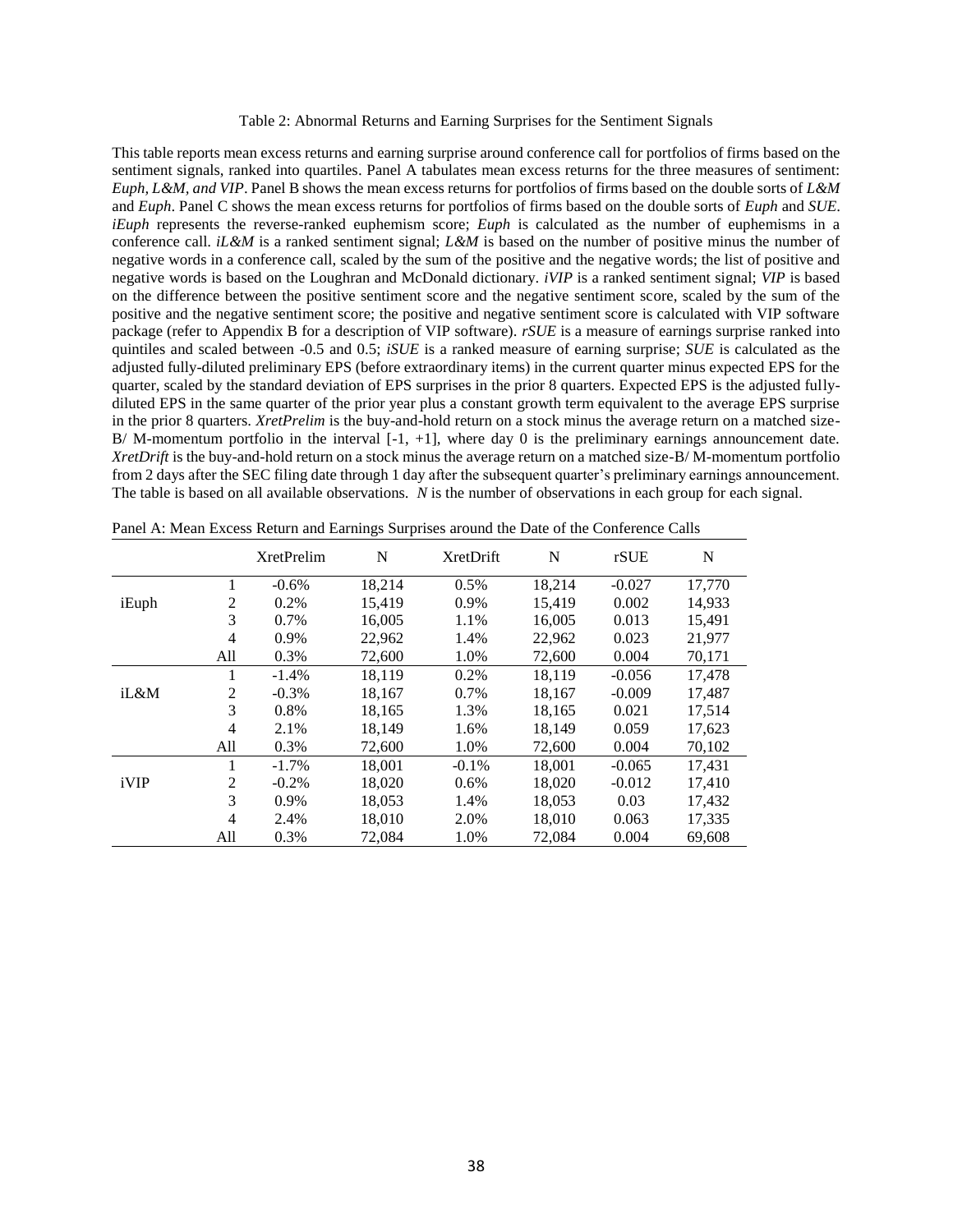Table 2: Abnormal Returns and Earning Surprises for the Sentiment Signals

This table reports mean excess returns and earning surprise around conference call for portfolios of firms based on the sentiment signals, ranked into quartiles. Panel A tabulates mean excess returns for the three measures of sentiment: *Euph, L&M, and VIP*. Panel B shows the mean excess returns for portfolios of firms based on the double sorts of *L&M* and *Euph*. Panel C shows the mean excess returns for portfolios of firms based on the double sorts of *Euph* and *SUE*. *iEuph* represents the reverse-ranked euphemism score; *Euph* is calculated as the number of euphemisms in a conference call. *iL&M* is a ranked sentiment signal; *L&M* is based on the number of positive minus the number of negative words in a conference call, scaled by the sum of the positive and the negative words; the list of positive and negative words is based on the Loughran and McDonald dictionary. *iVIP* is a ranked sentiment signal; *VIP* is based on the difference between the positive sentiment score and the negative sentiment score, scaled by the sum of the positive and the negative sentiment score; the positive and negative sentiment score is calculated with VIP software package (refer to Appendix B for a description of VIP software). *rSUE* is a measure of earnings surprise ranked into quintiles and scaled between -0.5 and 0.5; *iSUE* is a ranked measure of earning surprise; *SUE* is calculated as the adjusted fully-diluted preliminary EPS (before extraordinary items) in the current quarter minus expected EPS for the quarter, scaled by the standard deviation of EPS surprises in the prior 8 quarters. Expected EPS is the adjusted fully-diluted EPS in the same quarter of the prior year plus a constant growth term equivalent to the average EPS surprise in the prior 8 quarters. *XretPrelim* is the buy-and-hold return on a stock minus the average return on a matched size-B/ M-momentum portfolio in the interval [-1, +1], where day 0 is the preliminary earnings announcement date. *XretDrift* is the buy-and-hold return on a stock minus the average return on a matched size-B/ M-momentum portfolio from 2 days after the SEC filing date through 1 day after the subsequent quarter's preliminary earnings announcement. The table is based on all available observations. *N* is the number of observations in each group for each signal.

Panel A: Mean Excess Return and Earnings Surprises around the Date of the Conference Calls

| | | XretPrelim | N | XretDrift | N | rSUE | N |
|---|---|---|---|---|---|---|---|
| iEuph | 1 | -0.6% | 18,214 | 0.5% | 18,214 | -0.027 | 17,770 |
| | 2 | 0.2% | 15,419 | 0.9% | 15,419 | 0.002 | 14,933 |
| | 3 | 0.7% | 16,005 | 1.1% | 16,005 | 0.013 | 15,491 |
| | 4 | 0.9% | 22,962 | 1.4% | 22,962 | 0.023 | 21,977 |
| | All | 0.3% | 72,600 | 1.0% | 72,600 | 0.004 | 70,171 |
| iL&M | 1 | -1.4% | 18,119 | 0.2% | 18,119 | -0.056 | 17,478 |
| | 2 | -0.3% | 18,167 | 0.7% | 18,167 | -0.009 | 17,487 |
| | 3 | 0.8% | 18,165 | 1.3% | 18,165 | 0.021 | 17,514 |
| | 4 | 2.1% | 18,149 | 1.6% | 18,149 | 0.059 | 17,623 |
| | All | 0.3% | 72,600 | 1.0% | 72,600 | 0.004 | 70,102 |
| iVIP | 1 | -1.7% | 18,001 | -0.1% | 18,001 | -0.065 | 17,431 |
| | 2 | -0.2% | 18,020 | 0.6% | 18,020 | -0.012 | 17,410 |
| | 3 | 0.9% | 18,053 | 1.4% | 18,053 | 0.03 | 17,432 |
| | 4 | 2.4% | 18,010 | 2.0% | 18,010 | 0.063 | 17,335 |
| | All | 0.3% | 72,084 | 1.0% | 72,084 | 0.004 | 69,608 |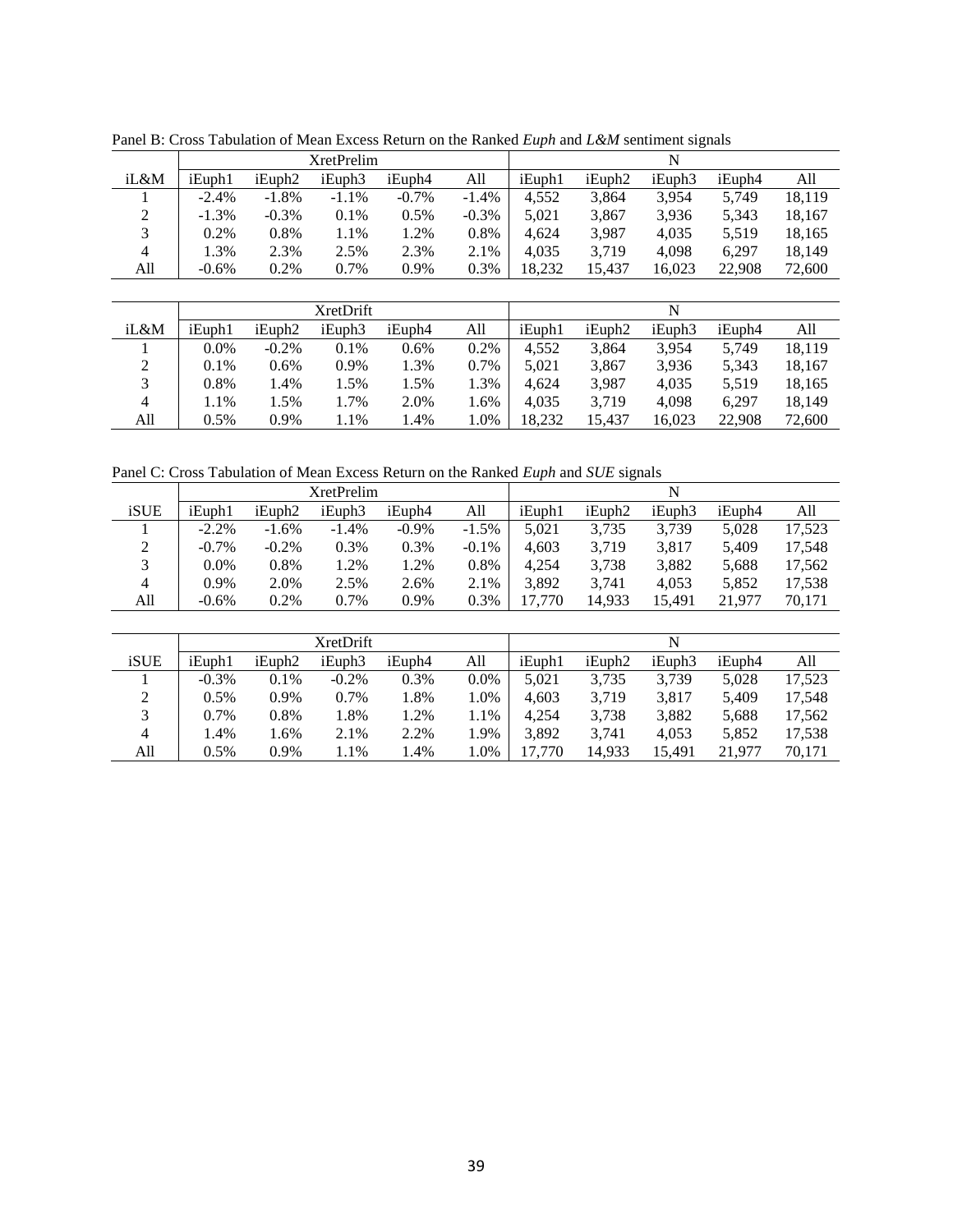Panel B: Cross Tabulation of Mean Excess Return on the Ranked *Euph* and *L&M* sentiment signals

| | XretPrelim | | | | | N | | | | |
|---|---|---|---|---|---|---|---|---|---|---|
| iL&M | iEuph1 | iEuph2 | iEuph3 | iEuph4 | All | iEuph1 | iEuph2 | iEuph3 | iEuph4 | All |
| 1 | -2.4% | -1.8% | -1.1% | -0.7% | -1.4% | 4,552 | 3,864 | 3,954 | 5,749 | 18,119 |
| 2 | -1.3% | -0.3% | 0.1% | 0.5% | -0.3% | 5,021 | 3,867 | 3,936 | 5,343 | 18,167 |
| 3 | 0.2% | 0.8% | 1.1% | 1.2% | 0.8% | 4,624 | 3,987 | 4,035 | 5,519 | 18,165 |
| 4 | 1.3% | 2.3% | 2.5% | 2.3% | 2.1% | 4,035 | 3,719 | 4,098 | 6,297 | 18,149 |
| All | -0.6% | 0.2% | 0.7% | 0.9% | 0.3% | 18,232 | 15,437 | 16,023 | 22,908 | 72,600 |

| | XretDrift | | | | | N | | | | |
|---|---|---|---|---|---|---|---|---|---|---|
| iL&M | iEuph1 | iEuph2 | iEuph3 | iEuph4 | All | iEuph1 | iEuph2 | iEuph3 | iEuph4 | All |
| 1 | 0.0% | -0.2% | 0.1% | 0.6% | 0.2% | 4,552 | 3,864 | 3,954 | 5,749 | 18,119 |
| 2 | 0.1% | 0.6% | 0.9% | 1.3% | 0.7% | 5,021 | 3,867 | 3,936 | 5,343 | 18,167 |
| 3 | 0.8% | 1.4% | 1.5% | 1.5% | 1.3% | 4,624 | 3,987 | 4,035 | 5,519 | 18,165 |
| 4 | 1.1% | 1.5% | 1.7% | 2.0% | 1.6% | 4,035 | 3,719 | 4,098 | 6,297 | 18,149 |
| All | 0.5% | 0.9% | 1.1% | 1.4% | 1.0% | 18,232 | 15,437 | 16,023 | 22,908 | 72,600 |

Panel C: Cross Tabulation of Mean Excess Return on the Ranked *Euph* and *SUE* signals

| | XretPrelim | | | | | N | | | | |
|---|---|---|---|---|---|---|---|---|---|---|
| iSUE | iEuph1 | iEuph2 | iEuph3 | iEuph4 | All | iEuph1 | iEuph2 | iEuph3 | iEuph4 | All |
| 1 | -2.2% | -1.6% | -1.4% | -0.9% | -1.5% | 5,021 | 3,735 | 3,739 | 5,028 | 17,523 |
| 2 | -0.7% | -0.2% | 0.3% | 0.3% | -0.1% | 4,603 | 3,719 | 3,817 | 5,409 | 17,548 |
| 3 | 0.0% | 0.8% | 1.2% | 1.2% | 0.8% | 4,254 | 3,738 | 3,882 | 5,688 | 17,562 |
| 4 | 0.9% | 2.0% | 2.5% | 2.6% | 2.1% | 3,892 | 3,741 | 4,053 | 5,852 | 17,538 |
| All | -0.6% | 0.2% | 0.7% | 0.9% | 0.3% | 17,770 | 14,933 | 15,491 | 21,977 | 70,171 |

| | XretDrift | | | | | N | | | | |
|---|---|---|---|---|---|---|---|---|---|---|
| iSUE | iEuph1 | iEuph2 | iEuph3 | iEuph4 | All | iEuph1 | iEuph2 | iEuph3 | iEuph4 | All |
| 1 | -0.3% | 0.1% | -0.2% | 0.3% | 0.0% | 5,021 | 3,735 | 3,739 | 5,028 | 17,523 |
| 2 | 0.5% | 0.9% | 0.7% | 1.8% | 1.0% | 4,603 | 3,719 | 3,817 | 5,409 | 17,548 |
| 3 | 0.7% | 0.8% | 1.8% | 1.2% | 1.1% | 4,254 | 3,738 | 3,882 | 5,688 | 17,562 |
| 4 | 1.4% | 1.6% | 2.1% | 2.2% | 1.9% | 3,892 | 3,741 | 4,053 | 5,852 | 17,538 |
| All | 0.5% | 0.9% | 1.1% | 1.4% | 1.0% | 17,770 | 14,933 | 15,491 | 21,977 | 70,171 |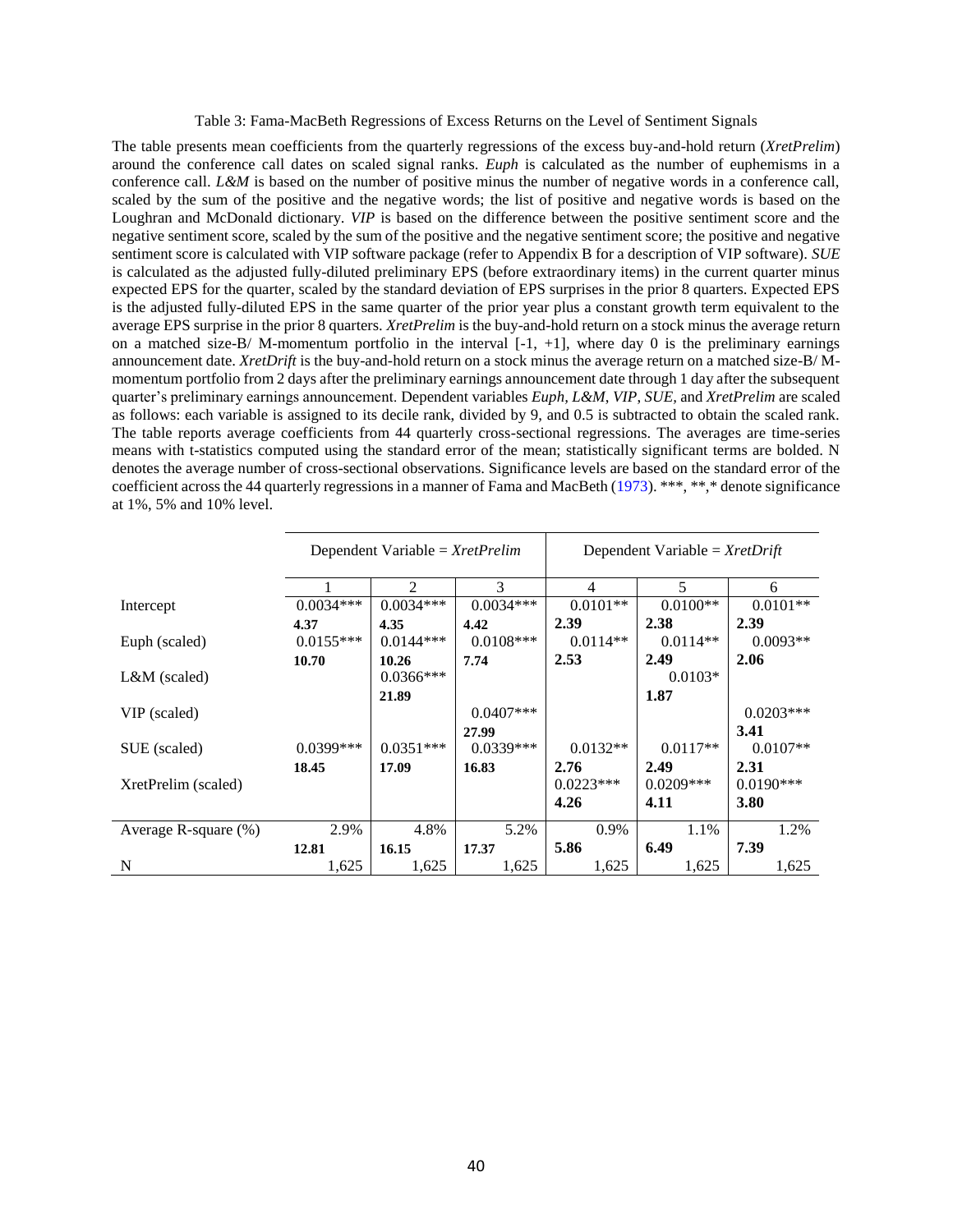Table 3: Fama-MacBeth Regressions of Excess Returns on the Level of Sentiment Signals

The table presents mean coefficients from the quarterly regressions of the excess buy-and-hold return (*XretPrelim*) around the conference call dates on scaled signal ranks. *Euph* is calculated as the number of euphemisms in a conference call. *L&M* is based on the number of positive minus the number of negative words in a conference call, scaled by the sum of the positive and the negative words; the list of positive and negative words is based on the Loughran and McDonald dictionary. *VIP* is based on the difference between the positive sentiment score and the negative sentiment score, scaled by the sum of the positive and the negative sentiment score; the positive and negative sentiment score is calculated with VIP software package (refer to Appendix B for a description of VIP software). *SUE* is calculated as the adjusted fully-diluted preliminary EPS (before extraordinary items) in the current quarter minus expected EPS for the quarter, scaled by the standard deviation of EPS surprises in the prior 8 quarters. Expected EPS is the adjusted fully-diluted EPS in the same quarter of the prior year plus a constant growth term equivalent to the average EPS surprise in the prior 8 quarters. *XretPrelim* is the buy-and-hold return on a stock minus the average return on a matched size-B/ M-momentum portfolio in the interval [-1, +1], where day 0 is the preliminary earnings announcement date. *XretDrift* is the buy-and-hold return on a stock minus the average return on a matched size-B/ M-momentum portfolio from 2 days after the preliminary earnings announcement date through 1 day after the subsequent quarter's preliminary earnings announcement. Dependent variables *Euph*, *L&M*, *VIP*, *SUE,* and *XretPrelim* are scaled as follows: each variable is assigned to its decile rank, divided by 9, and 0.5 is subtracted to obtain the scaled rank. The table reports average coefficients from 44 quarterly cross-sectional regressions. The averages are time-series means with t-statistics computed using the standard error of the mean; statistically significant terms are bolded. N denotes the average number of cross-sectional observations. Significance levels are based on the standard error of the coefficient across the 44 quarterly regressions in a manner of Fama and MacBeth (1973). ***, **,* denote significance at 1%, 5% and 10% level.

| | Dependent Variable = *XretPrelim* | | | Dependent Variable = *XretDrift* | | |
|---|---|---|---|---|---|---|
| | 1 | 2 | 3 | 4 | 5 | 6 |
| Intercept | 0.0034*** | 0.0034*** | 0.0034*** | 0.0101** | 0.0100** | 0.0101** |
| | **4.37** | **4.35** | **4.42** | **2.39** | **2.38** | **2.39** |
| Euph (scaled) | 0.0155*** | 0.0144*** | 0.0108*** | 0.0114** | 0.0114** | 0.0093** |
| | **10.70** | **10.26** | **7.74** | **2.53** | **2.49** | **2.06** |
| L&M (scaled) | | 0.0366*** | | | 0.0103* | |
| | | **21.89** | | | **1.87** | |
| VIP (scaled) | | | 0.0407*** | | | 0.0203*** |
| | | | **27.99** | | | **3.41** |
| SUE (scaled) | 0.0399*** | 0.0351*** | 0.0339*** | 0.0132** | 0.0117** | 0.0107** |
| | **18.45** | **17.09** | **16.83** | **2.76** | **2.49** | **2.31** |
| XretPrelim (scaled) | | | | 0.0223*** | 0.0209*** | 0.0190*** |
| | | | | **4.26** | **4.11** | **3.80** |
| Average R-square (%) | 2.9% | 4.8% | 5.2% | 0.9% | 1.1% | 1.2% |
| | **12.81** | **16.15** | **17.37** | **5.86** | **6.49** | **7.39** |
| N | 1,625 | 1,625 | 1,625 | 1,625 | 1,625 | 1,625 |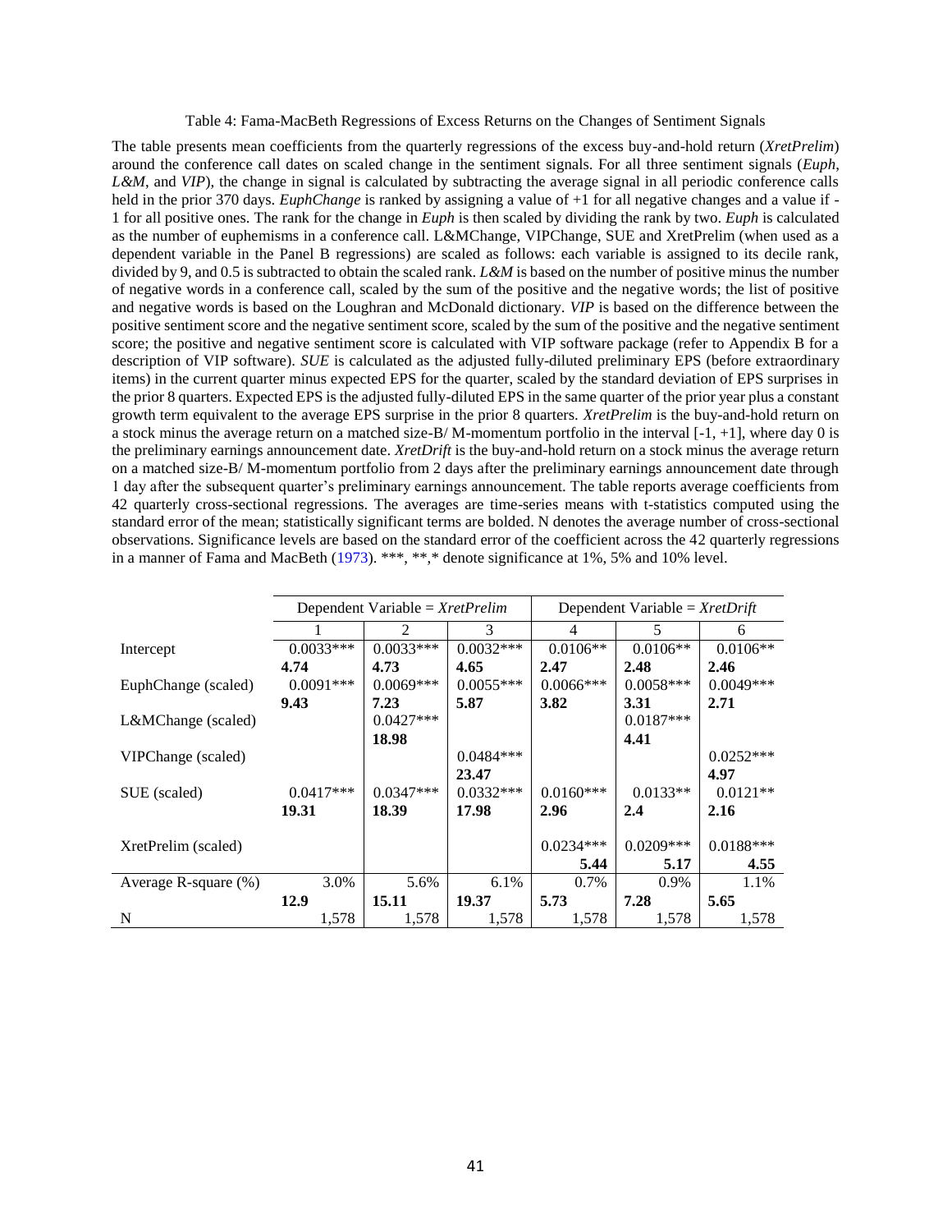Table 4: Fama-MacBeth Regressions of Excess Returns on the Changes of Sentiment Signals

The table presents mean coefficients from the quarterly regressions of the excess buy-and-hold return (*XretPrelim*) around the conference call dates on scaled change in the sentiment signals. For all three sentiment signals (*Euph*, *L&M*, and *VIP*), the change in signal is calculated by subtracting the average signal in all periodic conference calls held in the prior 370 days. *EuphChange* is ranked by assigning a value of +1 for all negative changes and a value if -1 for all positive ones. The rank for the change in *Euph* is then scaled by dividing the rank by two. *Euph* is calculated as the number of euphemisms in a conference call. L&MChange, VIPChange, SUE and XretPrelim (when used as a dependent variable in the Panel B regressions) are scaled as follows: each variable is assigned to its decile rank, divided by 9, and 0.5 is subtracted to obtain the scaled rank. *L&M* is based on the number of positive minus the number of negative words in a conference call, scaled by the sum of the positive and the negative words; the list of positive and negative words is based on the Loughran and McDonald dictionary. *VIP* is based on the difference between the positive sentiment score and the negative sentiment score, scaled by the sum of the positive and the negative sentiment score; the positive and negative sentiment score is calculated with VIP software package (refer to Appendix B for a description of VIP software). *SUE* is calculated as the adjusted fully-diluted preliminary EPS (before extraordinary items) in the current quarter minus expected EPS for the quarter, scaled by the standard deviation of EPS surprises in the prior 8 quarters. Expected EPS is the adjusted fully-diluted EPS in the same quarter of the prior year plus a constant growth term equivalent to the average EPS surprise in the prior 8 quarters. *XretPrelim* is the buy-and-hold return on a stock minus the average return on a matched size-B/ M-momentum portfolio in the interval [-1, +1], where day 0 is the preliminary earnings announcement date. *XretDrift* is the buy-and-hold return on a stock minus the average return on a matched size-B/ M-momentum portfolio from 2 days after the preliminary earnings announcement date through 1 day after the subsequent quarter's preliminary earnings announcement. The table reports average coefficients from 42 quarterly cross-sectional regressions. The averages are time-series means with t-statistics computed using the standard error of the mean; statistically significant terms are bolded. N denotes the average number of cross-sectional observations. Significance levels are based on the standard error of the coefficient across the 42 quarterly regressions in a manner of Fama and MacBeth (1973). \*\*\*, \*\*,\* denote significance at 1%, 5% and 10% level.

| | Dependent Variable = *XretPrelim* | | | Dependent Variable = *XretDrift* | | |
|---|---|---|---|---|---|---|
| | 1 | 2 | 3 | 4 | 5 | 6 |
| Intercept | 0.0033*** | 0.0033*** | 0.0032*** | 0.0106** | 0.0106** | 0.0106** |
| | **4.74** | **4.73** | **4.65** | **2.47** | **2.48** | **2.46** |
| EuphChange (scaled) | 0.0091*** | 0.0069*** | 0.0055*** | 0.0066*** | 0.0058*** | 0.0049*** |
| | **9.43** | **7.23** | **5.87** | **3.82** | **3.31** | **2.71** |
| L&MChange (scaled) | | 0.0427*** | | | 0.0187*** | |
| | | **18.98** | | | **4.41** | |
| VIPChange (scaled) | | | 0.0484*** | | | 0.0252*** |
| | | | **23.47** | | | **4.97** |
| SUE (scaled) | 0.0417*** | 0.0347*** | 0.0332*** | 0.0160*** | 0.0133** | 0.0121** |
| | **19.31** | **18.39** | **17.98** | **2.96** | **2.4** | **2.16** |
| XretPrelim (scaled) | | | | 0.0234*** | 0.0209*** | 0.0188*** |
| | | | | **5.44** | **5.17** | **4.55** |
| Average R-square (%) | 3.0% | 5.6% | 6.1% | 0.7% | 0.9% | 1.1% |
| | **12.9** | **15.11** | **19.37** | **5.73** | **7.28** | **5.65** |
| N | 1,578 | 1,578 | 1,578 | 1,578 | 1,578 | 1,578 |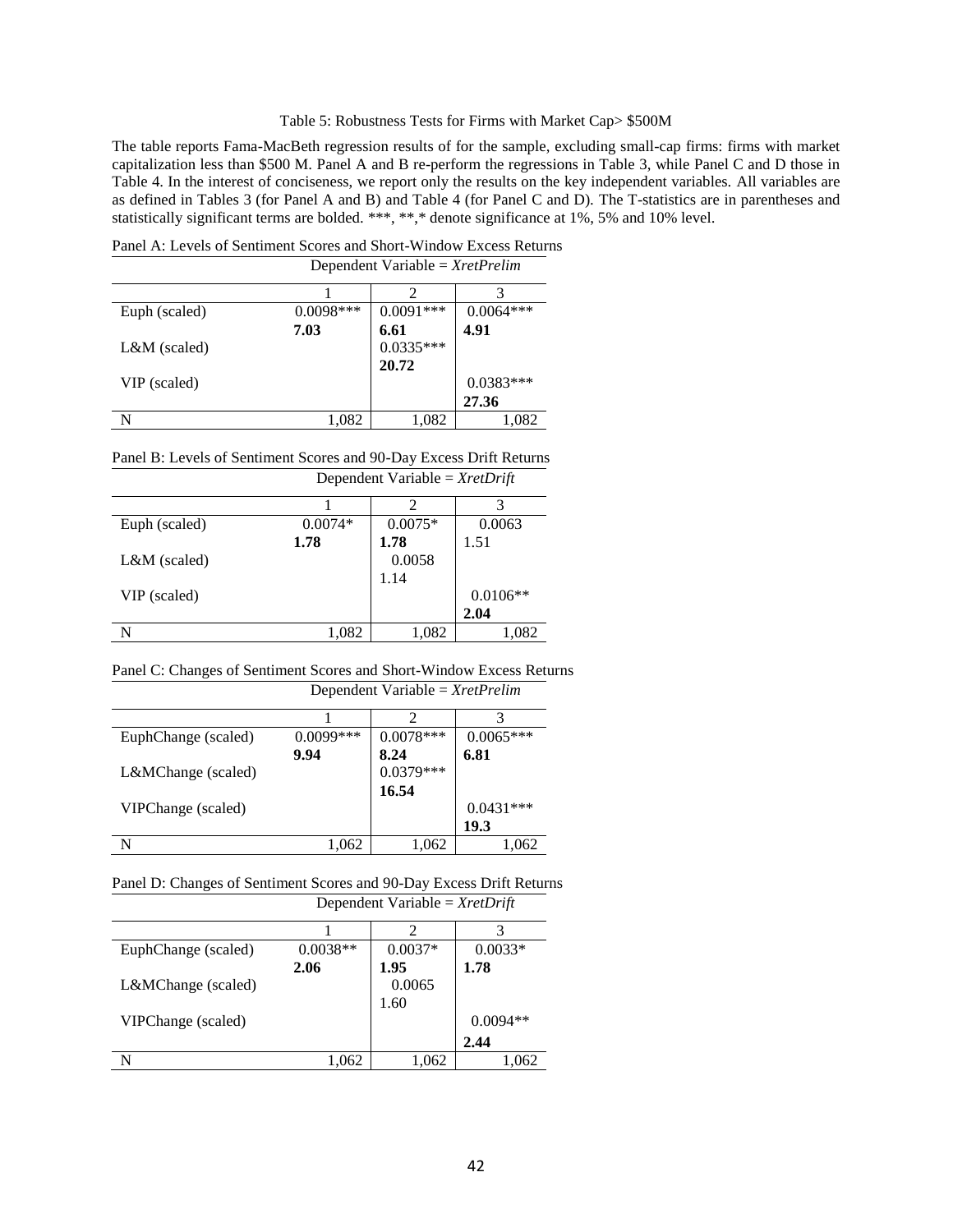Table 5: Robustness Tests for Firms with Market Cap> $500M

The table reports Fama-MacBeth regression results of for the sample, excluding small-cap firms: firms with market capitalization less than $500 M. Panel A and B re-perform the regressions in Table 3, while Panel C and D those in Table 4. In the interest of conciseness, we report only the results on the key independent variables. All variables are as defined in Tables 3 (for Panel A and B) and Table 4 (for Panel C and D). The T-statistics are in parentheses and statistically significant terms are bolded. ***, **,* denote significance at 1%, 5% and 10% level.

Panel A: Levels of Sentiment Scores and Short-Window Excess Returns

| | Dependent Variable = *XretPrelim* | | |
|---|---|---|---|
| | 1 | 2 | 3 |
| Euph (scaled) | 0.0098*** | 0.0091*** | 0.0064*** |
| | **7.03** | **6.61** | **4.91** |
| L&M (scaled) | | 0.0335*** | |
| | | **20.72** | |
| VIP (scaled) | | | 0.0383*** |
| | | | **27.36** |
| N | 1,082 | 1,082 | 1,082 |

Panel B: Levels of Sentiment Scores and 90-Day Excess Drift Returns

| | Dependent Variable = *XretDrift* | | |
|---|---|---|---|
| | 1 | 2 | 3 |
| Euph (scaled) | 0.0074* | 0.0075* | 0.0063 |
| | **1.78** | **1.78** | 1.51 |
| L&M (scaled) | | 0.0058 | |
| | | 1.14 | |
| VIP (scaled) | | | 0.0106** |
| | | | **2.04** |
| N | 1,082 | 1,082 | 1,082 |

Panel C: Changes of Sentiment Scores and Short-Window Excess Returns

| | Dependent Variable = *XretPrelim* | | |
|---|---|---|---|
| | 1 | 2 | 3 |
| EuphChange (scaled) | 0.0099*** | 0.0078*** | 0.0065*** |
| | **9.94** | **8.24** | **6.81** |
| L&MChange (scaled) | | 0.0379*** | |
| | | **16.54** | |
| VIPChange (scaled) | | | 0.0431*** |
| | | | **19.3** |
| N | 1,062 | 1,062 | 1,062 |

Panel D: Changes of Sentiment Scores and 90-Day Excess Drift Returns

| | Dependent Variable = *XretDrift* | | |
|---|---|---|---|
| | 1 | 2 | 3 |
| EuphChange (scaled) | 0.0038** | 0.0037* | 0.0033* |
| | **2.06** | **1.95** | **1.78** |
| L&MChange (scaled) | | 0.0065 | |
| | | 1.60 | |
| VIPChange (scaled) | | | 0.0094** |
| | | | **2.44** |
| N | 1,062 | 1,062 | 1,062 |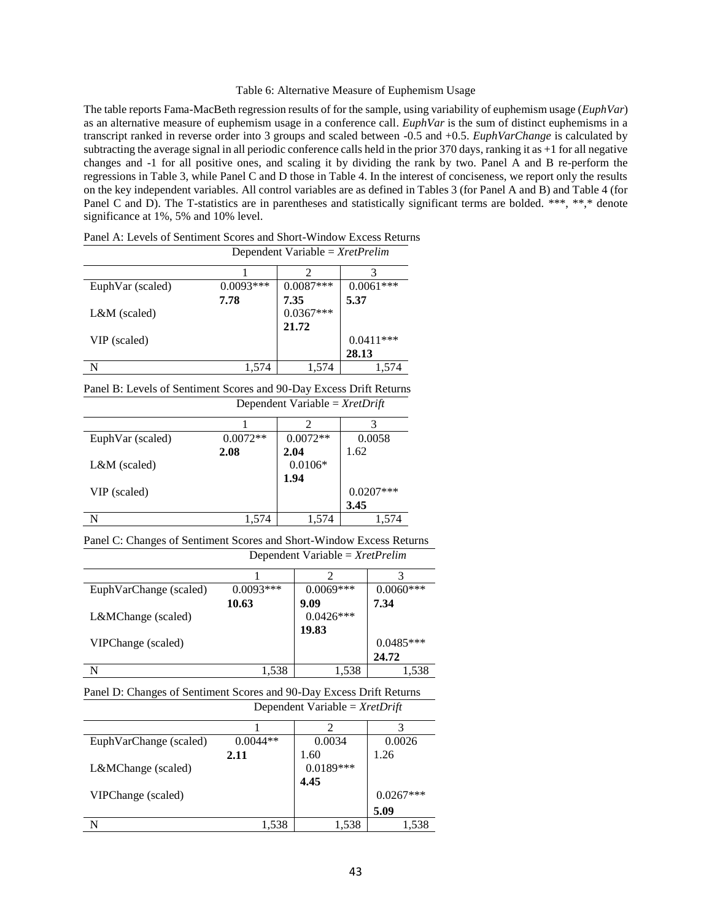Table 6: Alternative Measure of Euphemism Usage

The table reports Fama-MacBeth regression results of for the sample, using variability of euphemism usage (*EuphVar*) as an alternative measure of euphemism usage in a conference call. *EuphVar* is the sum of distinct euphemisms in a transcript ranked in reverse order into 3 groups and scaled between -0.5 and +0.5. *EuphVarChange* is calculated by subtracting the average signal in all periodic conference calls held in the prior 370 days, ranking it as +1 for all negative changes and -1 for all positive ones, and scaling it by dividing the rank by two. Panel A and B re-perform the regressions in Table 3, while Panel C and D those in Table 4. In the interest of conciseness, we report only the results on the key independent variables. All control variables are as defined in Tables 3 (for Panel A and B) and Table 4 (for Panel C and D). The T-statistics are in parentheses and statistically significant terms are bolded. ***, **,* denote significance at 1%, 5% and 10% level.

Panel A: Levels of Sentiment Scores and Short-Window Excess Returns

| | Dependent Variable = *XretPrelim* | | |
|---|---|---|---|
| | 1 | 2 | 3 |
| EuphVar (scaled) | 0.0093*** | 0.0087*** | 0.0061*** |
| | **7.78** | **7.35** | **5.37** |
| L&M (scaled) | | 0.0367*** | |
| | | **21.72** | |
| VIP (scaled) | | | 0.0411*** |
| | | | **28.13** |
| N | 1,574 | 1,574 | 1,574 |

Panel B: Levels of Sentiment Scores and 90-Day Excess Drift Returns

| | Dependent Variable = *XretDrift* | | |
|---|---|---|---|
| | 1 | 2 | 3 |
| EuphVar (scaled) | 0.0072** | 0.0072** | 0.0058 |
| | **2.08** | **2.04** | 1.62 |
| L&M (scaled) | | 0.0106* | |
| | | **1.94** | |
| VIP (scaled) | | | 0.0207*** |
| | | | **3.45** |
| N | 1,574 | 1,574 | 1,574 |

Panel C: Changes of Sentiment Scores and Short-Window Excess Returns

| | Dependent Variable = *XretPrelim* | | |
|---|---|---|---|
| | 1 | 2 | 3 |
| EuphVarChange (scaled) | 0.0093*** | 0.0069*** | 0.0060*** |
| | **10.63** | **9.09** | **7.34** |
| L&MChange (scaled) | | 0.0426*** | |
| | | **19.83** | |
| VIPChange (scaled) | | | 0.0485*** |
| | | | **24.72** |
| N | 1,538 | 1,538 | 1,538 |

Panel D: Changes of Sentiment Scores and 90-Day Excess Drift Returns

| | Dependent Variable = *XretDrift* | | |
|---|---|---|---|
| | 1 | 2 | 3 |
| EuphVarChange (scaled) | 0.0044** | 0.0034 | 0.0026 |
| | **2.11** | 1.60 | 1.26 |
| L&MChange (scaled) | | 0.0189*** | |
| | | **4.45** | |
| VIPChange (scaled) | | | 0.0267*** |
| | | | **5.09** |
| N | 1,538 | 1,538 | 1,538 |